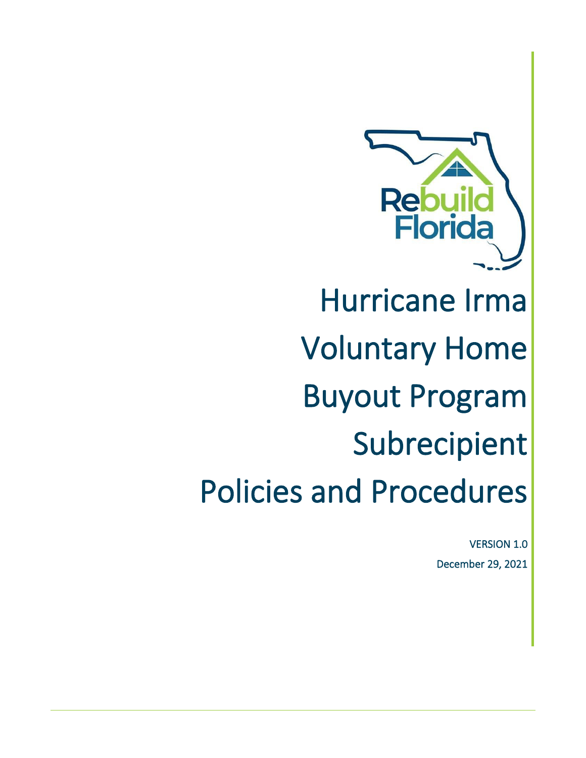# Hurricane Irma Voluntary Home Buyout Program Subrecipient Policies and Procedures

VERSION 1.0

December 29, 2021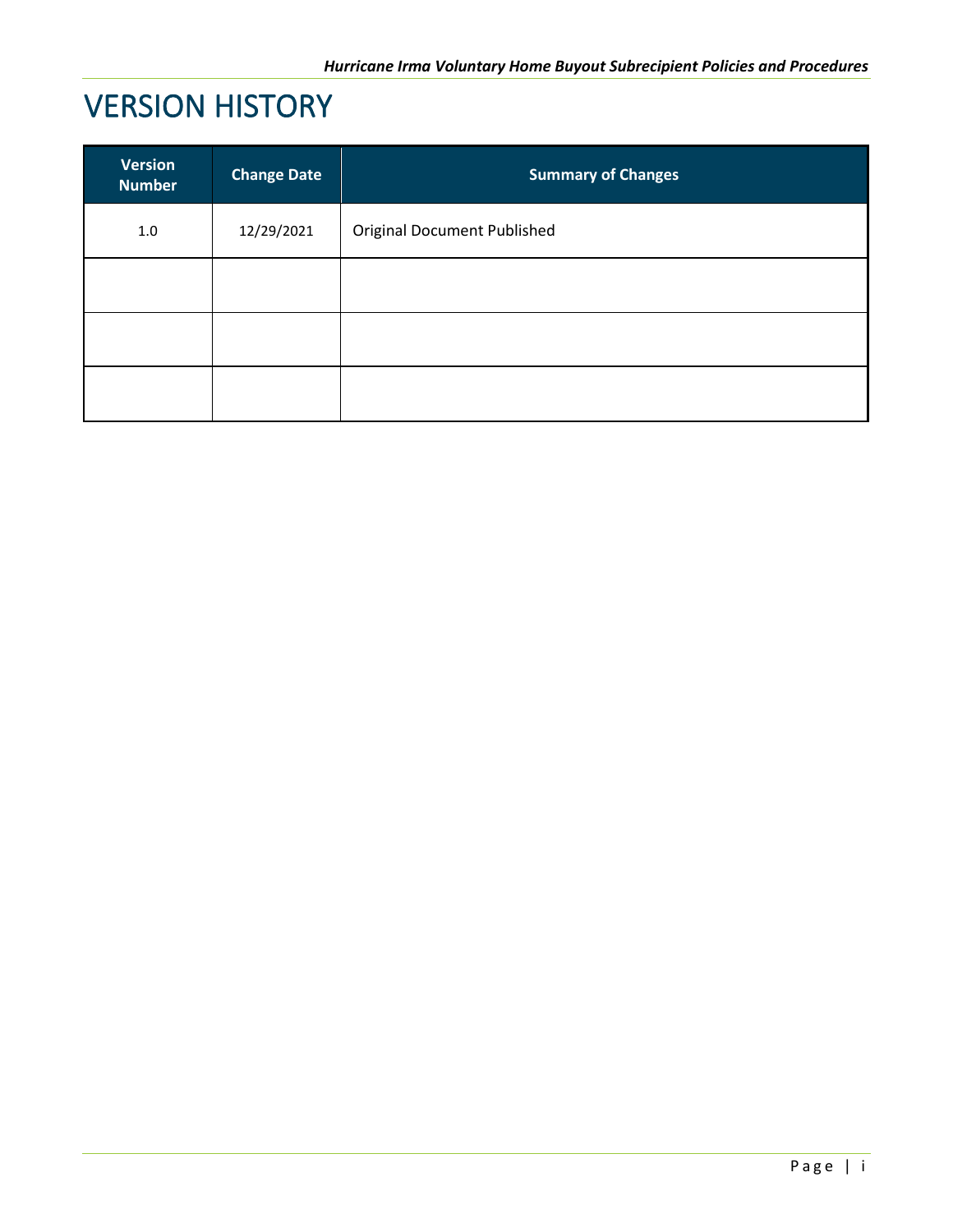# VERSION HISTORY

| Version Number | Change Date | Summary of Changes |
|---|---|---|
| 1.0 | 12/29/2021 | Original Document Published |
| | | |
| | | |
| | | |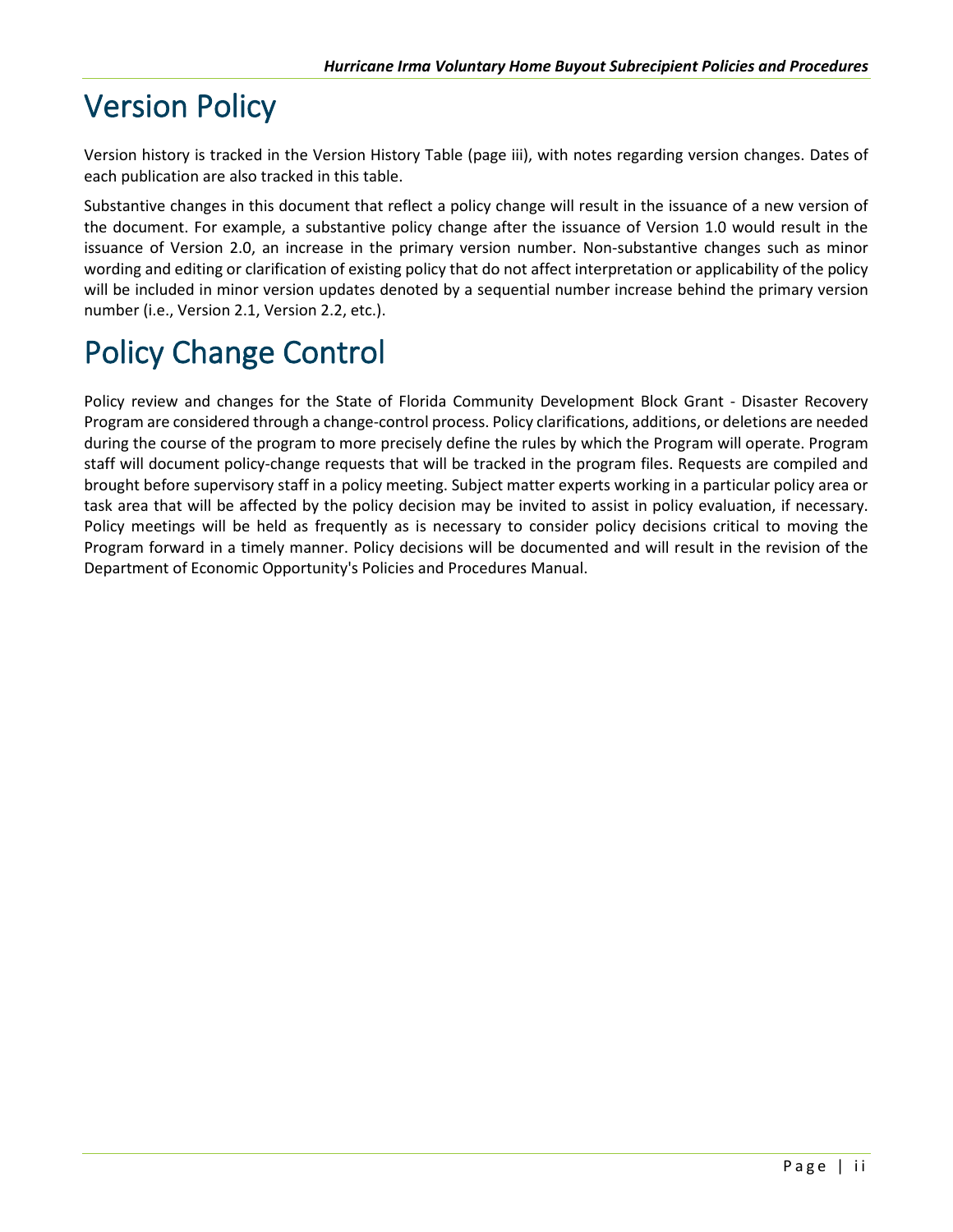# Version Policy

Version history is tracked in the Version History Table (page iii), with notes regarding version changes. Dates of each publication are also tracked in this table.

Substantive changes in this document that reflect a policy change will result in the issuance of a new version of the document. For example, a substantive policy change after the issuance of Version 1.0 would result in the issuance of Version 2.0, an increase in the primary version number. Non-substantive changes such as minor wording and editing or clarification of existing policy that do not affect interpretation or applicability of the policy will be included in minor version updates denoted by a sequential number increase behind the primary version number (i.e., Version 2.1, Version 2.2, etc.).

# Policy Change Control

Policy review and changes for the State of Florida Community Development Block Grant - Disaster Recovery Program are considered through a change-control process. Policy clarifications, additions, or deletions are needed during the course of the program to more precisely define the rules by which the Program will operate. Program staff will document policy-change requests that will be tracked in the program files. Requests are compiled and brought before supervisory staff in a policy meeting. Subject matter experts working in a particular policy area or task area that will be affected by the policy decision may be invited to assist in policy evaluation, if necessary. Policy meetings will be held as frequently as is necessary to consider policy decisions critical to moving the Program forward in a timely manner. Policy decisions will be documented and will result in the revision of the Department of Economic Opportunity's Policies and Procedures Manual.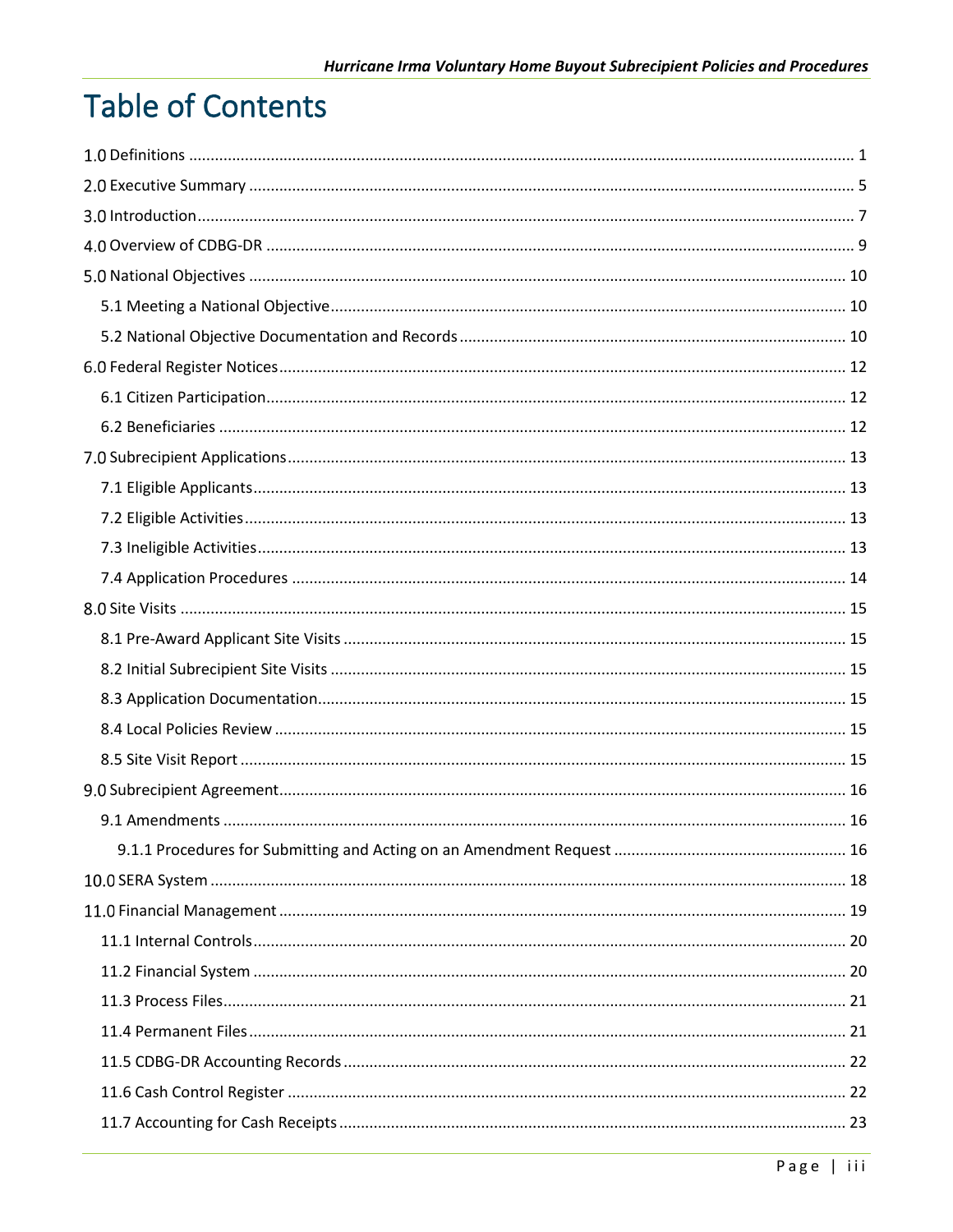# Table of Contents

1.0 Definitions ........................................................................................................ 1

2.0 Executive Summary ........................................................................................................ 5

3.0 Introduction........................................................................................................ 7

4.0 Overview of CDBG-DR ........................................................................................................ 9

5.0 National Objectives ........................................................................................................ 10

- 5.1 Meeting a National Objective........................................................................................................ 10
- 5.2 National Objective Documentation and Records ........................................................................................................ 10

6.0 Federal Register Notices........................................................................................................ 12

- 6.1 Citizen Participation........................................................................................................ 12
- 6.2 Beneficiaries ........................................................................................................ 12

7.0 Subrecipient Applications........................................................................................................ 13

- 7.1 Eligible Applicants........................................................................................................ 13
- 7.2 Eligible Activities........................................................................................................ 13
- 7.3 Ineligible Activities........................................................................................................ 13
- 7.4 Application Procedures ........................................................................................................ 14

8.0 Site Visits ........................................................................................................ 15

- 8.1 Pre-Award Applicant Site Visits ........................................................................................................ 15
- 8.2 Initial Subrecipient Site Visits ........................................................................................................ 15
- 8.3 Application Documentation........................................................................................................ 15
- 8.4 Local Policies Review ........................................................................................................ 15
- 8.5 Site Visit Report ........................................................................................................ 15

9.0 Subrecipient Agreement........................................................................................................ 16

- 9.1 Amendments ........................................................................................................ 16
  - 9.1.1 Procedures for Submitting and Acting on an Amendment Request ........................................................................................................ 16

10.0 SERA System ........................................................................................................ 18

11.0 Financial Management ........................................................................................................ 19

- 11.1 Internal Controls........................................................................................................ 20
- 11.2 Financial System ........................................................................................................ 20
- 11.3 Process Files........................................................................................................ 21
- 11.4 Permanent Files........................................................................................................ 21
- 11.5 CDBG-DR Accounting Records ........................................................................................................ 22
- 11.6 Cash Control Register ........................................................................................................ 22
- 11.7 Accounting for Cash Receipts ........................................................................................................ 23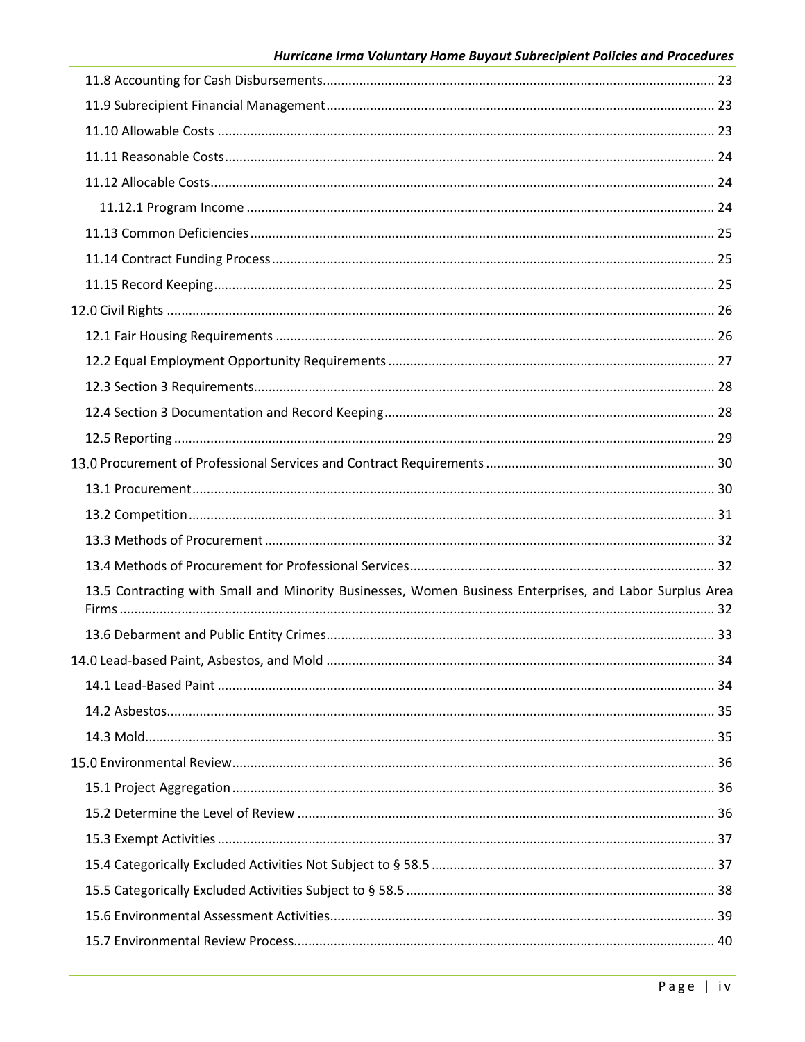11.8 Accounting for Cash Disbursements ........ 23
11.9 Subrecipient Financial Management ........ 23
11.10 Allowable Costs ........ 23
11.11 Reasonable Costs ........ 24
11.12 Allocable Costs ........ 24
11.12.1 Program Income ........ 24
11.13 Common Deficiencies ........ 25
11.14 Contract Funding Process ........ 25
11.15 Record Keeping ........ 25
12.0 Civil Rights ........ 26
12.1 Fair Housing Requirements ........ 26
12.2 Equal Employment Opportunity Requirements ........ 27
12.3 Section 3 Requirements ........ 28
12.4 Section 3 Documentation and Record Keeping ........ 28
12.5 Reporting ........ 29
13.0 Procurement of Professional Services and Contract Requirements ........ 30
13.1 Procurement ........ 30
13.2 Competition ........ 31
13.3 Methods of Procurement ........ 32
13.4 Methods of Procurement for Professional Services ........ 32
13.5 Contracting with Small and Minority Businesses, Women Business Enterprises, and Labor Surplus Area Firms ........ 32
13.6 Debarment and Public Entity Crimes ........ 33
14.0 Lead-based Paint, Asbestos, and Mold ........ 34
14.1 Lead-Based Paint ........ 34
14.2 Asbestos ........ 35
14.3 Mold ........ 35
15.0 Environmental Review ........ 36
15.1 Project Aggregation ........ 36
15.2 Determine the Level of Review ........ 36
15.3 Exempt Activities ........ 37
15.4 Categorically Excluded Activities Not Subject to § 58.5 ........ 37
15.5 Categorically Excluded Activities Subject to § 58.5 ........ 38
15.6 Environmental Assessment Activities ........ 39
15.7 Environmental Review Process ........ 40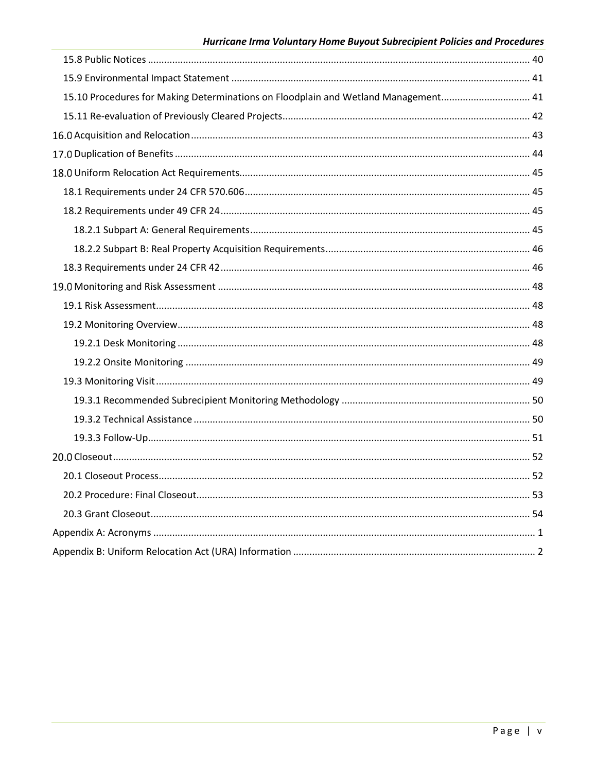15.8 Public Notices ........................................................................................................................................ 40

15.9 Environmental Impact Statement ......................................................................................................... 41

15.10 Procedures for Making Determinations on Floodplain and Wetland Management................................ 41

15.11 Re-evaluation of Previously Cleared Projects........................................................................................ 42

16.0 Acquisition and Relocation ......................................................................................................................... 43

17.0 Duplication of Benefits ............................................................................................................................... 44

18.0 Uniform Relocation Act Requirements....................................................................................................... 45

18.1 Requirements under 24 CFR 570.606 .................................................................................................... 45

18.2 Requirements under 49 CFR 24 ............................................................................................................. 45

18.2.1 Subpart A: General Requirements .................................................................................................. 45

18.2.2 Subpart B: Real Property Acquisition Requirements ...................................................................... 46

18.3 Requirements under 24 CFR 42 ............................................................................................................. 46

19.0 Monitoring and Risk Assessment ............................................................................................................... 48

19.1 Risk Assessment ...................................................................................................................................... 48

19.2 Monitoring Overview .............................................................................................................................. 48

19.2.1 Desk Monitoring .............................................................................................................................. 48

19.2.2 Onsite Monitoring ........................................................................................................................... 49

19.3 Monitoring Visit ...................................................................................................................................... 49

19.3.1 Recommended Subrecipient Monitoring Methodology .................................................................. 50

19.3.2 Technical Assistance ........................................................................................................................ 50

19.3.3 Follow-Up......................................................................................................................................... 51

20.0 Closeout ...................................................................................................................................................... 52

20.1 Closeout Process ..................................................................................................................................... 52

20.2 Procedure: Final Closeout....................................................................................................................... 53

20.3 Grant Closeout ........................................................................................................................................ 54

Appendix A: Acronyms ....................................................................................................................................... 1

Appendix B: Uniform Relocation Act (URA) Information ................................................................................... 2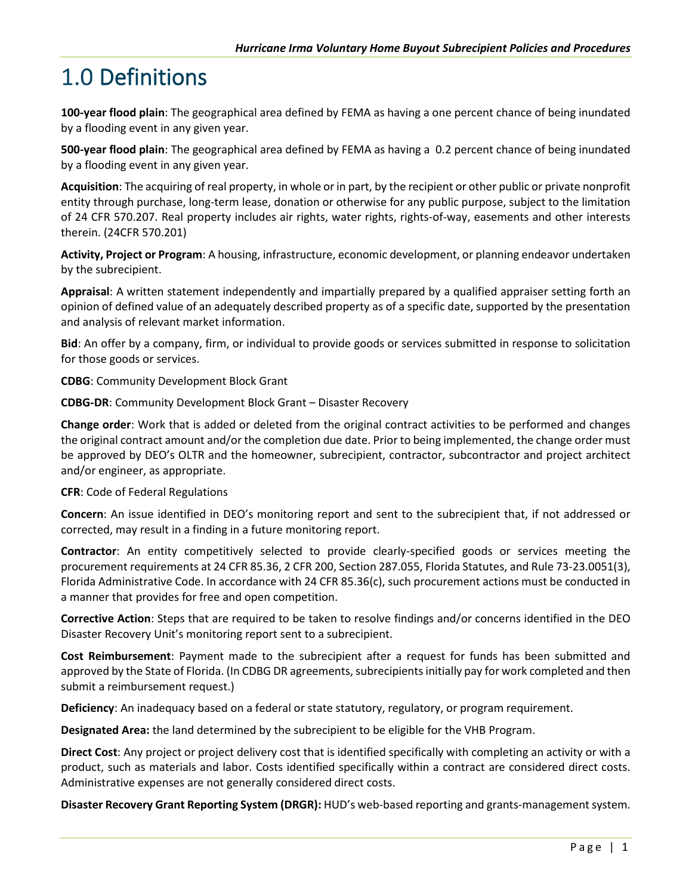# 1.0 Definitions

**100-year flood plain**: The geographical area defined by FEMA as having a one percent chance of being inundated by a flooding event in any given year.

**500-year flood plain**: The geographical area defined by FEMA as having a 0.2 percent chance of being inundated by a flooding event in any given year.

**Acquisition**: The acquiring of real property, in whole or in part, by the recipient or other public or private nonprofit entity through purchase, long-term lease, donation or otherwise for any public purpose, subject to the limitation of 24 CFR 570.207. Real property includes air rights, water rights, rights-of-way, easements and other interests therein. (24CFR 570.201)

**Activity, Project or Program**: A housing, infrastructure, economic development, or planning endeavor undertaken by the subrecipient.

**Appraisal**: A written statement independently and impartially prepared by a qualified appraiser setting forth an opinion of defined value of an adequately described property as of a specific date, supported by the presentation and analysis of relevant market information.

**Bid**: An offer by a company, firm, or individual to provide goods or services submitted in response to solicitation for those goods or services.

**CDBG**: Community Development Block Grant

**CDBG-DR**: Community Development Block Grant – Disaster Recovery

**Change order**: Work that is added or deleted from the original contract activities to be performed and changes the original contract amount and/or the completion due date. Prior to being implemented, the change order must be approved by DEO's OLTR and the homeowner, subrecipient, contractor, subcontractor and project architect and/or engineer, as appropriate.

**CFR**: Code of Federal Regulations

**Concern**: An issue identified in DEO's monitoring report and sent to the subrecipient that, if not addressed or corrected, may result in a finding in a future monitoring report.

**Contractor**: An entity competitively selected to provide clearly-specified goods or services meeting the procurement requirements at 24 CFR 85.36, 2 CFR 200, Section 287.055, Florida Statutes, and Rule 73-23.0051(3), Florida Administrative Code. In accordance with 24 CFR 85.36(c), such procurement actions must be conducted in a manner that provides for free and open competition.

**Corrective Action**: Steps that are required to be taken to resolve findings and/or concerns identified in the DEO Disaster Recovery Unit's monitoring report sent to a subrecipient.

**Cost Reimbursement**: Payment made to the subrecipient after a request for funds has been submitted and approved by the State of Florida. (In CDBG DR agreements, subrecipients initially pay for work completed and then submit a reimbursement request.)

**Deficiency**: An inadequacy based on a federal or state statutory, regulatory, or program requirement.

**Designated Area:** the land determined by the subrecipient to be eligible for the VHB Program.

**Direct Cost**: Any project or project delivery cost that is identified specifically with completing an activity or with a product, such as materials and labor. Costs identified specifically within a contract are considered direct costs. Administrative expenses are not generally considered direct costs.

**Disaster Recovery Grant Reporting System (DRGR):** HUD's web-based reporting and grants-management system.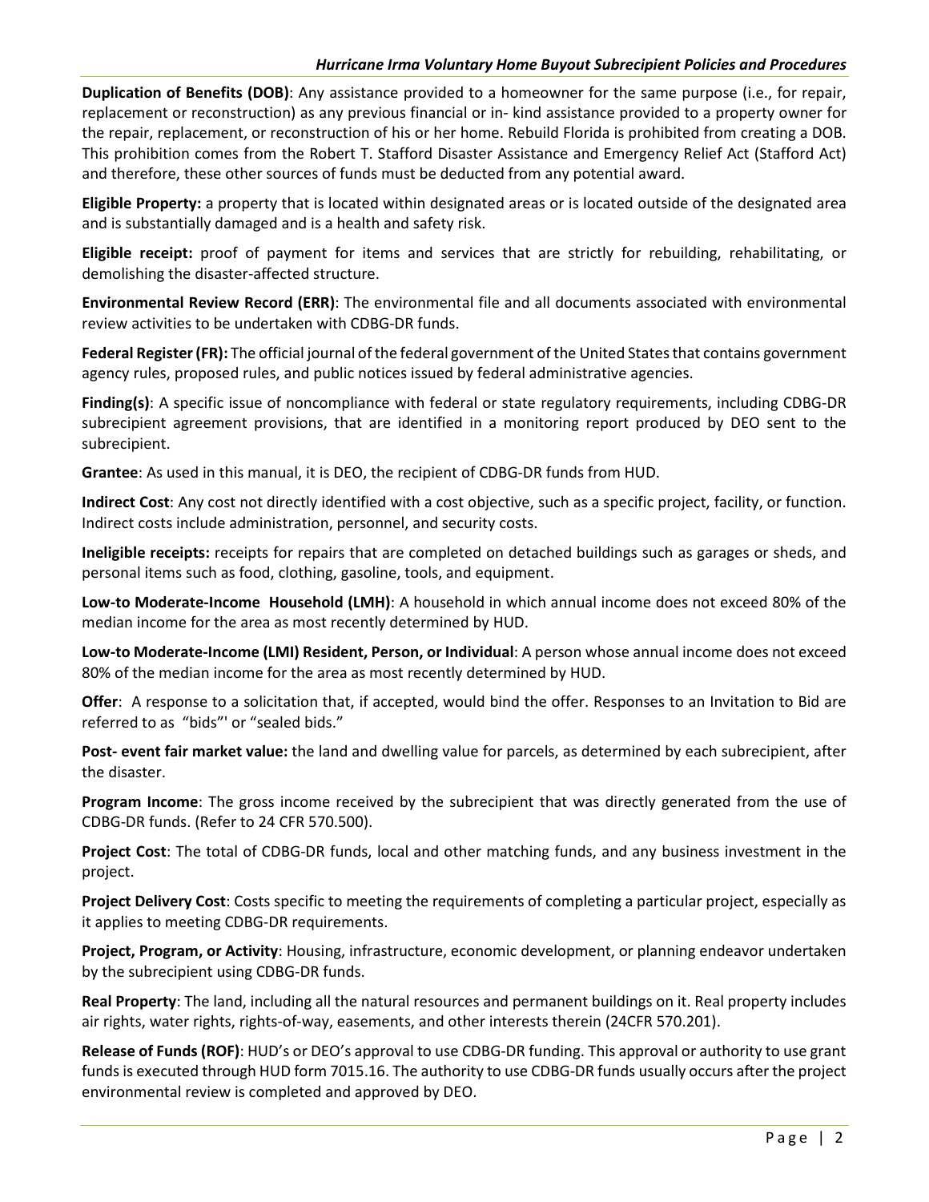**Duplication of Benefits (DOB)**: Any assistance provided to a homeowner for the same purpose (i.e., for repair, replacement or reconstruction) as any previous financial or in- kind assistance provided to a property owner for the repair, replacement, or reconstruction of his or her home. Rebuild Florida is prohibited from creating a DOB. This prohibition comes from the Robert T. Stafford Disaster Assistance and Emergency Relief Act (Stafford Act) and therefore, these other sources of funds must be deducted from any potential award.

**Eligible Property:** a property that is located within designated areas or is located outside of the designated area and is substantially damaged and is a health and safety risk.

**Eligible receipt:** proof of payment for items and services that are strictly for rebuilding, rehabilitating, or demolishing the disaster-affected structure.

**Environmental Review Record (ERR)**: The environmental file and all documents associated with environmental review activities to be undertaken with CDBG-DR funds.

**Federal Register (FR):** The official journal of the federal government of the United States that contains government agency rules, proposed rules, and public notices issued by federal administrative agencies.

**Finding(s)**: A specific issue of noncompliance with federal or state regulatory requirements, including CDBG-DR subrecipient agreement provisions, that are identified in a monitoring report produced by DEO sent to the subrecipient.

**Grantee**: As used in this manual, it is DEO, the recipient of CDBG-DR funds from HUD.

**Indirect Cost**: Any cost not directly identified with a cost objective, such as a specific project, facility, or function. Indirect costs include administration, personnel, and security costs.

**Ineligible receipts:** receipts for repairs that are completed on detached buildings such as garages or sheds, and personal items such as food, clothing, gasoline, tools, and equipment.

**Low-to Moderate-Income Household (LMH)**: A household in which annual income does not exceed 80% of the median income for the area as most recently determined by HUD.

**Low-to Moderate-Income (LMI) Resident, Person, or Individual**: A person whose annual income does not exceed 80% of the median income for the area as most recently determined by HUD.

**Offer**: A response to a solicitation that, if accepted, would bind the offer. Responses to an Invitation to Bid are referred to as "bids"' or "sealed bids."

**Post- event fair market value:** the land and dwelling value for parcels, as determined by each subrecipient, after the disaster.

**Program Income**: The gross income received by the subrecipient that was directly generated from the use of CDBG-DR funds. (Refer to 24 CFR 570.500).

**Project Cost**: The total of CDBG-DR funds, local and other matching funds, and any business investment in the project.

**Project Delivery Cost**: Costs specific to meeting the requirements of completing a particular project, especially as it applies to meeting CDBG-DR requirements.

**Project, Program, or Activity**: Housing, infrastructure, economic development, or planning endeavor undertaken by the subrecipient using CDBG-DR funds.

**Real Property**: The land, including all the natural resources and permanent buildings on it. Real property includes air rights, water rights, rights-of-way, easements, and other interests therein (24CFR 570.201).

**Release of Funds (ROF)**: HUD's or DEO's approval to use CDBG-DR funding. This approval or authority to use grant funds is executed through HUD form 7015.16. The authority to use CDBG-DR funds usually occurs after the project environmental review is completed and approved by DEO.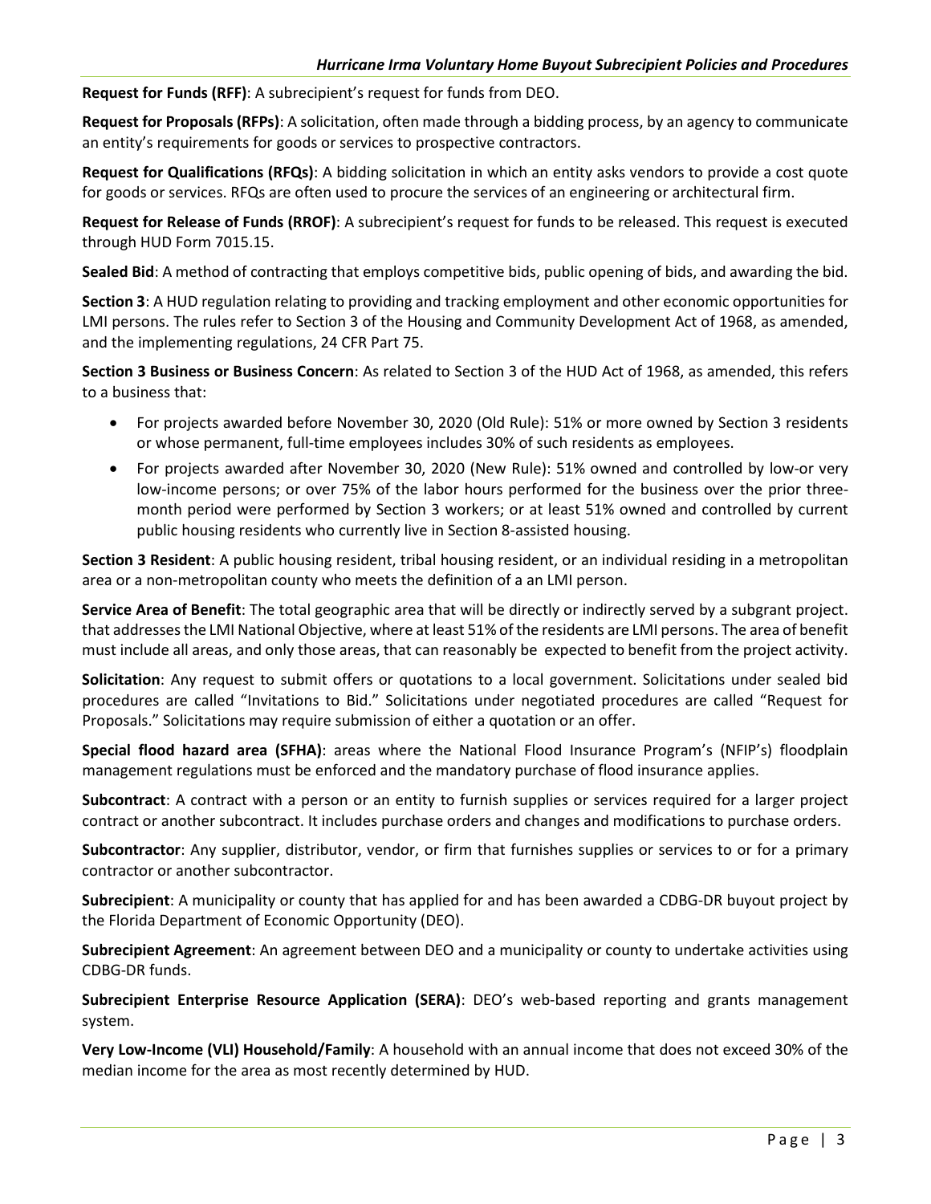**Request for Funds (RFF)**: A subrecipient's request for funds from DEO.

**Request for Proposals (RFPs)**: A solicitation, often made through a bidding process, by an agency to communicate an entity's requirements for goods or services to prospective contractors.

**Request for Qualifications (RFQs)**: A bidding solicitation in which an entity asks vendors to provide a cost quote for goods or services. RFQs are often used to procure the services of an engineering or architectural firm.

**Request for Release of Funds (RROF)**: A subrecipient's request for funds to be released. This request is executed through HUD Form 7015.15.

**Sealed Bid**: A method of contracting that employs competitive bids, public opening of bids, and awarding the bid.

**Section 3**: A HUD regulation relating to providing and tracking employment and other economic opportunities for LMI persons. The rules refer to Section 3 of the Housing and Community Development Act of 1968, as amended, and the implementing regulations, 24 CFR Part 75.

**Section 3 Business or Business Concern**: As related to Section 3 of the HUD Act of 1968, as amended, this refers to a business that:

- For projects awarded before November 30, 2020 (Old Rule): 51% or more owned by Section 3 residents or whose permanent, full-time employees includes 30% of such residents as employees.
- For projects awarded after November 30, 2020 (New Rule): 51% owned and controlled by low-or very low-income persons; or over 75% of the labor hours performed for the business over the prior three-month period were performed by Section 3 workers; or at least 51% owned and controlled by current public housing residents who currently live in Section 8-assisted housing.

**Section 3 Resident**: A public housing resident, tribal housing resident, or an individual residing in a metropolitan area or a non-metropolitan county who meets the definition of a an LMI person.

**Service Area of Benefit**: The total geographic area that will be directly or indirectly served by a subgrant project. that addresses the LMI National Objective, where at least 51% of the residents are LMI persons. The area of benefit must include all areas, and only those areas, that can reasonably be expected to benefit from the project activity.

**Solicitation**: Any request to submit offers or quotations to a local government. Solicitations under sealed bid procedures are called "Invitations to Bid." Solicitations under negotiated procedures are called "Request for Proposals." Solicitations may require submission of either a quotation or an offer.

**Special flood hazard area (SFHA)**: areas where the National Flood Insurance Program's (NFIP's) floodplain management regulations must be enforced and the mandatory purchase of flood insurance applies.

**Subcontract**: A contract with a person or an entity to furnish supplies or services required for a larger project contract or another subcontract. It includes purchase orders and changes and modifications to purchase orders.

**Subcontractor**: Any supplier, distributor, vendor, or firm that furnishes supplies or services to or for a primary contractor or another subcontractor.

**Subrecipient**: A municipality or county that has applied for and has been awarded a CDBG-DR buyout project by the Florida Department of Economic Opportunity (DEO).

**Subrecipient Agreement**: An agreement between DEO and a municipality or county to undertake activities using CDBG-DR funds.

**Subrecipient Enterprise Resource Application (SERA)**: DEO's web-based reporting and grants management system.

**Very Low-Income (VLI) Household/Family**: A household with an annual income that does not exceed 30% of the median income for the area as most recently determined by HUD.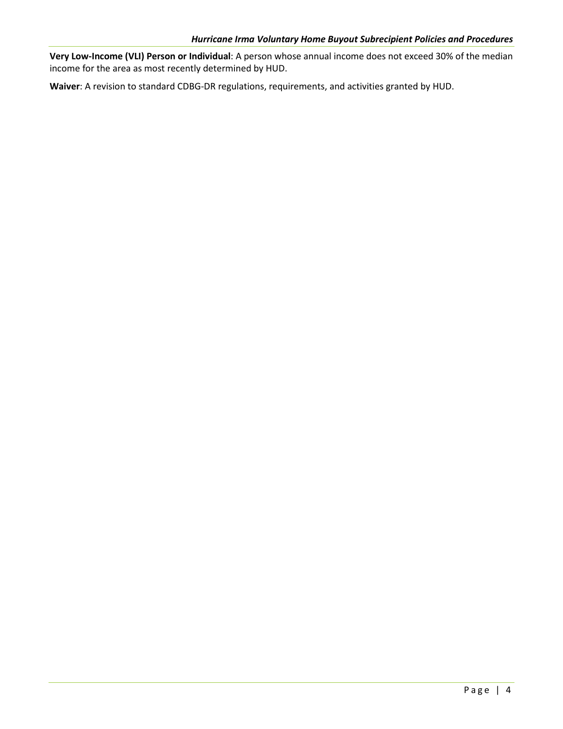**Very Low-Income (VLI) Person or Individual**: A person whose annual income does not exceed 30% of the median income for the area as most recently determined by HUD.

**Waiver**: A revision to standard CDBG-DR regulations, requirements, and activities granted by HUD.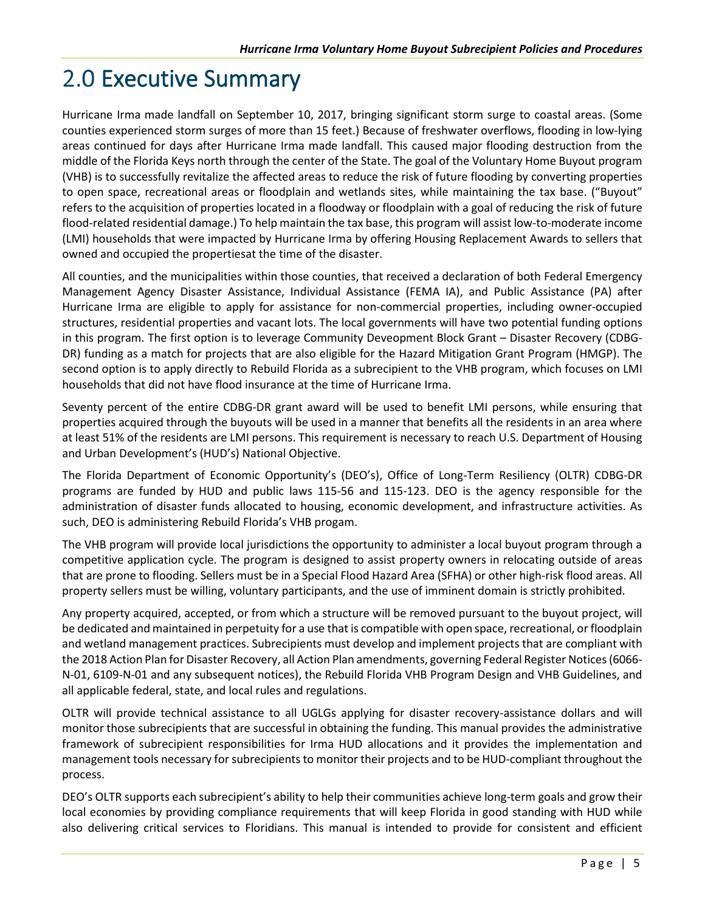# 2.0 Executive Summary

Hurricane Irma made landfall on September 10, 2017, bringing significant storm surge to coastal areas. (Some counties experienced storm surges of more than 15 feet.) Because of freshwater overflows, flooding in low-lying areas continued for days after Hurricane Irma made landfall. This caused major flooding destruction from the middle of the Florida Keys north through the center of the State. The goal of the Voluntary Home Buyout program (VHB) is to successfully revitalize the affected areas to reduce the risk of future flooding by converting properties to open space, recreational areas or floodplain and wetlands sites, while maintaining the tax base. ("Buyout" refers to the acquisition of properties located in a floodway or floodplain with a goal of reducing the risk of future flood-related residential damage.) To help maintain the tax base, this program will assist low-to-moderate income (LMI) households that were impacted by Hurricane Irma by offering Housing Replacement Awards to sellers that owned and occupied the propertiesat the time of the disaster.

All counties, and the municipalities within those counties, that received a declaration of both Federal Emergency Management Agency Disaster Assistance, Individual Assistance (FEMA IA), and Public Assistance (PA) after Hurricane Irma are eligible to apply for assistance for non-commercial properties, including owner-occupied structures, residential properties and vacant lots. The local governments will have two potential funding options in this program. The first option is to leverage Community Deveopment Block Grant – Disaster Recovery (CDBG-DR) funding as a match for projects that are also eligible for the Hazard Mitigation Grant Program (HMGP). The second option is to apply directly to Rebuild Florida as a subrecipient to the VHB program, which focuses on LMI households that did not have flood insurance at the time of Hurricane Irma.

Seventy percent of the entire CDBG-DR grant award will be used to benefit LMI persons, while ensuring that properties acquired through the buyouts will be used in a manner that benefits all the residents in an area where at least 51% of the residents are LMI persons. This requirement is necessary to reach U.S. Department of Housing and Urban Development's (HUD's) National Objective.

The Florida Department of Economic Opportunity's (DEO's), Office of Long-Term Resiliency (OLTR) CDBG-DR programs are funded by HUD and public laws 115-56 and 115-123. DEO is the agency responsible for the administration of disaster funds allocated to housing, economic development, and infrastructure activities. As such, DEO is administering Rebuild Florida's VHB progam.

The VHB program will provide local jurisdictions the opportunity to administer a local buyout program through a competitive application cycle. The program is designed to assist property owners in relocating outside of areas that are prone to flooding. Sellers must be in a Special Flood Hazard Area (SFHA) or other high-risk flood areas. All property sellers must be willing, voluntary participants, and the use of imminent domain is strictly prohibited.

Any property acquired, accepted, or from which a structure will be removed pursuant to the buyout project, will be dedicated and maintained in perpetuity for a use that is compatible with open space, recreational, or floodplain and wetland management practices. Subrecipients must develop and implement projects that are compliant with the 2018 Action Plan for Disaster Recovery, all Action Plan amendments, governing Federal Register Notices (6066-N-01, 6109-N-01 and any subsequent notices), the Rebuild Florida VHB Program Design and VHB Guidelines, and all applicable federal, state, and local rules and regulations.

OLTR will provide technical assistance to all UGLGs applying for disaster recovery-assistance dollars and will monitor those subrecipients that are successful in obtaining the funding. This manual provides the administrative framework of subrecipient responsibilities for Irma HUD allocations and it provides the implementation and management tools necessary for subrecipients to monitor their projects and to be HUD-compliant throughout the process.

DEO's OLTR supports each subrecipient's ability to help their communities achieve long-term goals and grow their local economies by providing compliance requirements that will keep Florida in good standing with HUD while also delivering critical services to Floridians. This manual is intended to provide for consistent and efficient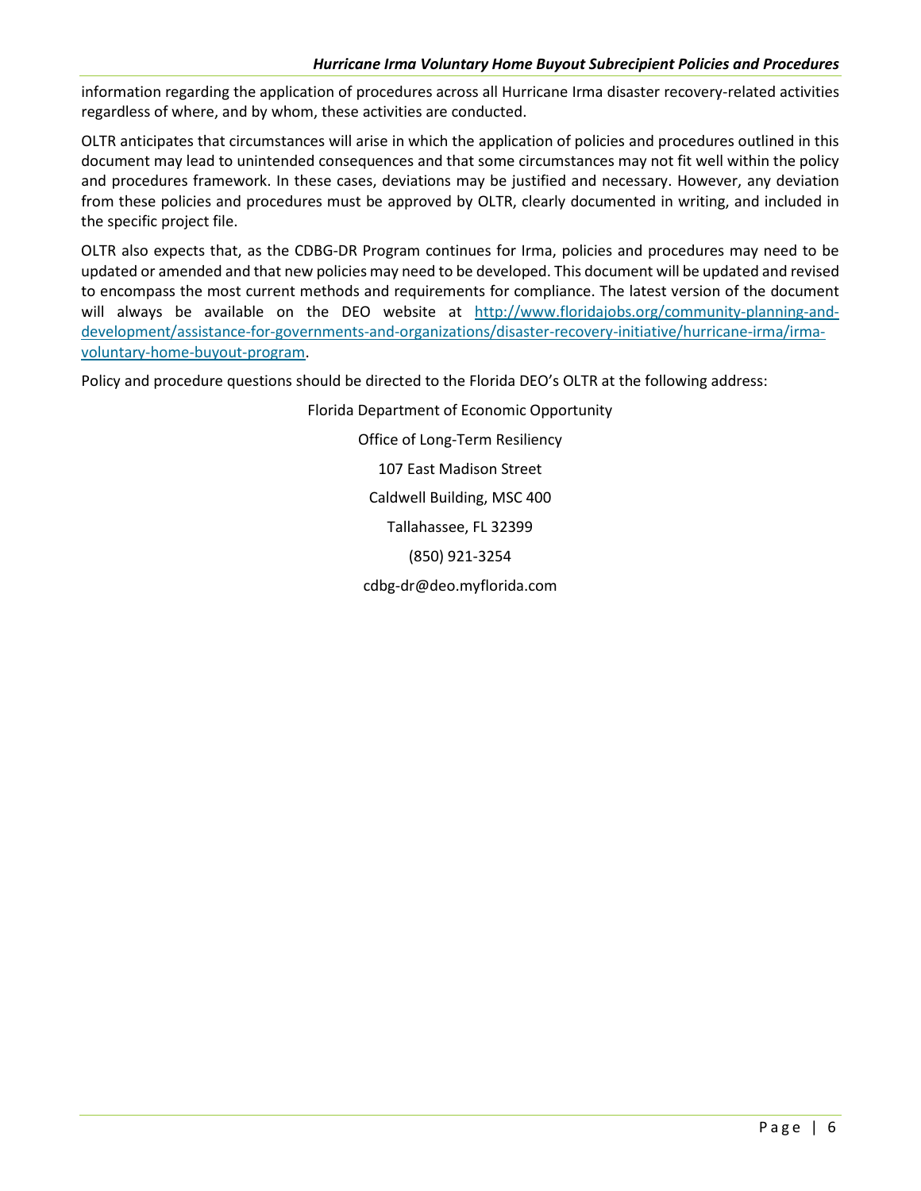information regarding the application of procedures across all Hurricane Irma disaster recovery-related activities regardless of where, and by whom, these activities are conducted.

OLTR anticipates that circumstances will arise in which the application of policies and procedures outlined in this document may lead to unintended consequences and that some circumstances may not fit well within the policy and procedures framework. In these cases, deviations may be justified and necessary. However, any deviation from these policies and procedures must be approved by OLTR, clearly documented in writing, and included in the specific project file.

OLTR also expects that, as the CDBG-DR Program continues for Irma, policies and procedures may need to be updated or amended and that new policies may need to be developed. This document will be updated and revised to encompass the most current methods and requirements for compliance. The latest version of the document will always be available on the DEO website at [http://www.floridajobs.org/community-planning-and-development/assistance-for-governments-and-organizations/disaster-recovery-initiative/hurricane-irma/irma-voluntary-home-buyout-program](http://www.floridajobs.org/community-planning-and-development/assistance-for-governments-and-organizations/disaster-recovery-initiative/hurricane-irma/irma-voluntary-home-buyout-program).

Policy and procedure questions should be directed to the Florida DEO's OLTR at the following address:

Florida Department of Economic Opportunity

Office of Long-Term Resiliency

107 East Madison Street

Caldwell Building, MSC 400

Tallahassee, FL 32399

(850) 921-3254

cdbg-dr@deo.myflorida.com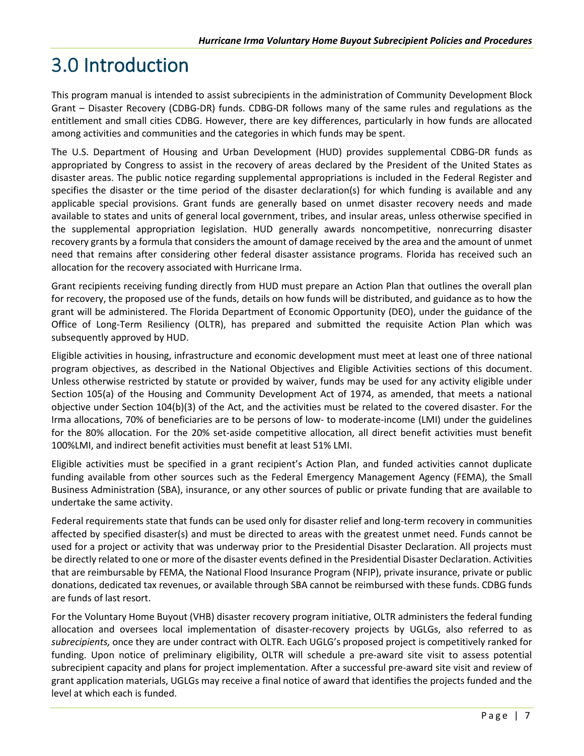# 3.0 Introduction

This program manual is intended to assist subrecipients in the administration of Community Development Block Grant – Disaster Recovery (CDBG-DR) funds. CDBG-DR follows many of the same rules and regulations as the entitlement and small cities CDBG. However, there are key differences, particularly in how funds are allocated among activities and communities and the categories in which funds may be spent.

The U.S. Department of Housing and Urban Development (HUD) provides supplemental CDBG-DR funds as appropriated by Congress to assist in the recovery of areas declared by the President of the United States as disaster areas. The public notice regarding supplemental appropriations is included in the Federal Register and specifies the disaster or the time period of the disaster declaration(s) for which funding is available and any applicable special provisions. Grant funds are generally based on unmet disaster recovery needs and made available to states and units of general local government, tribes, and insular areas, unless otherwise specified in the supplemental appropriation legislation. HUD generally awards noncompetitive, nonrecurring disaster recovery grants by a formula that considers the amount of damage received by the area and the amount of unmet need that remains after considering other federal disaster assistance programs. Florida has received such an allocation for the recovery associated with Hurricane Irma.

Grant recipients receiving funding directly from HUD must prepare an Action Plan that outlines the overall plan for recovery, the proposed use of the funds, details on how funds will be distributed, and guidance as to how the grant will be administered. The Florida Department of Economic Opportunity (DEO), under the guidance of the Office of Long-Term Resiliency (OLTR), has prepared and submitted the requisite Action Plan which was subsequently approved by HUD.

Eligible activities in housing, infrastructure and economic development must meet at least one of three national program objectives, as described in the National Objectives and Eligible Activities sections of this document. Unless otherwise restricted by statute or provided by waiver, funds may be used for any activity eligible under Section 105(a) of the Housing and Community Development Act of 1974, as amended, that meets a national objective under Section 104(b)(3) of the Act, and the activities must be related to the covered disaster. For the Irma allocations, 70% of beneficiaries are to be persons of low- to moderate-income (LMI) under the guidelines for the 80% allocation. For the 20% set-aside competitive allocation, all direct benefit activities must benefit 100%LMI, and indirect benefit activities must benefit at least 51% LMI.

Eligible activities must be specified in a grant recipient's Action Plan, and funded activities cannot duplicate funding available from other sources such as the Federal Emergency Management Agency (FEMA), the Small Business Administration (SBA), insurance, or any other sources of public or private funding that are available to undertake the same activity.

Federal requirements state that funds can be used only for disaster relief and long-term recovery in communities affected by specified disaster(s) and must be directed to areas with the greatest unmet need. Funds cannot be used for a project or activity that was underway prior to the Presidential Disaster Declaration. All projects must be directly related to one or more of the disaster events defined in the Presidential Disaster Declaration. Activities that are reimbursable by FEMA, the National Flood Insurance Program (NFIP), private insurance, private or public donations, dedicated tax revenues, or available through SBA cannot be reimbursed with these funds. CDBG funds are funds of last resort.

For the Voluntary Home Buyout (VHB) disaster recovery program initiative, OLTR administers the federal funding allocation and oversees local implementation of disaster-recovery projects by UGLGs, also referred to as *subrecipients,* once they are under contract with OLTR. Each UGLG's proposed project is competitively ranked for funding. Upon notice of preliminary eligibility, OLTR will schedule a pre-award site visit to assess potential subrecipient capacity and plans for project implementation. After a successful pre-award site visit and review of grant application materials, UGLGs may receive a final notice of award that identifies the projects funded and the level at which each is funded.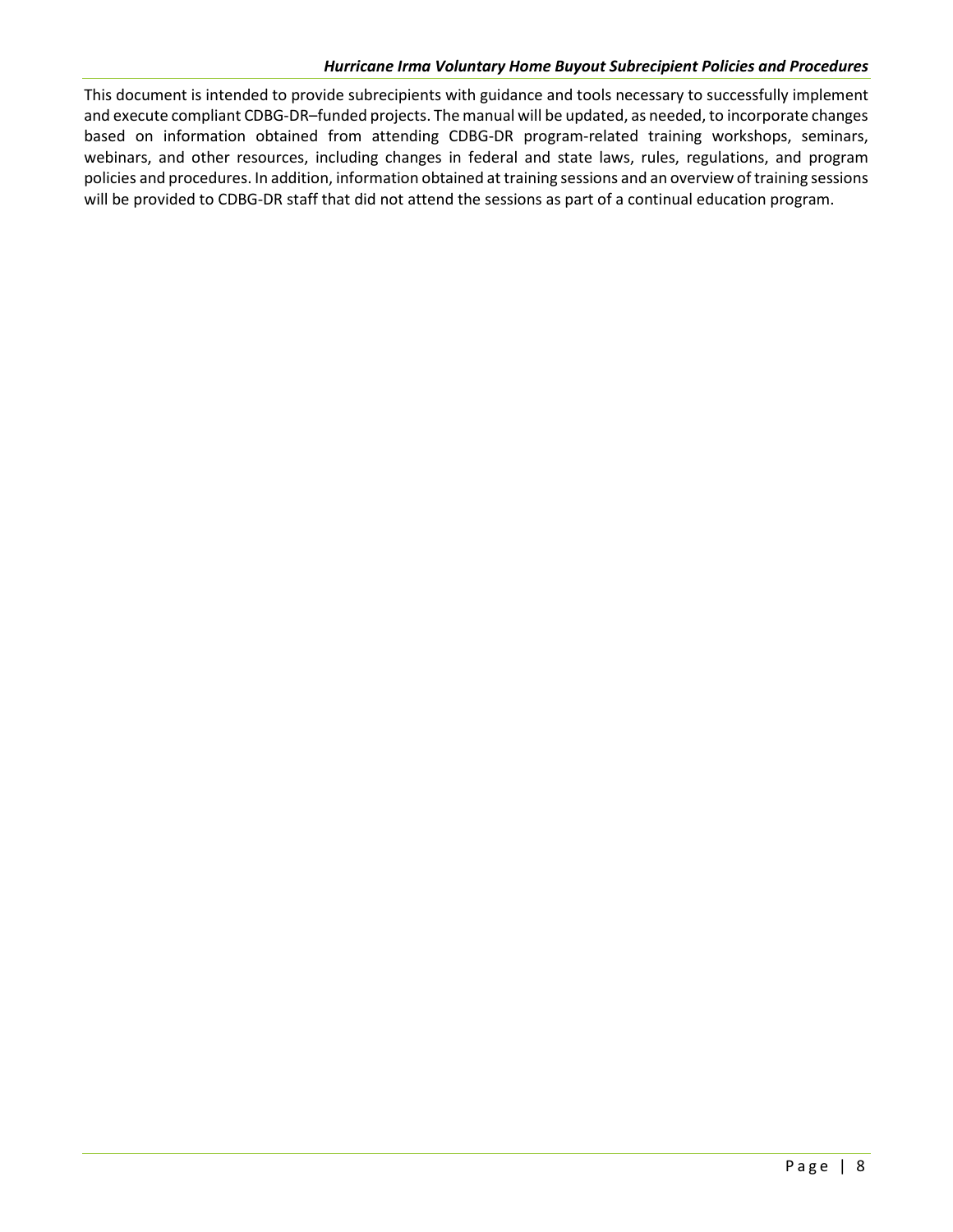This document is intended to provide subrecipients with guidance and tools necessary to successfully implement and execute compliant CDBG-DR–funded projects. The manual will be updated, as needed, to incorporate changes based on information obtained from attending CDBG-DR program-related training workshops, seminars, webinars, and other resources, including changes in federal and state laws, rules, regulations, and program policies and procedures. In addition, information obtained at training sessions and an overview of training sessions will be provided to CDBG-DR staff that did not attend the sessions as part of a continual education program.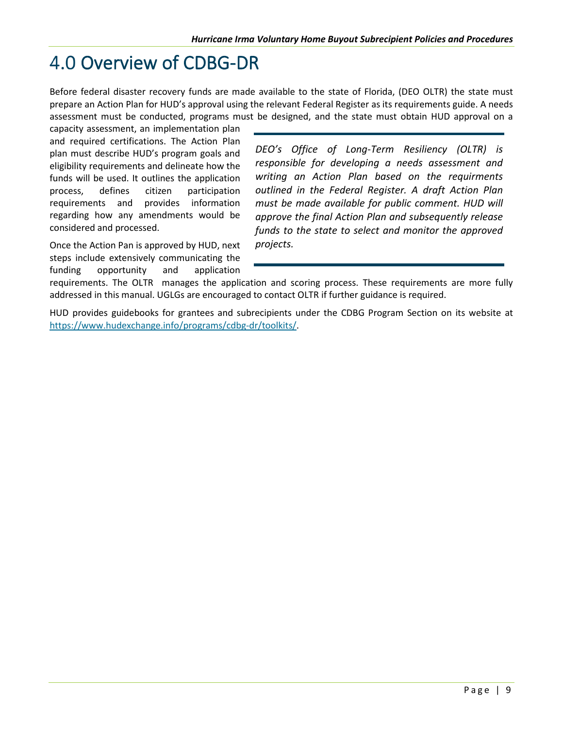# 4.0 Overview of CDBG-DR

Before federal disaster recovery funds are made available to the state of Florida, (DEO OLTR) the state must prepare an Action Plan for HUD's approval using the relevant Federal Register as its requirements guide. A needs assessment must be conducted, programs must be designed, and the state must obtain HUD approval on a capacity assessment, an implementation plan and required certifications. The Action Plan plan must describe HUD's program goals and eligibility requirements and delineate how the funds will be used. It outlines the application process, defines citizen participation requirements and provides information regarding how any amendments would be considered and processed.

*DEO's Office of Long-Term Resiliency (OLTR) is responsible for developing a needs assessment and writing an Action Plan based on the requirments outlined in the Federal Register. A draft Action Plan must be made available for public comment. HUD will approve the final Action Plan and subsequently release funds to the state to select and monitor the approved projects.*

Once the Action Pan is approved by HUD, next steps include extensively communicating the funding opportunity and application requirements. The OLTR manages the application and scoring process. These requirements are more fully addressed in this manual. UGLGs are encouraged to contact OLTR if further guidance is required.

HUD provides guidebooks for grantees and subrecipients under the CDBG Program Section on its website at [https://www.hudexchange.info/programs/cdbg-dr/toolkits/](https://www.hudexchange.info/programs/cdbg-dr/toolkits/).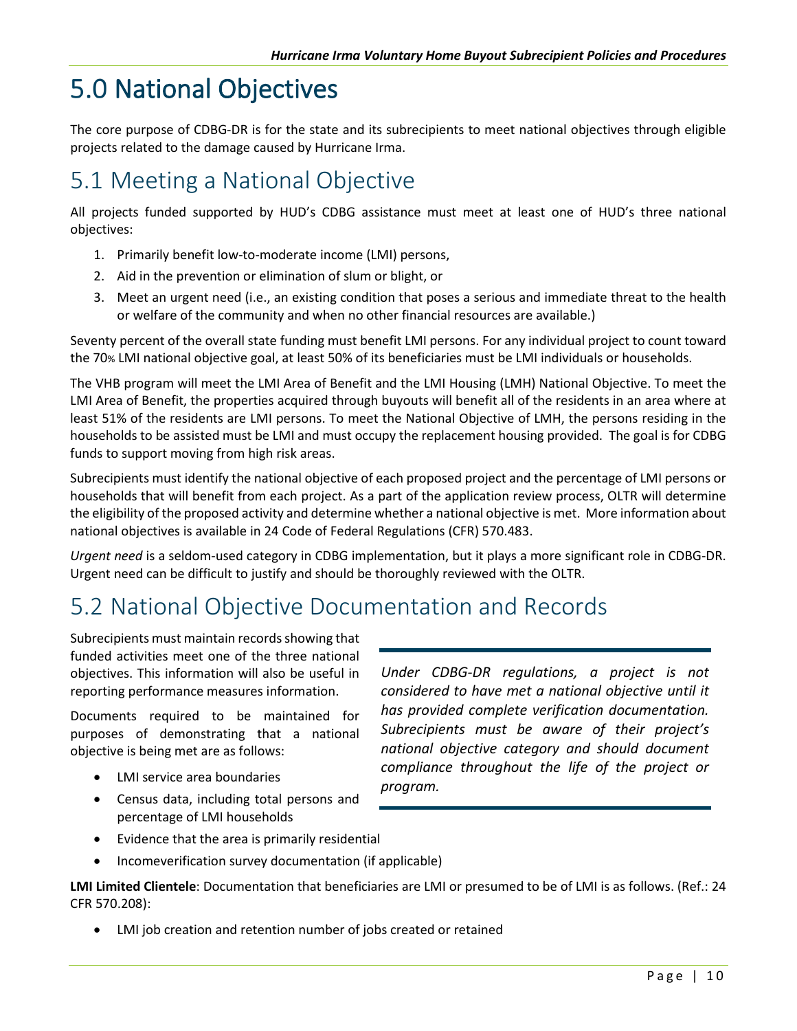# 5.0 National Objectives

The core purpose of CDBG-DR is for the state and its subrecipients to meet national objectives through eligible projects related to the damage caused by Hurricane Irma.

## 5.1 Meeting a National Objective

All projects funded supported by HUD's CDBG assistance must meet at least one of HUD's three national objectives:

1. Primarily benefit low-to-moderate income (LMI) persons,
2. Aid in the prevention or elimination of slum or blight, or
3. Meet an urgent need (i.e., an existing condition that poses a serious and immediate threat to the health or welfare of the community and when no other financial resources are available.)

Seventy percent of the overall state funding must benefit LMI persons. For any individual project to count toward the 70% LMI national objective goal, at least 50% of its beneficiaries must be LMI individuals or households.

The VHB program will meet the LMI Area of Benefit and the LMI Housing (LMH) National Objective. To meet the LMI Area of Benefit, the properties acquired through buyouts will benefit all of the residents in an area where at least 51% of the residents are LMI persons. To meet the National Objective of LMH, the persons residing in the households to be assisted must be LMI and must occupy the replacement housing provided. The goal is for CDBG funds to support moving from high risk areas.

Subrecipients must identify the national objective of each proposed project and the percentage of LMI persons or households that will benefit from each project. As a part of the application review process, OLTR will determine the eligibility of the proposed activity and determine whether a national objective is met. More information about national objectives is available in 24 Code of Federal Regulations (CFR) 570.483.

*Urgent need* is a seldom-used category in CDBG implementation, but it plays a more significant role in CDBG-DR. Urgent need can be difficult to justify and should be thoroughly reviewed with the OLTR.

## 5.2 National Objective Documentation and Records

Subrecipients must maintain records showing that funded activities meet one of the three national objectives. This information will also be useful in reporting performance measures information.

> *Under CDBG-DR regulations, a project is not considered to have met a national objective until it has provided complete verification documentation. Subrecipients must be aware of their project's national objective category and should document compliance throughout the life of the project or program.*

Documents required to be maintained for purposes of demonstrating that a national objective is being met are as follows:

- LMI service area boundaries
- Census data, including total persons and percentage of LMI households
- Evidence that the area is primarily residential
- Incomeverification survey documentation (if applicable)

**LMI Limited Clientele**: Documentation that beneficiaries are LMI or presumed to be of LMI is as follows. (Ref.: 24 CFR 570.208):

- LMI job creation and retention number of jobs created or retained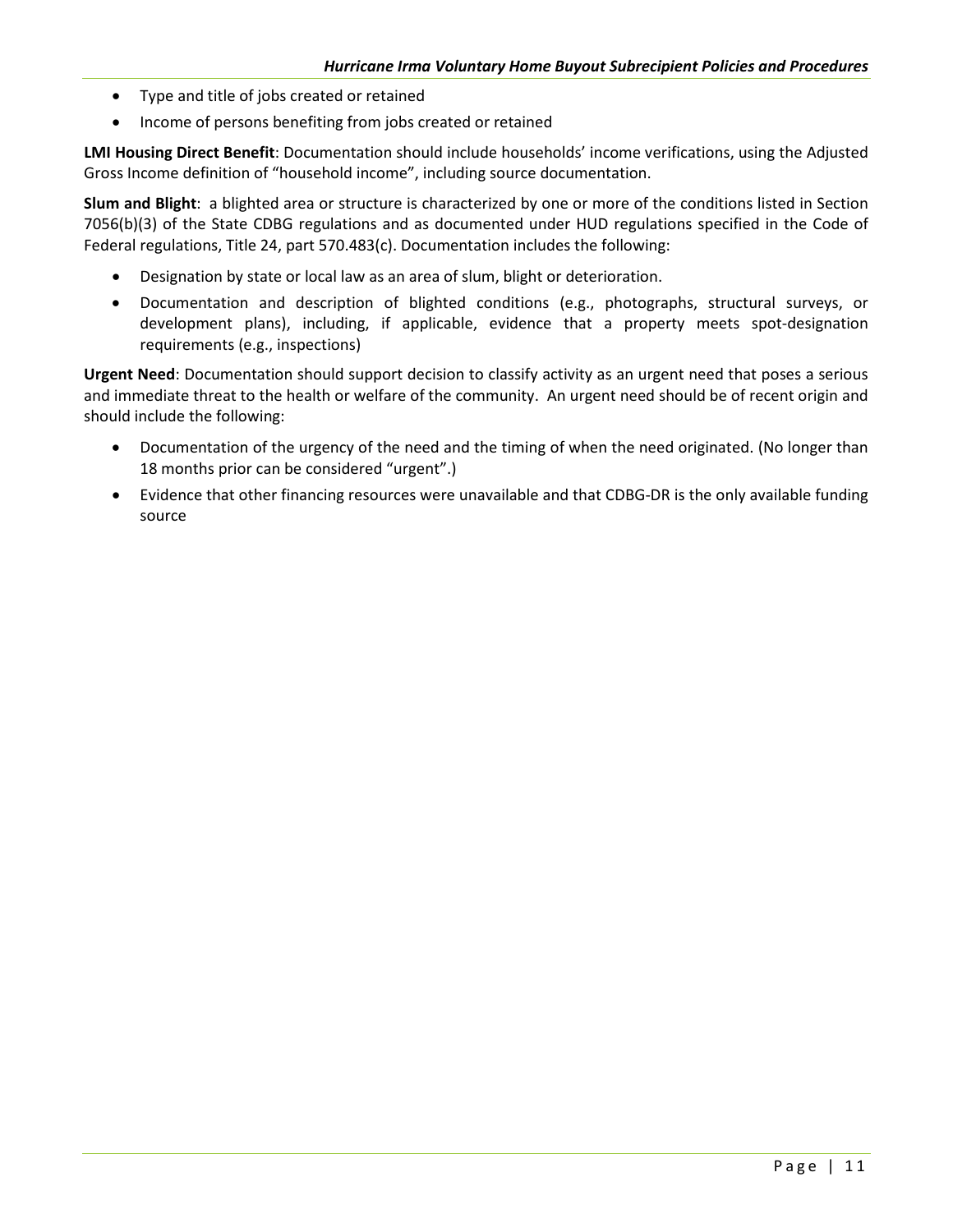- Type and title of jobs created or retained
- Income of persons benefiting from jobs created or retained

**LMI Housing Direct Benefit**: Documentation should include households' income verifications, using the Adjusted Gross Income definition of "household income", including source documentation.

**Slum and Blight**: a blighted area or structure is characterized by one or more of the conditions listed in Section 7056(b)(3) of the State CDBG regulations and as documented under HUD regulations specified in the Code of Federal regulations, Title 24, part 570.483(c). Documentation includes the following:

- Designation by state or local law as an area of slum, blight or deterioration.
- Documentation and description of blighted conditions (e.g., photographs, structural surveys, or development plans), including, if applicable, evidence that a property meets spot-designation requirements (e.g., inspections)

**Urgent Need**: Documentation should support decision to classify activity as an urgent need that poses a serious and immediate threat to the health or welfare of the community. An urgent need should be of recent origin and should include the following:

- Documentation of the urgency of the need and the timing of when the need originated. (No longer than 18 months prior can be considered "urgent".)
- Evidence that other financing resources were unavailable and that CDBG-DR is the only available funding source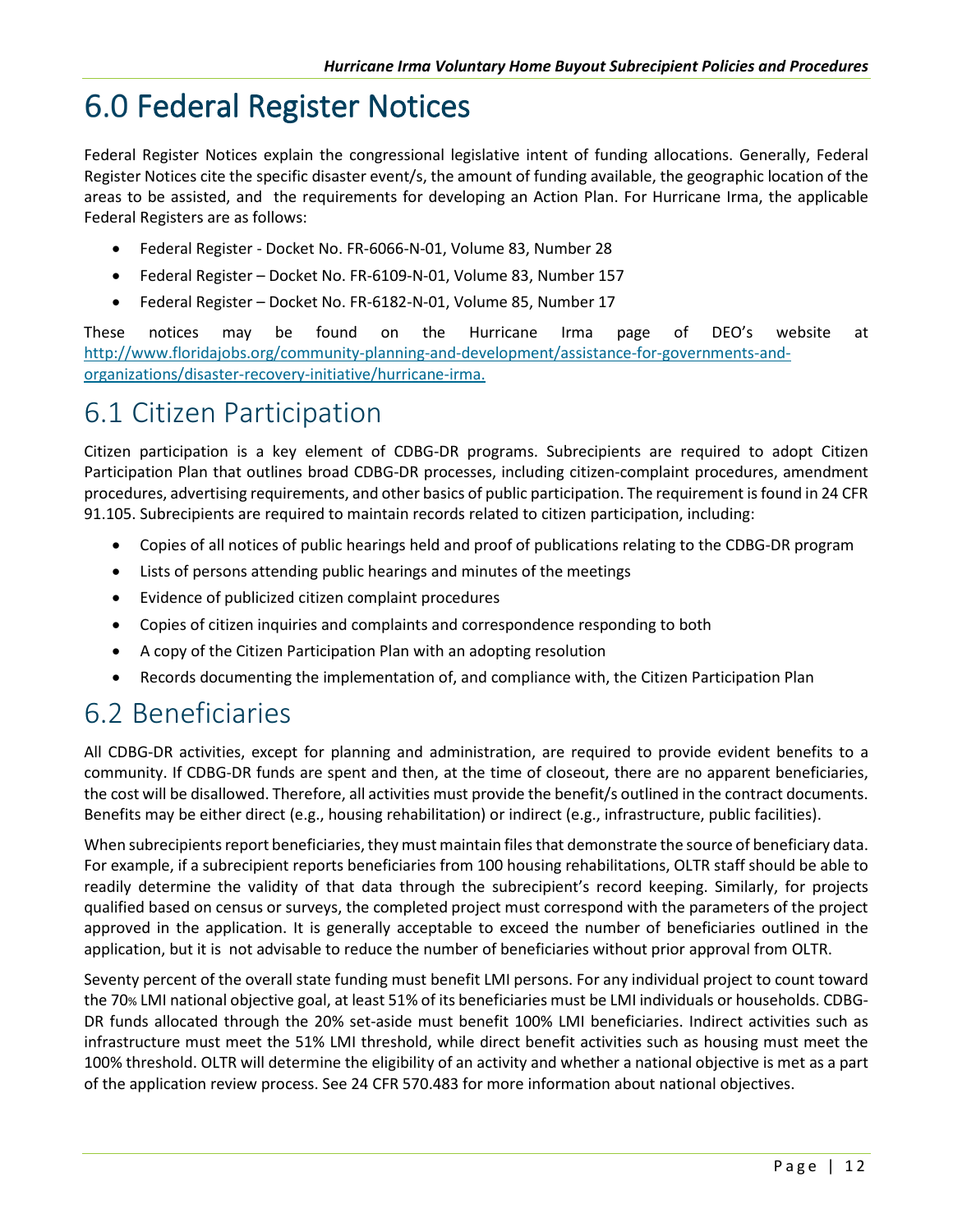# 6.0 Federal Register Notices

Federal Register Notices explain the congressional legislative intent of funding allocations. Generally, Federal Register Notices cite the specific disaster event/s, the amount of funding available, the geographic location of the areas to be assisted, and the requirements for developing an Action Plan. For Hurricane Irma, the applicable Federal Registers are as follows:

- Federal Register - Docket No. FR-6066-N-01, Volume 83, Number 28
- Federal Register – Docket No. FR-6109-N-01, Volume 83, Number 157
- Federal Register – Docket No. FR-6182-N-01, Volume 85, Number 17

These notices may be found on the Hurricane Irma page of DEO's website at http://www.floridajobs.org/community-planning-and-development/assistance-for-governments-and-organizations/disaster-recovery-initiative/hurricane-irma.

## 6.1 Citizen Participation

Citizen participation is a key element of CDBG-DR programs. Subrecipients are required to adopt Citizen Participation Plan that outlines broad CDBG-DR processes, including citizen-complaint procedures, amendment procedures, advertising requirements, and other basics of public participation. The requirement is found in 24 CFR 91.105. Subrecipients are required to maintain records related to citizen participation, including:

- Copies of all notices of public hearings held and proof of publications relating to the CDBG-DR program
- Lists of persons attending public hearings and minutes of the meetings
- Evidence of publicized citizen complaint procedures
- Copies of citizen inquiries and complaints and correspondence responding to both
- A copy of the Citizen Participation Plan with an adopting resolution
- Records documenting the implementation of, and compliance with, the Citizen Participation Plan

## 6.2 Beneficiaries

All CDBG-DR activities, except for planning and administration, are required to provide evident benefits to a community. If CDBG-DR funds are spent and then, at the time of closeout, there are no apparent beneficiaries, the cost will be disallowed. Therefore, all activities must provide the benefit/s outlined in the contract documents. Benefits may be either direct (e.g., housing rehabilitation) or indirect (e.g., infrastructure, public facilities).

When subrecipients report beneficiaries, they must maintain files that demonstrate the source of beneficiary data. For example, if a subrecipient reports beneficiaries from 100 housing rehabilitations, OLTR staff should be able to readily determine the validity of that data through the subrecipient's record keeping. Similarly, for projects qualified based on census or surveys, the completed project must correspond with the parameters of the project approved in the application. It is generally acceptable to exceed the number of beneficiaries outlined in the application, but it is not advisable to reduce the number of beneficiaries without prior approval from OLTR.

Seventy percent of the overall state funding must benefit LMI persons. For any individual project to count toward the 70% LMI national objective goal, at least 51% of its beneficiaries must be LMI individuals or households. CDBG-DR funds allocated through the 20% set-aside must benefit 100% LMI beneficiaries. Indirect activities such as infrastructure must meet the 51% LMI threshold, while direct benefit activities such as housing must meet the 100% threshold. OLTR will determine the eligibility of an activity and whether a national objective is met as a part of the application review process. See 24 CFR 570.483 for more information about national objectives.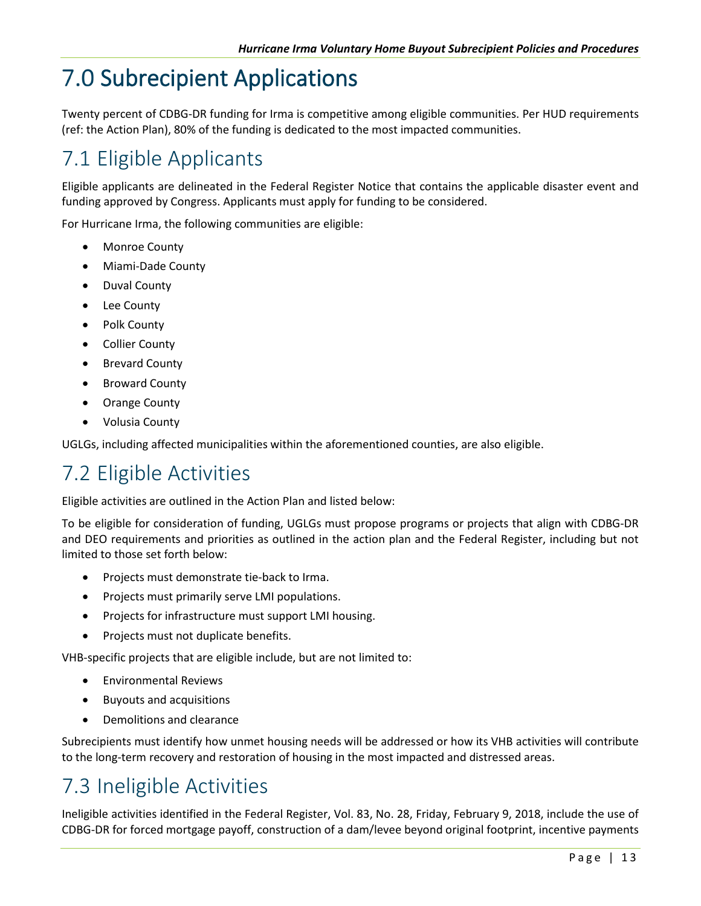# 7.0 Subrecipient Applications

Twenty percent of CDBG-DR funding for Irma is competitive among eligible communities. Per HUD requirements (ref: the Action Plan), 80% of the funding is dedicated to the most impacted communities.

## 7.1 Eligible Applicants

Eligible applicants are delineated in the Federal Register Notice that contains the applicable disaster event and funding approved by Congress. Applicants must apply for funding to be considered.

For Hurricane Irma, the following communities are eligible:

- Monroe County
- Miami-Dade County
- Duval County
- Lee County
- Polk County
- Collier County
- Brevard County
- Broward County
- Orange County
- Volusia County

UGLGs, including affected municipalities within the aforementioned counties, are also eligible.

## 7.2 Eligible Activities

Eligible activities are outlined in the Action Plan and listed below:

To be eligible for consideration of funding, UGLGs must propose programs or projects that align with CDBG-DR and DEO requirements and priorities as outlined in the action plan and the Federal Register, including but not limited to those set forth below:

- Projects must demonstrate tie-back to Irma.
- Projects must primarily serve LMI populations.
- Projects for infrastructure must support LMI housing.
- Projects must not duplicate benefits.

VHB-specific projects that are eligible include, but are not limited to:

- Environmental Reviews
- Buyouts and acquisitions
- Demolitions and clearance

Subrecipients must identify how unmet housing needs will be addressed or how its VHB activities will contribute to the long-term recovery and restoration of housing in the most impacted and distressed areas.

## 7.3 Ineligible Activities

Ineligible activities identified in the Federal Register, Vol. 83, No. 28, Friday, February 9, 2018, include the use of CDBG-DR for forced mortgage payoff, construction of a dam/levee beyond original footprint, incentive payments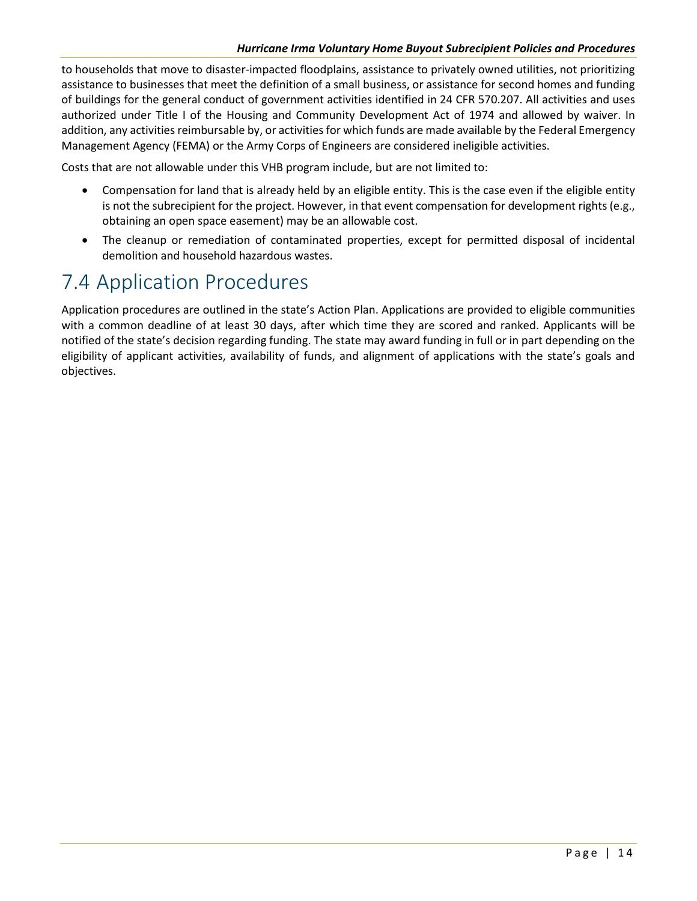to households that move to disaster-impacted floodplains, assistance to privately owned utilities, not prioritizing assistance to businesses that meet the definition of a small business, or assistance for second homes and funding of buildings for the general conduct of government activities identified in 24 CFR 570.207. All activities and uses authorized under Title I of the Housing and Community Development Act of 1974 and allowed by waiver. In addition, any activities reimbursable by, or activities for which funds are made available by the Federal Emergency Management Agency (FEMA) or the Army Corps of Engineers are considered ineligible activities.

Costs that are not allowable under this VHB program include, but are not limited to:

- Compensation for land that is already held by an eligible entity. This is the case even if the eligible entity is not the subrecipient for the project. However, in that event compensation for development rights (e.g., obtaining an open space easement) may be an allowable cost.
- The cleanup or remediation of contaminated properties, except for permitted disposal of incidental demolition and household hazardous wastes.

# 7.4 Application Procedures

Application procedures are outlined in the state's Action Plan. Applications are provided to eligible communities with a common deadline of at least 30 days, after which time they are scored and ranked. Applicants will be notified of the state's decision regarding funding. The state may award funding in full or in part depending on the eligibility of applicant activities, availability of funds, and alignment of applications with the state's goals and objectives.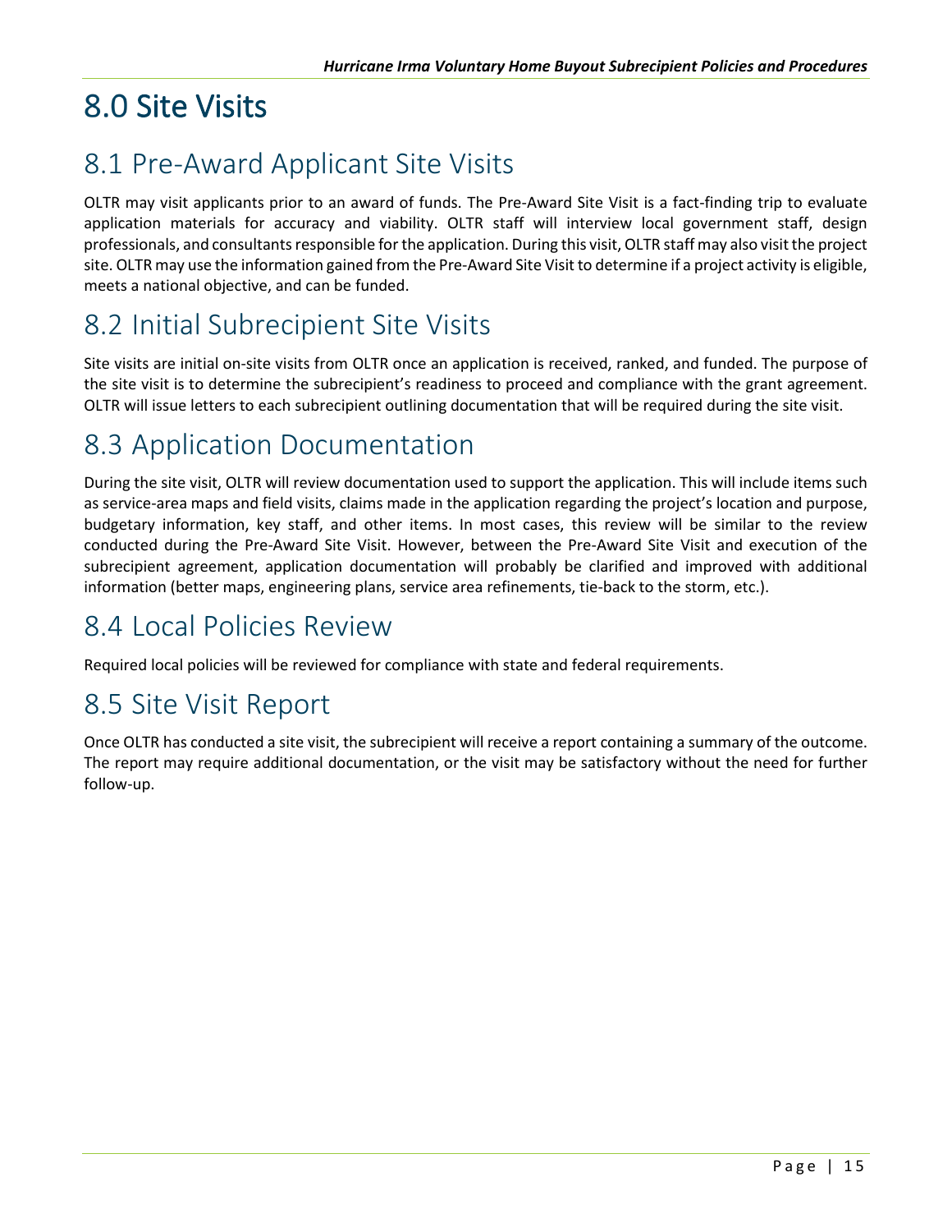# 8.0 Site Visits

## 8.1 Pre-Award Applicant Site Visits

OLTR may visit applicants prior to an award of funds. The Pre-Award Site Visit is a fact-finding trip to evaluate application materials for accuracy and viability. OLTR staff will interview local government staff, design professionals, and consultants responsible for the application. During this visit, OLTR staff may also visit the project site. OLTR may use the information gained from the Pre-Award Site Visit to determine if a project activity is eligible, meets a national objective, and can be funded.

## 8.2 Initial Subrecipient Site Visits

Site visits are initial on-site visits from OLTR once an application is received, ranked, and funded. The purpose of the site visit is to determine the subrecipient's readiness to proceed and compliance with the grant agreement. OLTR will issue letters to each subrecipient outlining documentation that will be required during the site visit.

## 8.3 Application Documentation

During the site visit, OLTR will review documentation used to support the application. This will include items such as service-area maps and field visits, claims made in the application regarding the project's location and purpose, budgetary information, key staff, and other items. In most cases, this review will be similar to the review conducted during the Pre-Award Site Visit. However, between the Pre-Award Site Visit and execution of the subrecipient agreement, application documentation will probably be clarified and improved with additional information (better maps, engineering plans, service area refinements, tie-back to the storm, etc.).

## 8.4 Local Policies Review

Required local policies will be reviewed for compliance with state and federal requirements.

## 8.5 Site Visit Report

Once OLTR has conducted a site visit, the subrecipient will receive a report containing a summary of the outcome. The report may require additional documentation, or the visit may be satisfactory without the need for further follow-up.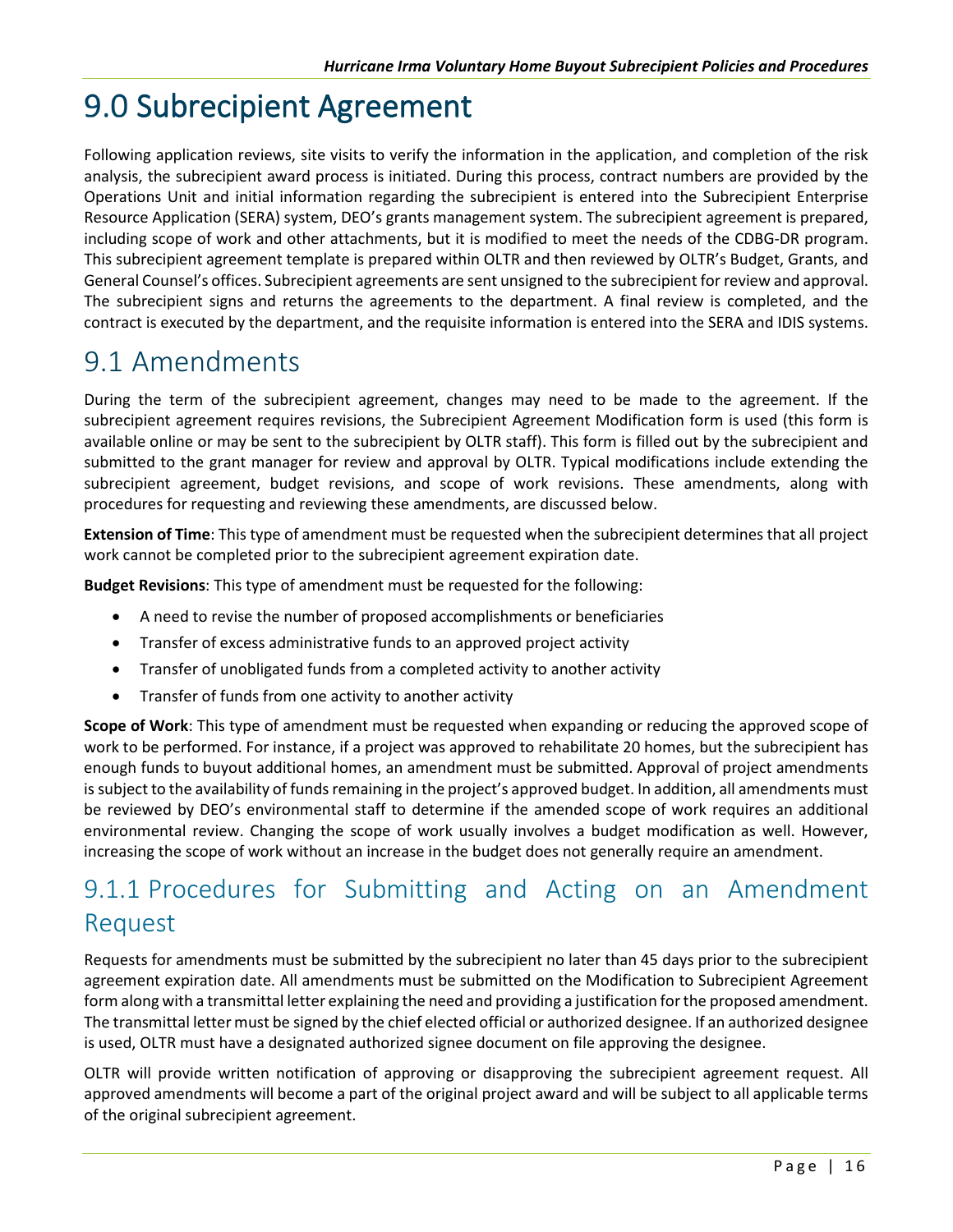# 9.0 Subrecipient Agreement

Following application reviews, site visits to verify the information in the application, and completion of the risk analysis, the subrecipient award process is initiated. During this process, contract numbers are provided by the Operations Unit and initial information regarding the subrecipient is entered into the Subrecipient Enterprise Resource Application (SERA) system, DEO's grants management system. The subrecipient agreement is prepared, including scope of work and other attachments, but it is modified to meet the needs of the CDBG-DR program. This subrecipient agreement template is prepared within OLTR and then reviewed by OLTR's Budget, Grants, and General Counsel's offices. Subrecipient agreements are sent unsigned to the subrecipient for review and approval. The subrecipient signs and returns the agreements to the department. A final review is completed, and the contract is executed by the department, and the requisite information is entered into the SERA and IDIS systems.

## 9.1 Amendments

During the term of the subrecipient agreement, changes may need to be made to the agreement. If the subrecipient agreement requires revisions, the Subrecipient Agreement Modification form is used (this form is available online or may be sent to the subrecipient by OLTR staff). This form is filled out by the subrecipient and submitted to the grant manager for review and approval by OLTR. Typical modifications include extending the subrecipient agreement, budget revisions, and scope of work revisions. These amendments, along with procedures for requesting and reviewing these amendments, are discussed below.

**Extension of Time**: This type of amendment must be requested when the subrecipient determines that all project work cannot be completed prior to the subrecipient agreement expiration date.

**Budget Revisions**: This type of amendment must be requested for the following:

- A need to revise the number of proposed accomplishments or beneficiaries
- Transfer of excess administrative funds to an approved project activity
- Transfer of unobligated funds from a completed activity to another activity
- Transfer of funds from one activity to another activity

**Scope of Work**: This type of amendment must be requested when expanding or reducing the approved scope of work to be performed. For instance, if a project was approved to rehabilitate 20 homes, but the subrecipient has enough funds to buyout additional homes, an amendment must be submitted. Approval of project amendments is subject to the availability of funds remaining in the project's approved budget. In addition, all amendments must be reviewed by DEO's environmental staff to determine if the amended scope of work requires an additional environmental review. Changing the scope of work usually involves a budget modification as well. However, increasing the scope of work without an increase in the budget does not generally require an amendment.

### 9.1.1 Procedures for Submitting and Acting on an Amendment Request

Requests for amendments must be submitted by the subrecipient no later than 45 days prior to the subrecipient agreement expiration date. All amendments must be submitted on the Modification to Subrecipient Agreement form along with a transmittal letter explaining the need and providing a justification for the proposed amendment. The transmittal letter must be signed by the chief elected official or authorized designee. If an authorized designee is used, OLTR must have a designated authorized signee document on file approving the designee.

OLTR will provide written notification of approving or disapproving the subrecipient agreement request. All approved amendments will become a part of the original project award and will be subject to all applicable terms of the original subrecipient agreement.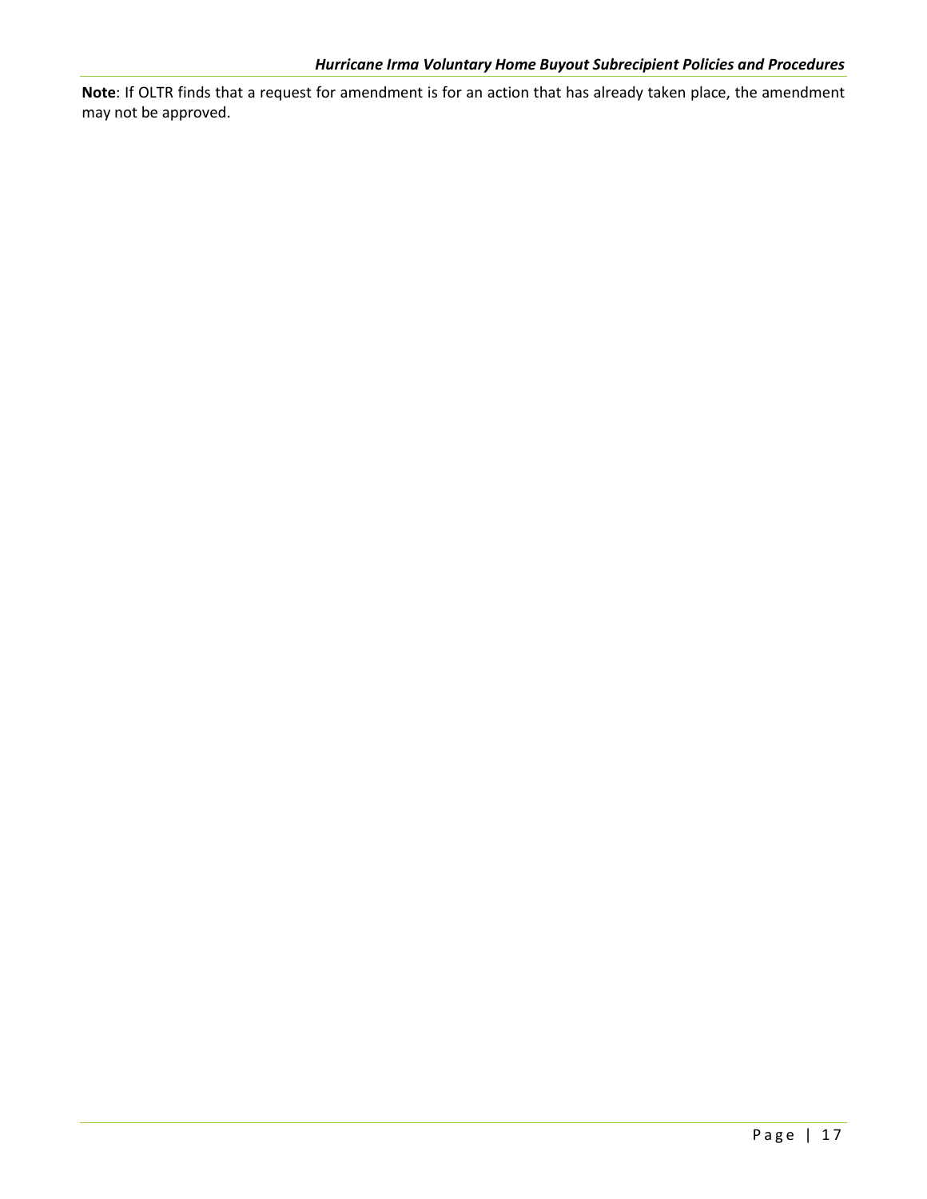**Note**: If OLTR finds that a request for amendment is for an action that has already taken place, the amendment may not be approved.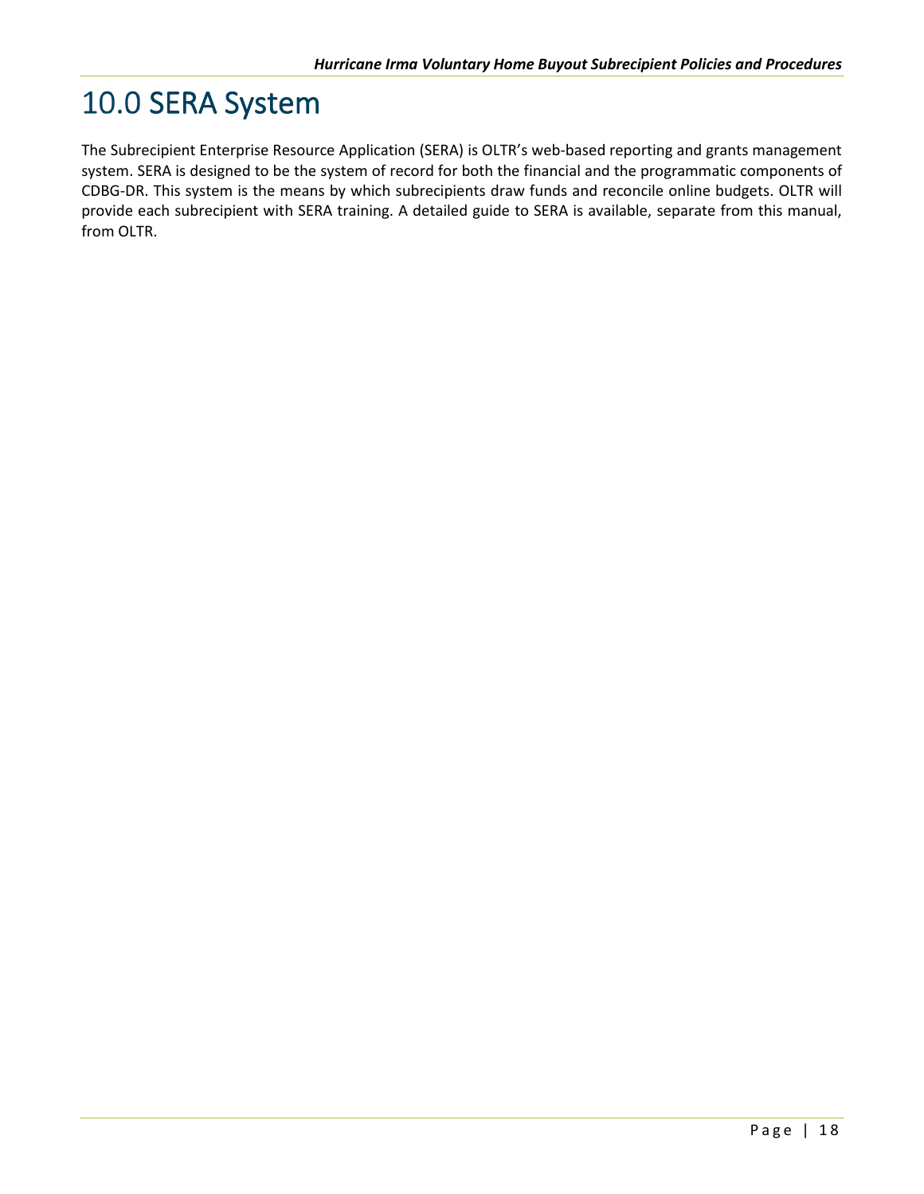# 10.0 SERA System

The Subrecipient Enterprise Resource Application (SERA) is OLTR's web-based reporting and grants management system. SERA is designed to be the system of record for both the financial and the programmatic components of CDBG-DR. This system is the means by which subrecipients draw funds and reconcile online budgets. OLTR will provide each subrecipient with SERA training. A detailed guide to SERA is available, separate from this manual, from OLTR.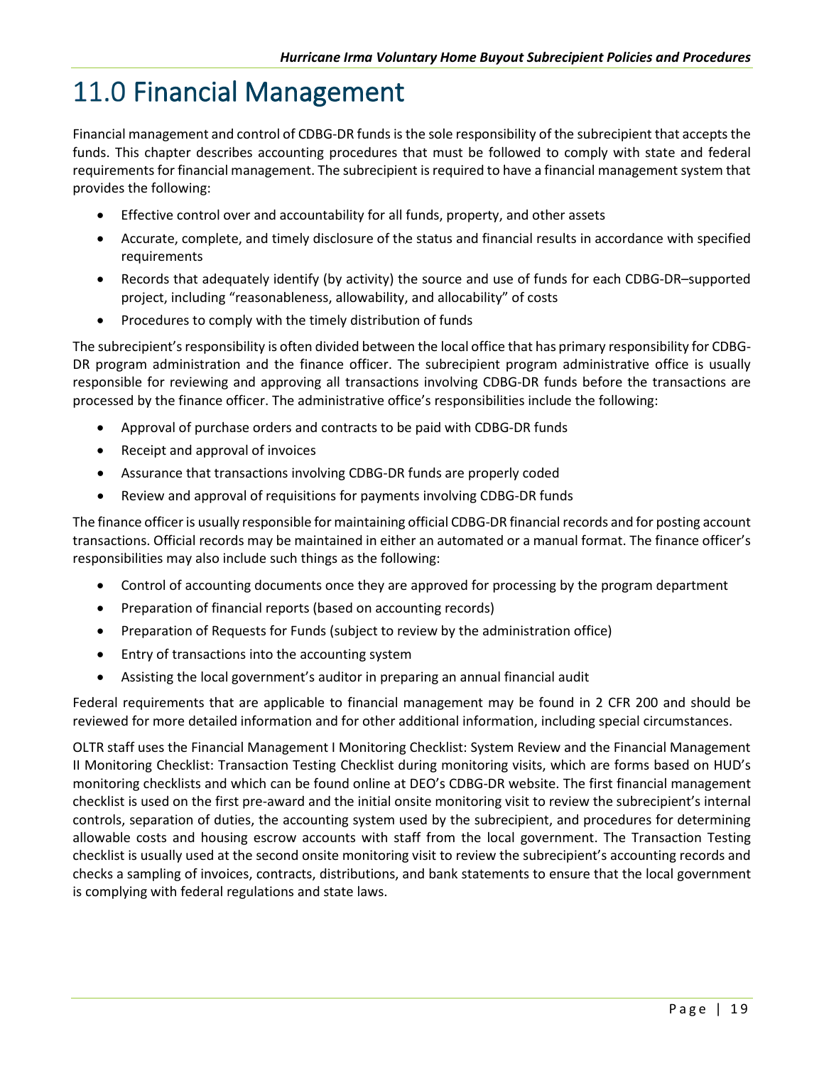# 11.0 Financial Management

Financial management and control of CDBG-DR funds is the sole responsibility of the subrecipient that accepts the funds. This chapter describes accounting procedures that must be followed to comply with state and federal requirements for financial management. The subrecipient is required to have a financial management system that provides the following:

- Effective control over and accountability for all funds, property, and other assets
- Accurate, complete, and timely disclosure of the status and financial results in accordance with specified requirements
- Records that adequately identify (by activity) the source and use of funds for each CDBG-DR–supported project, including "reasonableness, allowability, and allocability" of costs
- Procedures to comply with the timely distribution of funds

The subrecipient's responsibility is often divided between the local office that has primary responsibility for CDBG-DR program administration and the finance officer. The subrecipient program administrative office is usually responsible for reviewing and approving all transactions involving CDBG-DR funds before the transactions are processed by the finance officer. The administrative office's responsibilities include the following:

- Approval of purchase orders and contracts to be paid with CDBG-DR funds
- Receipt and approval of invoices
- Assurance that transactions involving CDBG-DR funds are properly coded
- Review and approval of requisitions for payments involving CDBG-DR funds

The finance officer is usually responsible for maintaining official CDBG-DR financial records and for posting account transactions. Official records may be maintained in either an automated or a manual format. The finance officer's responsibilities may also include such things as the following:

- Control of accounting documents once they are approved for processing by the program department
- Preparation of financial reports (based on accounting records)
- Preparation of Requests for Funds (subject to review by the administration office)
- Entry of transactions into the accounting system
- Assisting the local government's auditor in preparing an annual financial audit

Federal requirements that are applicable to financial management may be found in 2 CFR 200 and should be reviewed for more detailed information and for other additional information, including special circumstances.

OLTR staff uses the Financial Management I Monitoring Checklist: System Review and the Financial Management II Monitoring Checklist: Transaction Testing Checklist during monitoring visits, which are forms based on HUD's monitoring checklists and which can be found online at DEO's CDBG-DR website. The first financial management checklist is used on the first pre-award and the initial onsite monitoring visit to review the subrecipient's internal controls, separation of duties, the accounting system used by the subrecipient, and procedures for determining allowable costs and housing escrow accounts with staff from the local government. The Transaction Testing checklist is usually used at the second onsite monitoring visit to review the subrecipient's accounting records and checks a sampling of invoices, contracts, distributions, and bank statements to ensure that the local government is complying with federal regulations and state laws.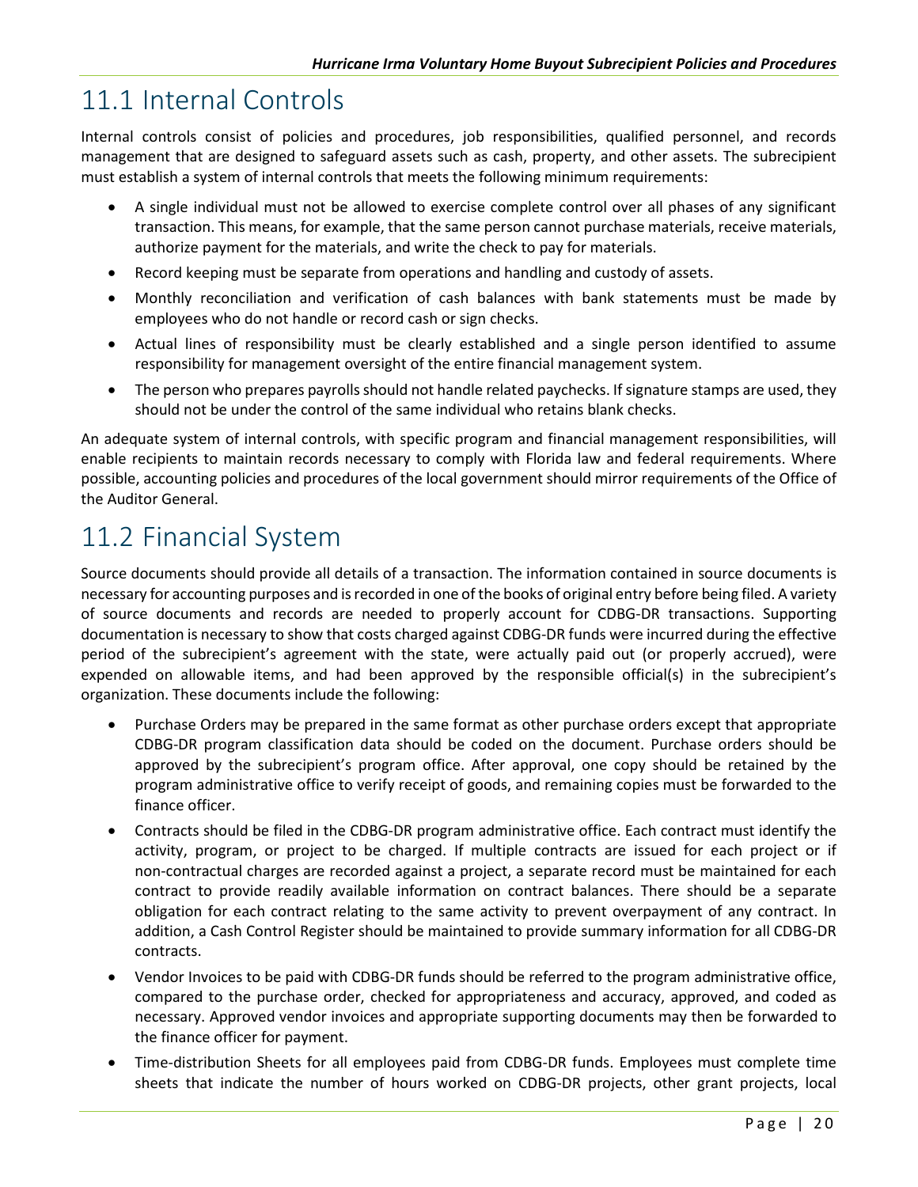## 11.1 Internal Controls

Internal controls consist of policies and procedures, job responsibilities, qualified personnel, and records management that are designed to safeguard assets such as cash, property, and other assets. The subrecipient must establish a system of internal controls that meets the following minimum requirements:

- A single individual must not be allowed to exercise complete control over all phases of any significant transaction. This means, for example, that the same person cannot purchase materials, receive materials, authorize payment for the materials, and write the check to pay for materials.
- Record keeping must be separate from operations and handling and custody of assets.
- Monthly reconciliation and verification of cash balances with bank statements must be made by employees who do not handle or record cash or sign checks.
- Actual lines of responsibility must be clearly established and a single person identified to assume responsibility for management oversight of the entire financial management system.
- The person who prepares payrolls should not handle related paychecks. If signature stamps are used, they should not be under the control of the same individual who retains blank checks.

An adequate system of internal controls, with specific program and financial management responsibilities, will enable recipients to maintain records necessary to comply with Florida law and federal requirements. Where possible, accounting policies and procedures of the local government should mirror requirements of the Office of the Auditor General.

## 11.2 Financial System

Source documents should provide all details of a transaction. The information contained in source documents is necessary for accounting purposes and is recorded in one of the books of original entry before being filed. A variety of source documents and records are needed to properly account for CDBG-DR transactions. Supporting documentation is necessary to show that costs charged against CDBG-DR funds were incurred during the effective period of the subrecipient's agreement with the state, were actually paid out (or properly accrued), were expended on allowable items, and had been approved by the responsible official(s) in the subrecipient's organization. These documents include the following:

- Purchase Orders may be prepared in the same format as other purchase orders except that appropriate CDBG-DR program classification data should be coded on the document. Purchase orders should be approved by the subrecipient's program office. After approval, one copy should be retained by the program administrative office to verify receipt of goods, and remaining copies must be forwarded to the finance officer.
- Contracts should be filed in the CDBG-DR program administrative office. Each contract must identify the activity, program, or project to be charged. If multiple contracts are issued for each project or if non-contractual charges are recorded against a project, a separate record must be maintained for each contract to provide readily available information on contract balances. There should be a separate obligation for each contract relating to the same activity to prevent overpayment of any contract. In addition, a Cash Control Register should be maintained to provide summary information for all CDBG-DR contracts.
- Vendor Invoices to be paid with CDBG-DR funds should be referred to the program administrative office, compared to the purchase order, checked for appropriateness and accuracy, approved, and coded as necessary. Approved vendor invoices and appropriate supporting documents may then be forwarded to the finance officer for payment.
- Time-distribution Sheets for all employees paid from CDBG-DR funds. Employees must complete time sheets that indicate the number of hours worked on CDBG-DR projects, other grant projects, local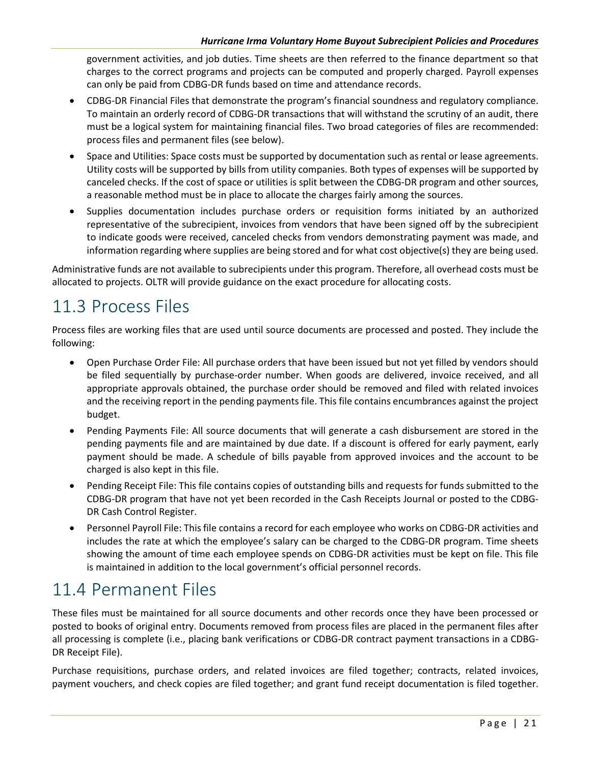government activities, and job duties. Time sheets are then referred to the finance department so that charges to the correct programs and projects can be computed and properly charged. Payroll expenses can only be paid from CDBG-DR funds based on time and attendance records.

- CDBG-DR Financial Files that demonstrate the program's financial soundness and regulatory compliance. To maintain an orderly record of CDBG-DR transactions that will withstand the scrutiny of an audit, there must be a logical system for maintaining financial files. Two broad categories of files are recommended: process files and permanent files (see below).
- Space and Utilities: Space costs must be supported by documentation such as rental or lease agreements. Utility costs will be supported by bills from utility companies. Both types of expenses will be supported by canceled checks. If the cost of space or utilities is split between the CDBG-DR program and other sources, a reasonable method must be in place to allocate the charges fairly among the sources.
- Supplies documentation includes purchase orders or requisition forms initiated by an authorized representative of the subrecipient, invoices from vendors that have been signed off by the subrecipient to indicate goods were received, canceled checks from vendors demonstrating payment was made, and information regarding where supplies are being stored and for what cost objective(s) they are being used.

Administrative funds are not available to subrecipients under this program. Therefore, all overhead costs must be allocated to projects. OLTR will provide guidance on the exact procedure for allocating costs.

# 11.3 Process Files

Process files are working files that are used until source documents are processed and posted. They include the following:

- Open Purchase Order File: All purchase orders that have been issued but not yet filled by vendors should be filed sequentially by purchase-order number. When goods are delivered, invoice received, and all appropriate approvals obtained, the purchase order should be removed and filed with related invoices and the receiving report in the pending payments file. This file contains encumbrances against the project budget.
- Pending Payments File: All source documents that will generate a cash disbursement are stored in the pending payments file and are maintained by due date. If a discount is offered for early payment, early payment should be made. A schedule of bills payable from approved invoices and the account to be charged is also kept in this file.
- Pending Receipt File: This file contains copies of outstanding bills and requests for funds submitted to the CDBG-DR program that have not yet been recorded in the Cash Receipts Journal or posted to the CDBG-DR Cash Control Register.
- Personnel Payroll File: This file contains a record for each employee who works on CDBG-DR activities and includes the rate at which the employee's salary can be charged to the CDBG-DR program. Time sheets showing the amount of time each employee spends on CDBG-DR activities must be kept on file. This file is maintained in addition to the local government's official personnel records.

# 11.4 Permanent Files

These files must be maintained for all source documents and other records once they have been processed or posted to books of original entry. Documents removed from process files are placed in the permanent files after all processing is complete (i.e., placing bank verifications or CDBG-DR contract payment transactions in a CDBG-DR Receipt File).

Purchase requisitions, purchase orders, and related invoices are filed together; contracts, related invoices, payment vouchers, and check copies are filed together; and grant fund receipt documentation is filed together.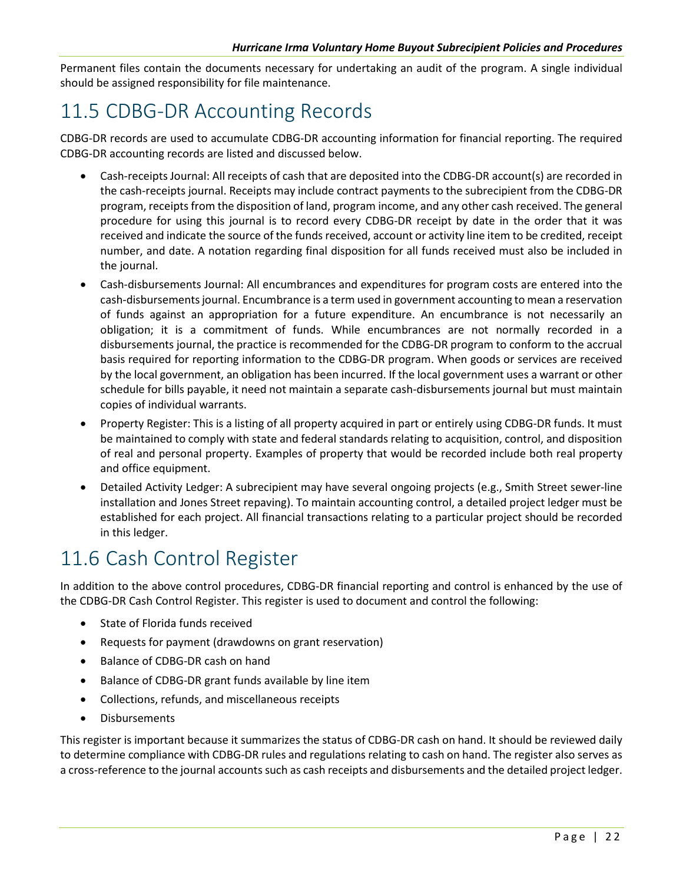Permanent files contain the documents necessary for undertaking an audit of the program. A single individual should be assigned responsibility for file maintenance.

# 11.5 CDBG-DR Accounting Records

CDBG-DR records are used to accumulate CDBG-DR accounting information for financial reporting. The required CDBG-DR accounting records are listed and discussed below.

- Cash-receipts Journal: All receipts of cash that are deposited into the CDBG-DR account(s) are recorded in the cash-receipts journal. Receipts may include contract payments to the subrecipient from the CDBG-DR program, receipts from the disposition of land, program income, and any other cash received. The general procedure for using this journal is to record every CDBG-DR receipt by date in the order that it was received and indicate the source of the funds received, account or activity line item to be credited, receipt number, and date. A notation regarding final disposition for all funds received must also be included in the journal.
- Cash-disbursements Journal: All encumbrances and expenditures for program costs are entered into the cash-disbursements journal. Encumbrance is a term used in government accounting to mean a reservation of funds against an appropriation for a future expenditure. An encumbrance is not necessarily an obligation; it is a commitment of funds. While encumbrances are not normally recorded in a disbursements journal, the practice is recommended for the CDBG-DR program to conform to the accrual basis required for reporting information to the CDBG-DR program. When goods or services are received by the local government, an obligation has been incurred. If the local government uses a warrant or other schedule for bills payable, it need not maintain a separate cash-disbursements journal but must maintain copies of individual warrants.
- Property Register: This is a listing of all property acquired in part or entirely using CDBG-DR funds. It must be maintained to comply with state and federal standards relating to acquisition, control, and disposition of real and personal property. Examples of property that would be recorded include both real property and office equipment.
- Detailed Activity Ledger: A subrecipient may have several ongoing projects (e.g., Smith Street sewer-line installation and Jones Street repaving). To maintain accounting control, a detailed project ledger must be established for each project. All financial transactions relating to a particular project should be recorded in this ledger.

# 11.6 Cash Control Register

In addition to the above control procedures, CDBG-DR financial reporting and control is enhanced by the use of the CDBG-DR Cash Control Register. This register is used to document and control the following:

- State of Florida funds received
- Requests for payment (drawdowns on grant reservation)
- Balance of CDBG-DR cash on hand
- Balance of CDBG-DR grant funds available by line item
- Collections, refunds, and miscellaneous receipts
- Disbursements

This register is important because it summarizes the status of CDBG-DR cash on hand. It should be reviewed daily to determine compliance with CDBG-DR rules and regulations relating to cash on hand. The register also serves as a cross-reference to the journal accounts such as cash receipts and disbursements and the detailed project ledger.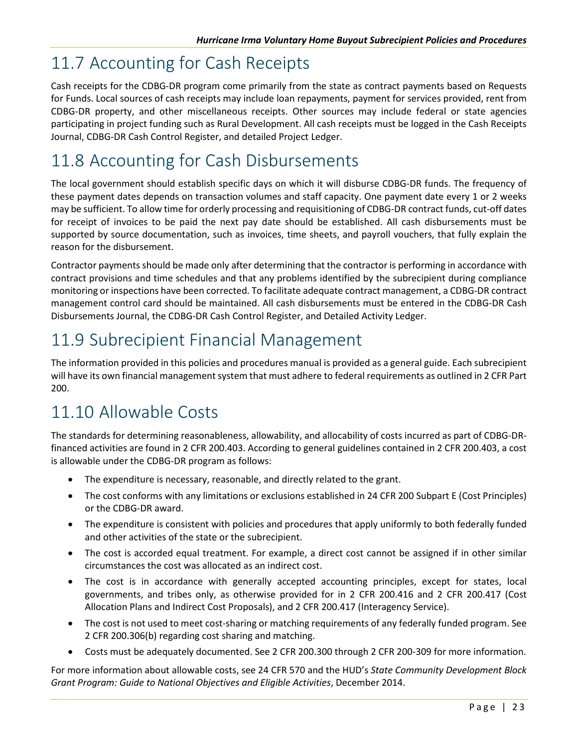## 11.7 Accounting for Cash Receipts

Cash receipts for the CDBG-DR program come primarily from the state as contract payments based on Requests for Funds. Local sources of cash receipts may include loan repayments, payment for services provided, rent from CDBG-DR property, and other miscellaneous receipts. Other sources may include federal or state agencies participating in project funding such as Rural Development. All cash receipts must be logged in the Cash Receipts Journal, CDBG-DR Cash Control Register, and detailed Project Ledger.

## 11.8 Accounting for Cash Disbursements

The local government should establish specific days on which it will disburse CDBG-DR funds. The frequency of these payment dates depends on transaction volumes and staff capacity. One payment date every 1 or 2 weeks may be sufficient. To allow time for orderly processing and requisitioning of CDBG-DR contract funds, cut-off dates for receipt of invoices to be paid the next pay date should be established. All cash disbursements must be supported by source documentation, such as invoices, time sheets, and payroll vouchers, that fully explain the reason for the disbursement.

Contractor payments should be made only after determining that the contractor is performing in accordance with contract provisions and time schedules and that any problems identified by the subrecipient during compliance monitoring or inspections have been corrected. To facilitate adequate contract management, a CDBG-DR contract management control card should be maintained. All cash disbursements must be entered in the CDBG-DR Cash Disbursements Journal, the CDBG-DR Cash Control Register, and Detailed Activity Ledger.

## 11.9 Subrecipient Financial Management

The information provided in this policies and procedures manual is provided as a general guide. Each subrecipient will have its own financial management system that must adhere to federal requirements as outlined in 2 CFR Part 200.

## 11.10 Allowable Costs

The standards for determining reasonableness, allowability, and allocability of costs incurred as part of CDBG-DR-financed activities are found in 2 CFR 200.403. According to general guidelines contained in 2 CFR 200.403, a cost is allowable under the CDBG-DR program as follows:

- The expenditure is necessary, reasonable, and directly related to the grant.
- The cost conforms with any limitations or exclusions established in 24 CFR 200 Subpart E (Cost Principles) or the CDBG-DR award.
- The expenditure is consistent with policies and procedures that apply uniformly to both federally funded and other activities of the state or the subrecipient.
- The cost is accorded equal treatment. For example, a direct cost cannot be assigned if in other similar circumstances the cost was allocated as an indirect cost.
- The cost is in accordance with generally accepted accounting principles, except for states, local governments, and tribes only, as otherwise provided for in 2 CFR 200.416 and 2 CFR 200.417 (Cost Allocation Plans and Indirect Cost Proposals), and 2 CFR 200.417 (Interagency Service).
- The cost is not used to meet cost-sharing or matching requirements of any federally funded program. See 2 CFR 200.306(b) regarding cost sharing and matching.
- Costs must be adequately documented. See 2 CFR 200.300 through 2 CFR 200-309 for more information.

For more information about allowable costs, see 24 CFR 570 and the HUD's *State Community Development Block Grant Program: Guide to National Objectives and Eligible Activities*, December 2014.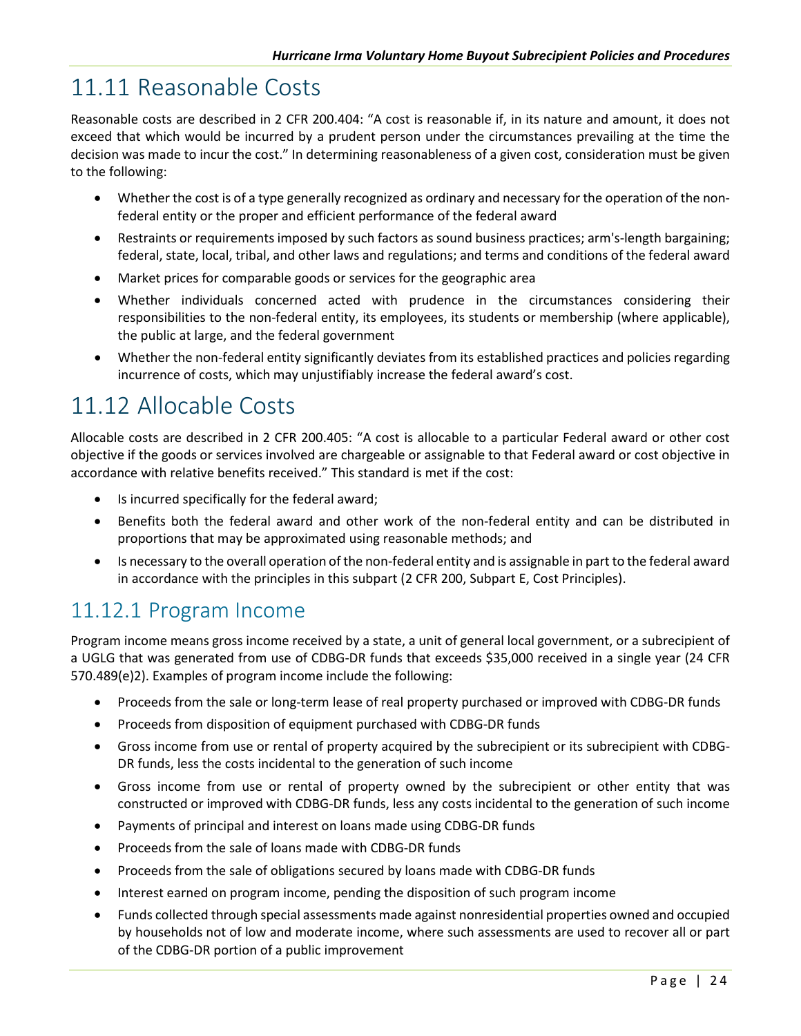# 11.11 Reasonable Costs

Reasonable costs are described in 2 CFR 200.404: "A cost is reasonable if, in its nature and amount, it does not exceed that which would be incurred by a prudent person under the circumstances prevailing at the time the decision was made to incur the cost." In determining reasonableness of a given cost, consideration must be given to the following:

- Whether the cost is of a type generally recognized as ordinary and necessary for the operation of the non-federal entity or the proper and efficient performance of the federal award
- Restraints or requirements imposed by such factors as sound business practices; arm's-length bargaining; federal, state, local, tribal, and other laws and regulations; and terms and conditions of the federal award
- Market prices for comparable goods or services for the geographic area
- Whether individuals concerned acted with prudence in the circumstances considering their responsibilities to the non-federal entity, its employees, its students or membership (where applicable), the public at large, and the federal government
- Whether the non-federal entity significantly deviates from its established practices and policies regarding incurrence of costs, which may unjustifiably increase the federal award's cost.

# 11.12 Allocable Costs

Allocable costs are described in 2 CFR 200.405: "A cost is allocable to a particular Federal award or other cost objective if the goods or services involved are chargeable or assignable to that Federal award or cost objective in accordance with relative benefits received." This standard is met if the cost:

- Is incurred specifically for the federal award;
- Benefits both the federal award and other work of the non-federal entity and can be distributed in proportions that may be approximated using reasonable methods; and
- Is necessary to the overall operation of the non-federal entity and is assignable in part to the federal award in accordance with the principles in this subpart (2 CFR 200, Subpart E, Cost Principles).

## 11.12.1 Program Income

Program income means gross income received by a state, a unit of general local government, or a subrecipient of a UGLG that was generated from use of CDBG-DR funds that exceeds $35,000 received in a single year (24 CFR 570.489(e)2). Examples of program income include the following:

- Proceeds from the sale or long-term lease of real property purchased or improved with CDBG-DR funds
- Proceeds from disposition of equipment purchased with CDBG-DR funds
- Gross income from use or rental of property acquired by the subrecipient or its subrecipient with CDBG-DR funds, less the costs incidental to the generation of such income
- Gross income from use or rental of property owned by the subrecipient or other entity that was constructed or improved with CDBG-DR funds, less any costs incidental to the generation of such income
- Payments of principal and interest on loans made using CDBG-DR funds
- Proceeds from the sale of loans made with CDBG-DR funds
- Proceeds from the sale of obligations secured by loans made with CDBG-DR funds
- Interest earned on program income, pending the disposition of such program income
- Funds collected through special assessments made against nonresidential properties owned and occupied by households not of low and moderate income, where such assessments are used to recover all or part of the CDBG-DR portion of a public improvement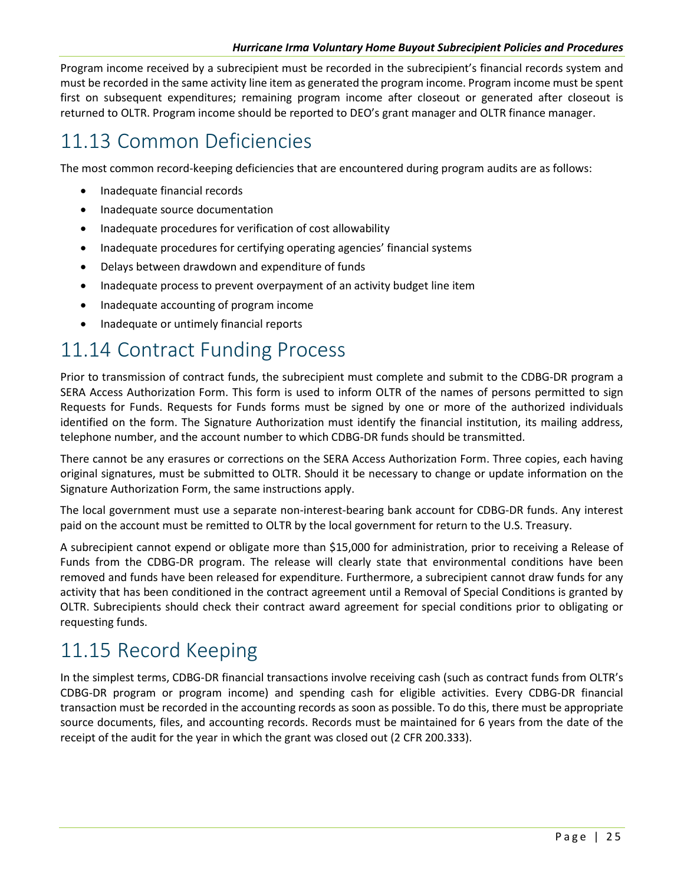Program income received by a subrecipient must be recorded in the subrecipient's financial records system and must be recorded in the same activity line item as generated the program income. Program income must be spent first on subsequent expenditures; remaining program income after closeout or generated after closeout is returned to OLTR. Program income should be reported to DEO's grant manager and OLTR finance manager.

## 11.13 Common Deficiencies

The most common record-keeping deficiencies that are encountered during program audits are as follows:

- Inadequate financial records
- Inadequate source documentation
- Inadequate procedures for verification of cost allowability
- Inadequate procedures for certifying operating agencies' financial systems
- Delays between drawdown and expenditure of funds
- Inadequate process to prevent overpayment of an activity budget line item
- Inadequate accounting of program income
- Inadequate or untimely financial reports

## 11.14 Contract Funding Process

Prior to transmission of contract funds, the subrecipient must complete and submit to the CDBG-DR program a SERA Access Authorization Form. This form is used to inform OLTR of the names of persons permitted to sign Requests for Funds. Requests for Funds forms must be signed by one or more of the authorized individuals identified on the form. The Signature Authorization must identify the financial institution, its mailing address, telephone number, and the account number to which CDBG-DR funds should be transmitted.

There cannot be any erasures or corrections on the SERA Access Authorization Form. Three copies, each having original signatures, must be submitted to OLTR. Should it be necessary to change or update information on the Signature Authorization Form, the same instructions apply.

The local government must use a separate non-interest-bearing bank account for CDBG-DR funds. Any interest paid on the account must be remitted to OLTR by the local government for return to the U.S. Treasury.

A subrecipient cannot expend or obligate more than $15,000 for administration, prior to receiving a Release of Funds from the CDBG-DR program. The release will clearly state that environmental conditions have been removed and funds have been released for expenditure. Furthermore, a subrecipient cannot draw funds for any activity that has been conditioned in the contract agreement until a Removal of Special Conditions is granted by OLTR. Subrecipients should check their contract award agreement for special conditions prior to obligating or requesting funds.

## 11.15 Record Keeping

In the simplest terms, CDBG-DR financial transactions involve receiving cash (such as contract funds from OLTR's CDBG-DR program or program income) and spending cash for eligible activities. Every CDBG-DR financial transaction must be recorded in the accounting records as soon as possible. To do this, there must be appropriate source documents, files, and accounting records. Records must be maintained for 6 years from the date of the receipt of the audit for the year in which the grant was closed out (2 CFR 200.333).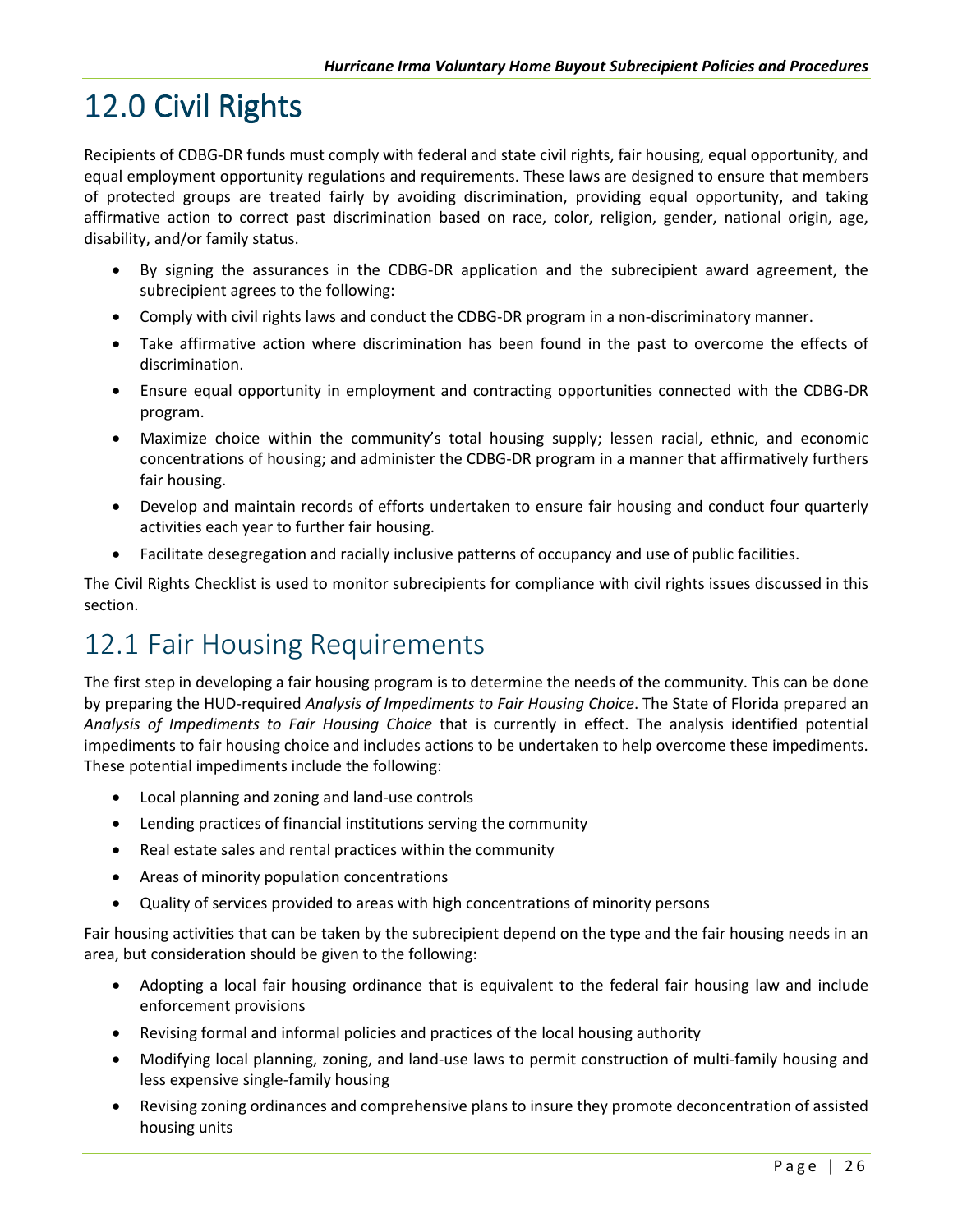# 12.0 Civil Rights

Recipients of CDBG-DR funds must comply with federal and state civil rights, fair housing, equal opportunity, and equal employment opportunity regulations and requirements. These laws are designed to ensure that members of protected groups are treated fairly by avoiding discrimination, providing equal opportunity, and taking affirmative action to correct past discrimination based on race, color, religion, gender, national origin, age, disability, and/or family status.

- By signing the assurances in the CDBG-DR application and the subrecipient award agreement, the subrecipient agrees to the following:
- Comply with civil rights laws and conduct the CDBG-DR program in a non-discriminatory manner.
- Take affirmative action where discrimination has been found in the past to overcome the effects of discrimination.
- Ensure equal opportunity in employment and contracting opportunities connected with the CDBG-DR program.
- Maximize choice within the community's total housing supply; lessen racial, ethnic, and economic concentrations of housing; and administer the CDBG-DR program in a manner that affirmatively furthers fair housing.
- Develop and maintain records of efforts undertaken to ensure fair housing and conduct four quarterly activities each year to further fair housing.
- Facilitate desegregation and racially inclusive patterns of occupancy and use of public facilities.

The Civil Rights Checklist is used to monitor subrecipients for compliance with civil rights issues discussed in this section.

## 12.1 Fair Housing Requirements

The first step in developing a fair housing program is to determine the needs of the community. This can be done by preparing the HUD-required *Analysis of Impediments to Fair Housing Choice*. The State of Florida prepared an *Analysis of Impediments to Fair Housing Choice* that is currently in effect. The analysis identified potential impediments to fair housing choice and includes actions to be undertaken to help overcome these impediments. These potential impediments include the following:

- Local planning and zoning and land-use controls
- Lending practices of financial institutions serving the community
- Real estate sales and rental practices within the community
- Areas of minority population concentrations
- Quality of services provided to areas with high concentrations of minority persons

Fair housing activities that can be taken by the subrecipient depend on the type and the fair housing needs in an area, but consideration should be given to the following:

- Adopting a local fair housing ordinance that is equivalent to the federal fair housing law and include enforcement provisions
- Revising formal and informal policies and practices of the local housing authority
- Modifying local planning, zoning, and land-use laws to permit construction of multi-family housing and less expensive single-family housing
- Revising zoning ordinances and comprehensive plans to insure they promote deconcentration of assisted housing units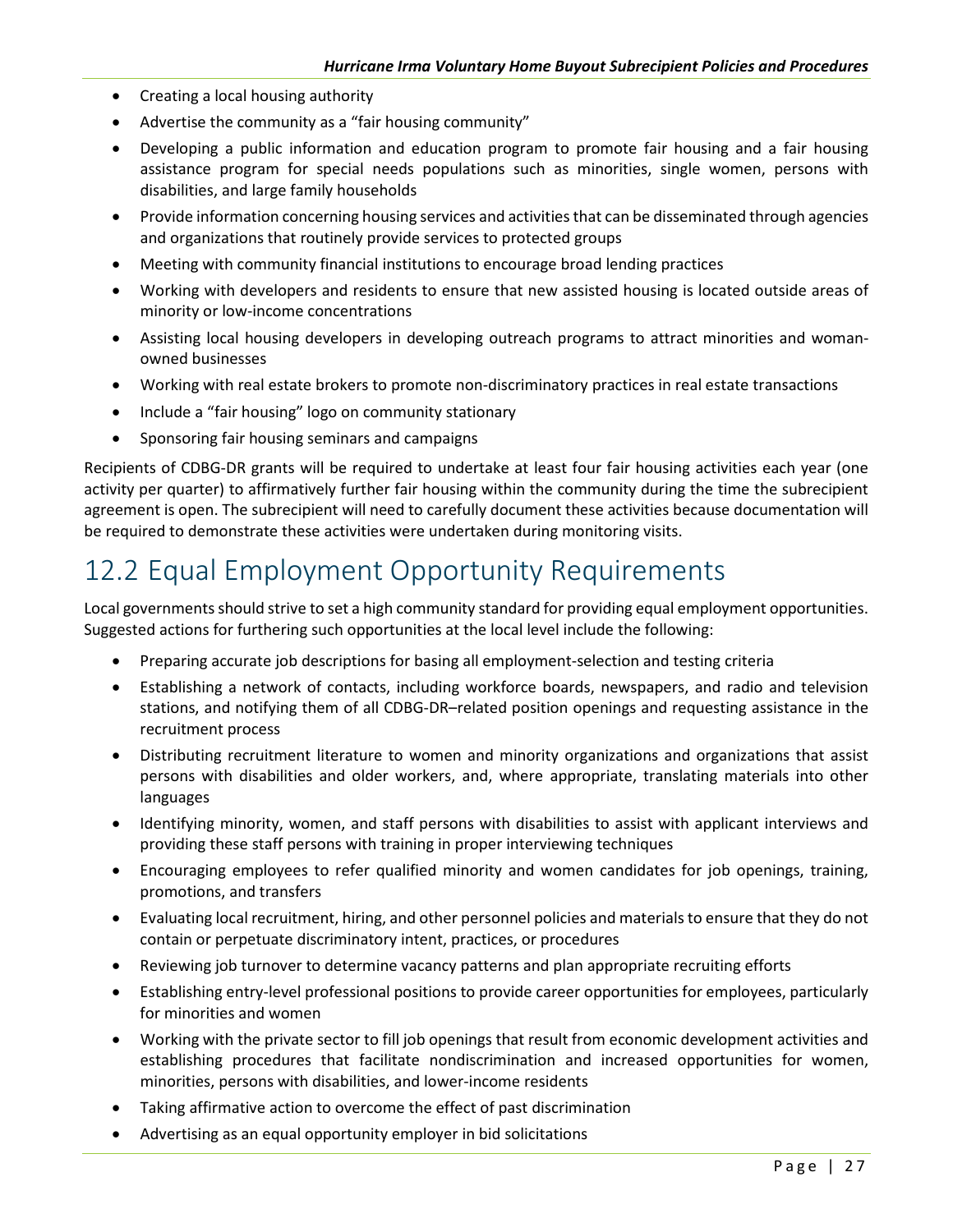- Creating a local housing authority
- Advertise the community as a “fair housing community”
- Developing a public information and education program to promote fair housing and a fair housing assistance program for special needs populations such as minorities, single women, persons with disabilities, and large family households
- Provide information concerning housing services and activities that can be disseminated through agencies and organizations that routinely provide services to protected groups
- Meeting with community financial institutions to encourage broad lending practices
- Working with developers and residents to ensure that new assisted housing is located outside areas of minority or low-income concentrations
- Assisting local housing developers in developing outreach programs to attract minorities and woman-owned businesses
- Working with real estate brokers to promote non-discriminatory practices in real estate transactions
- Include a “fair housing” logo on community stationary
- Sponsoring fair housing seminars and campaigns

Recipients of CDBG-DR grants will be required to undertake at least four fair housing activities each year (one activity per quarter) to affirmatively further fair housing within the community during the time the subrecipient agreement is open. The subrecipient will need to carefully document these activities because documentation will be required to demonstrate these activities were undertaken during monitoring visits.

## 12.2 Equal Employment Opportunity Requirements

Local governments should strive to set a high community standard for providing equal employment opportunities. Suggested actions for furthering such opportunities at the local level include the following:

- Preparing accurate job descriptions for basing all employment-selection and testing criteria
- Establishing a network of contacts, including workforce boards, newspapers, and radio and television stations, and notifying them of all CDBG-DR–related position openings and requesting assistance in the recruitment process
- Distributing recruitment literature to women and minority organizations and organizations that assist persons with disabilities and older workers, and, where appropriate, translating materials into other languages
- Identifying minority, women, and staff persons with disabilities to assist with applicant interviews and providing these staff persons with training in proper interviewing techniques
- Encouraging employees to refer qualified minority and women candidates for job openings, training, promotions, and transfers
- Evaluating local recruitment, hiring, and other personnel policies and materials to ensure that they do not contain or perpetuate discriminatory intent, practices, or procedures
- Reviewing job turnover to determine vacancy patterns and plan appropriate recruiting efforts
- Establishing entry-level professional positions to provide career opportunities for employees, particularly for minorities and women
- Working with the private sector to fill job openings that result from economic development activities and establishing procedures that facilitate nondiscrimination and increased opportunities for women, minorities, persons with disabilities, and lower-income residents
- Taking affirmative action to overcome the effect of past discrimination
- Advertising as an equal opportunity employer in bid solicitations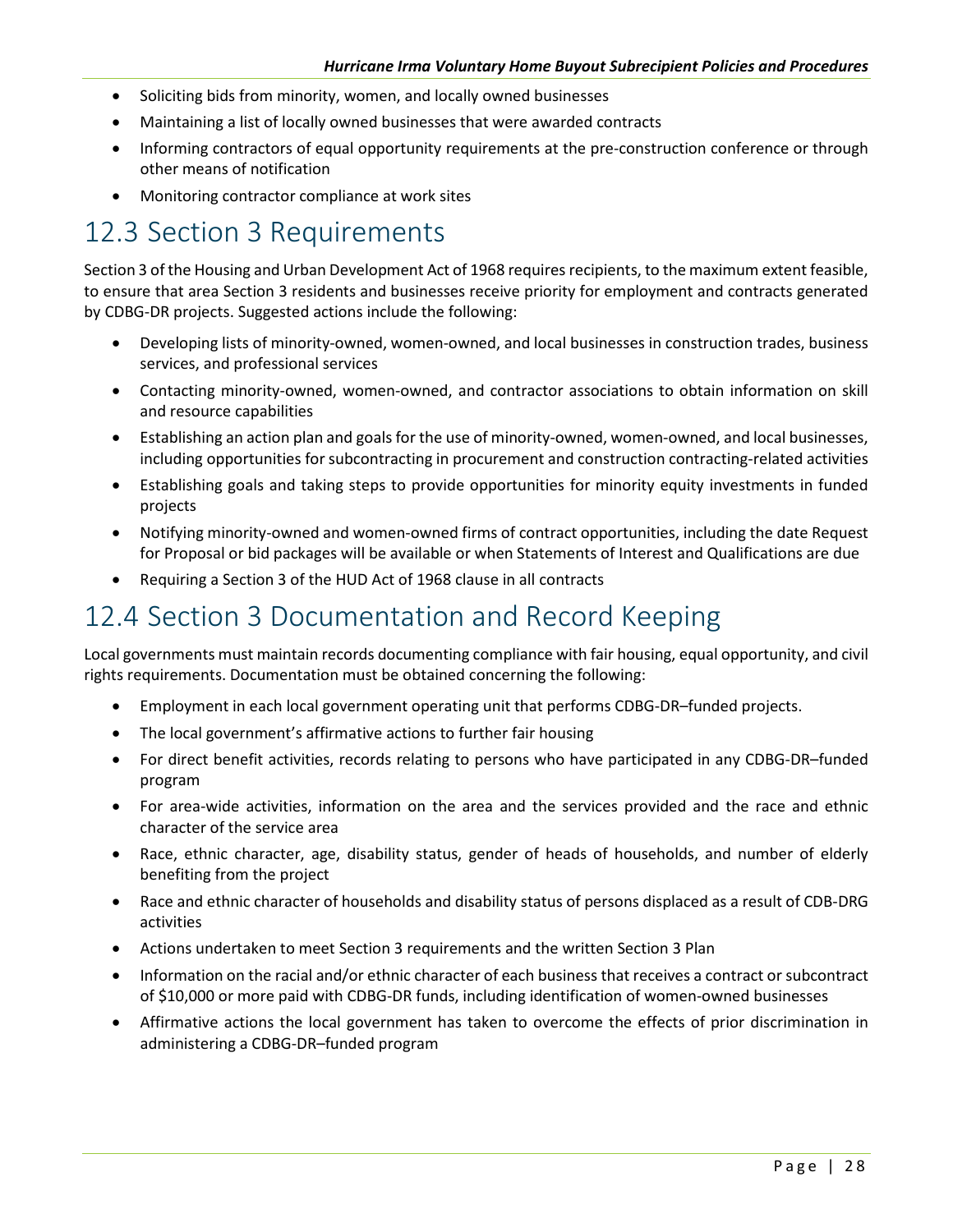- Soliciting bids from minority, women, and locally owned businesses
- Maintaining a list of locally owned businesses that were awarded contracts
- Informing contractors of equal opportunity requirements at the pre-construction conference or through other means of notification
- Monitoring contractor compliance at work sites

## 12.3 Section 3 Requirements

Section 3 of the Housing and Urban Development Act of 1968 requires recipients, to the maximum extent feasible, to ensure that area Section 3 residents and businesses receive priority for employment and contracts generated by CDBG-DR projects. Suggested actions include the following:

- Developing lists of minority-owned, women-owned, and local businesses in construction trades, business services, and professional services
- Contacting minority-owned, women-owned, and contractor associations to obtain information on skill and resource capabilities
- Establishing an action plan and goals for the use of minority-owned, women-owned, and local businesses, including opportunities for subcontracting in procurement and construction contracting-related activities
- Establishing goals and taking steps to provide opportunities for minority equity investments in funded projects
- Notifying minority-owned and women-owned firms of contract opportunities, including the date Request for Proposal or bid packages will be available or when Statements of Interest and Qualifications are due
- Requiring a Section 3 of the HUD Act of 1968 clause in all contracts

## 12.4 Section 3 Documentation and Record Keeping

Local governments must maintain records documenting compliance with fair housing, equal opportunity, and civil rights requirements. Documentation must be obtained concerning the following:

- Employment in each local government operating unit that performs CDBG-DR–funded projects.
- The local government's affirmative actions to further fair housing
- For direct benefit activities, records relating to persons who have participated in any CDBG-DR–funded program
- For area-wide activities, information on the area and the services provided and the race and ethnic character of the service area
- Race, ethnic character, age, disability status, gender of heads of households, and number of elderly benefiting from the project
- Race and ethnic character of households and disability status of persons displaced as a result of CDB-DRG activities
- Actions undertaken to meet Section 3 requirements and the written Section 3 Plan
- Information on the racial and/or ethnic character of each business that receives a contract or subcontract of $10,000 or more paid with CDBG-DR funds, including identification of women-owned businesses
- Affirmative actions the local government has taken to overcome the effects of prior discrimination in administering a CDBG-DR–funded program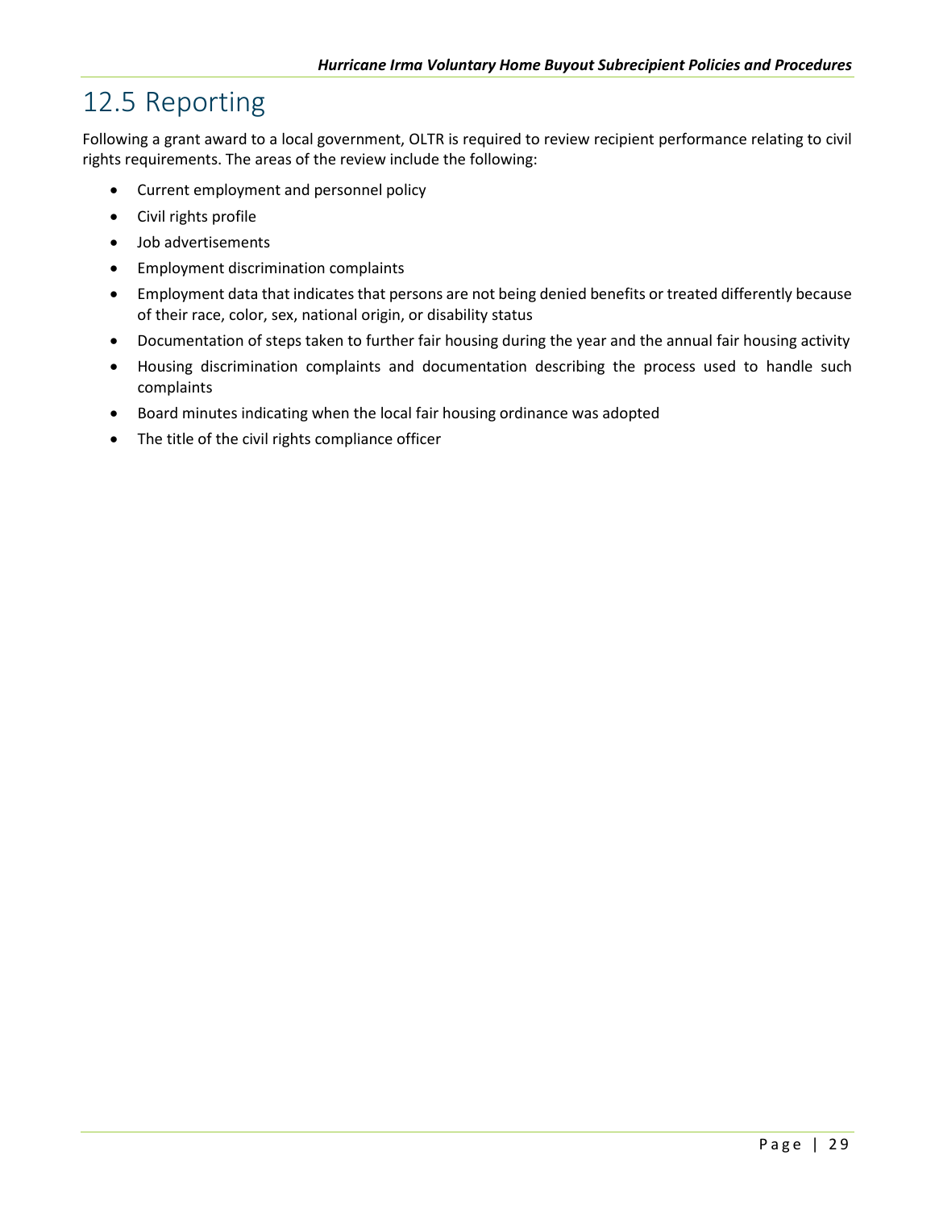## 12.5 Reporting

Following a grant award to a local government, OLTR is required to review recipient performance relating to civil rights requirements. The areas of the review include the following:

- Current employment and personnel policy
- Civil rights profile
- Job advertisements
- Employment discrimination complaints
- Employment data that indicates that persons are not being denied benefits or treated differently because of their race, color, sex, national origin, or disability status
- Documentation of steps taken to further fair housing during the year and the annual fair housing activity
- Housing discrimination complaints and documentation describing the process used to handle such complaints
- Board minutes indicating when the local fair housing ordinance was adopted
- The title of the civil rights compliance officer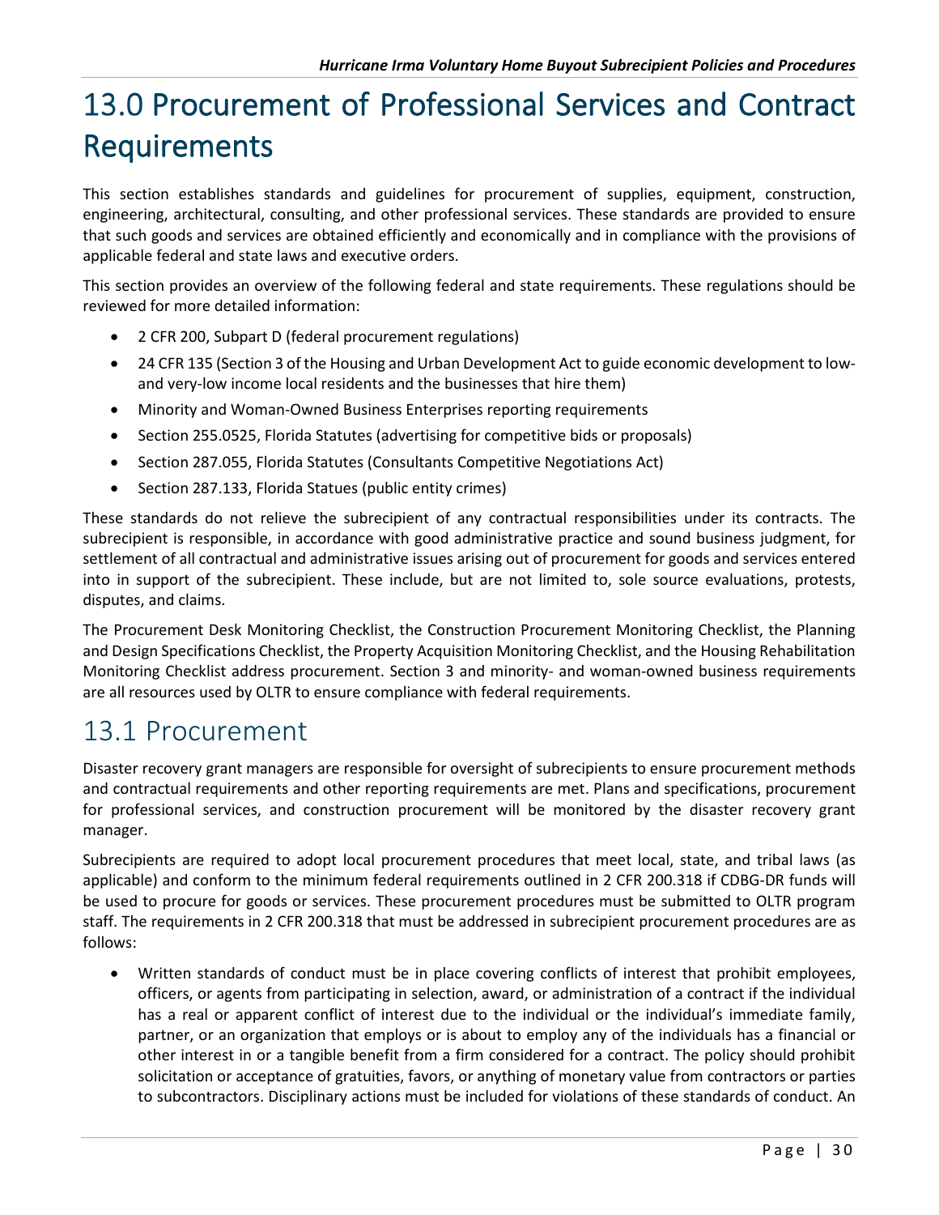// 13.0 Procurement of Professional Services and Contract Requirements

This section establishes standards and guidelines for procurement of supplies, equipment, construction, engineering, architectural, consulting, and other professional services. These standards are provided to ensure that such goods and services are obtained efficiently and economically and in compliance with the provisions of applicable federal and state laws and executive orders.

This section provides an overview of the following federal and state requirements. These regulations should be reviewed for more detailed information:

- 2 CFR 200, Subpart D (federal procurement regulations)
- 24 CFR 135 (Section 3 of the Housing and Urban Development Act to guide economic development to low- and very-low income local residents and the businesses that hire them)
- Minority and Woman-Owned Business Enterprises reporting requirements
- Section 255.0525, Florida Statutes (advertising for competitive bids or proposals)
- Section 287.055, Florida Statutes (Consultants Competitive Negotiations Act)
- Section 287.133, Florida Statues (public entity crimes)

These standards do not relieve the subrecipient of any contractual responsibilities under its contracts. The subrecipient is responsible, in accordance with good administrative practice and sound business judgment, for settlement of all contractual and administrative issues arising out of procurement for goods and services entered into in support of the subrecipient. These include, but are not limited to, sole source evaluations, protests, disputes, and claims.

The Procurement Desk Monitoring Checklist, the Construction Procurement Monitoring Checklist, the Planning and Design Specifications Checklist, the Property Acquisition Monitoring Checklist, and the Housing Rehabilitation Monitoring Checklist address procurement. Section 3 and minority- and woman-owned business requirements are all resources used by OLTR to ensure compliance with federal requirements.

## 13.1 Procurement

Disaster recovery grant managers are responsible for oversight of subrecipients to ensure procurement methods and contractual requirements and other reporting requirements are met. Plans and specifications, procurement for professional services, and construction procurement will be monitored by the disaster recovery grant manager.

Subrecipients are required to adopt local procurement procedures that meet local, state, and tribal laws (as applicable) and conform to the minimum federal requirements outlined in 2 CFR 200.318 if CDBG-DR funds will be used to procure for goods or services. These procurement procedures must be submitted to OLTR program staff. The requirements in 2 CFR 200.318 that must be addressed in subrecipient procurement procedures are as follows:

- Written standards of conduct must be in place covering conflicts of interest that prohibit employees, officers, or agents from participating in selection, award, or administration of a contract if the individual has a real or apparent conflict of interest due to the individual or the individual's immediate family, partner, or an organization that employs or is about to employ any of the individuals has a financial or other interest in or a tangible benefit from a firm considered for a contract. The policy should prohibit solicitation or acceptance of gratuities, favors, or anything of monetary value from contractors or parties to subcontractors. Disciplinary actions must be included for violations of these standards of conduct. An

# 13.0 Procurement of Professional Services and Contract Requirements

This section establishes standards and guidelines for procurement of supplies, equipment, construction, engineering, architectural, consulting, and other professional services. These standards are provided to ensure that such goods and services are obtained efficiently and economically and in compliance with the provisions of applicable federal and state laws and executive orders.

This section provides an overview of the following federal and state requirements. These regulations should be reviewed for more detailed information:

- 2 CFR 200, Subpart D (federal procurement regulations)
- 24 CFR 135 (Section 3 of the Housing and Urban Development Act to guide economic development to low- and very-low income local residents and the businesses that hire them)
- Minority and Woman-Owned Business Enterprises reporting requirements
- Section 255.0525, Florida Statutes (advertising for competitive bids or proposals)
- Section 287.055, Florida Statutes (Consultants Competitive Negotiations Act)
- Section 287.133, Florida Statues (public entity crimes)

These standards do not relieve the subrecipient of any contractual responsibilities under its contracts. The subrecipient is responsible, in accordance with good administrative practice and sound business judgment, for settlement of all contractual and administrative issues arising out of procurement for goods and services entered into in support of the subrecipient. These include, but are not limited to, sole source evaluations, protests, disputes, and claims.

The Procurement Desk Monitoring Checklist, the Construction Procurement Monitoring Checklist, the Planning and Design Specifications Checklist, the Property Acquisition Monitoring Checklist, and the Housing Rehabilitation Monitoring Checklist address procurement. Section 3 and minority- and woman-owned business requirements are all resources used by OLTR to ensure compliance with federal requirements.

## 13.1 Procurement

Disaster recovery grant managers are responsible for oversight of subrecipients to ensure procurement methods and contractual requirements and other reporting requirements are met. Plans and specifications, procurement for professional services, and construction procurement will be monitored by the disaster recovery grant manager.

Subrecipients are required to adopt local procurement procedures that meet local, state, and tribal laws (as applicable) and conform to the minimum federal requirements outlined in 2 CFR 200.318 if CDBG-DR funds will be used to procure for goods or services. These procurement procedures must be submitted to OLTR program staff. The requirements in 2 CFR 200.318 that must be addressed in subrecipient procurement procedures are as follows:

- Written standards of conduct must be in place covering conflicts of interest that prohibit employees, officers, or agents from participating in selection, award, or administration of a contract if the individual has a real or apparent conflict of interest due to the individual or the individual's immediate family, partner, or an organization that employs or is about to employ any of the individuals has a financial or other interest in or a tangible benefit from a firm considered for a contract. The policy should prohibit solicitation or acceptance of gratuities, favors, or anything of monetary value from contractors or parties to subcontractors. Disciplinary actions must be included for violations of these standards of conduct. An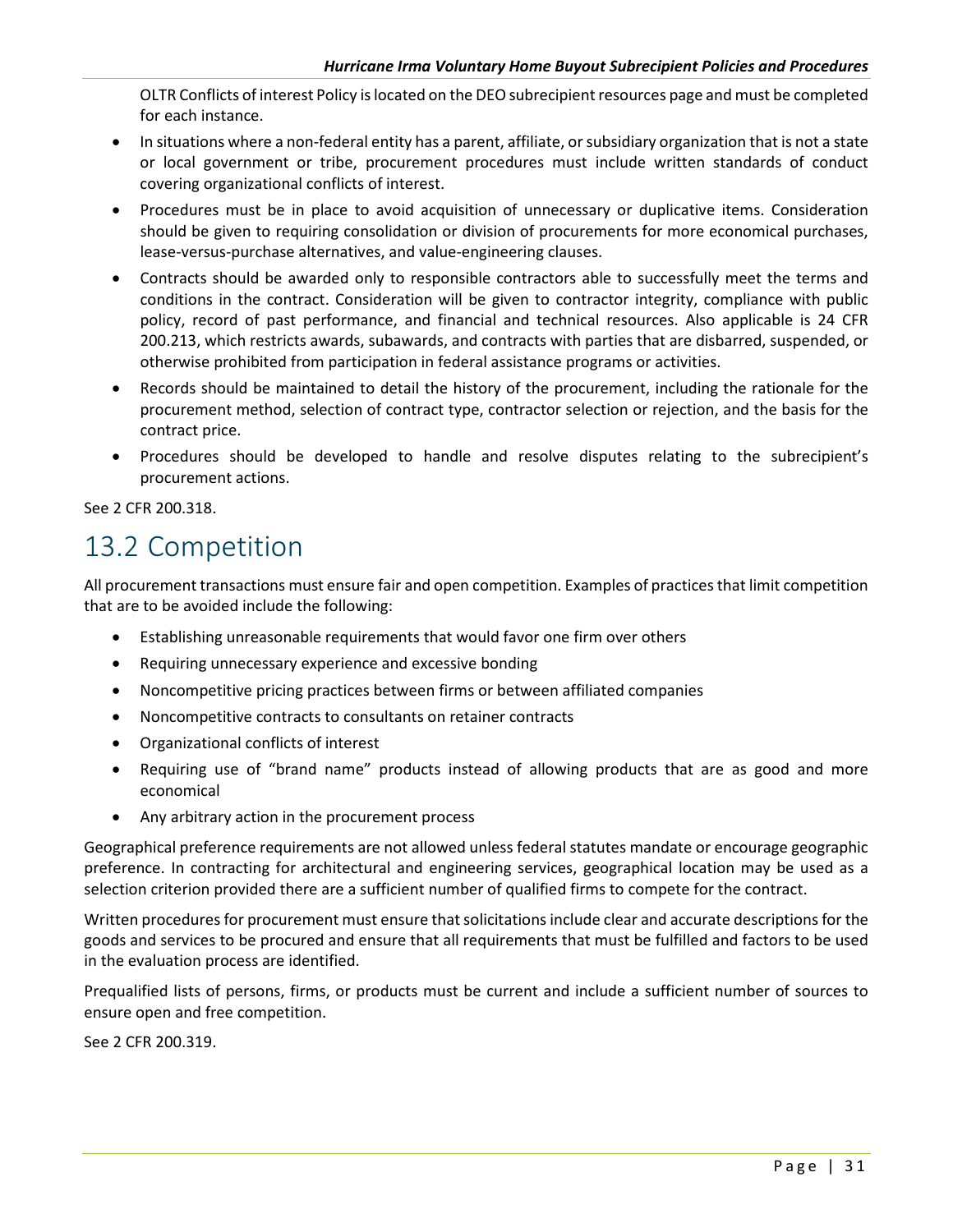OLTR Conflicts of interest Policy is located on the DEO subrecipient resources page and must be completed for each instance.

- In situations where a non-federal entity has a parent, affiliate, or subsidiary organization that is not a state or local government or tribe, procurement procedures must include written standards of conduct covering organizational conflicts of interest.
- Procedures must be in place to avoid acquisition of unnecessary or duplicative items. Consideration should be given to requiring consolidation or division of procurements for more economical purchases, lease-versus-purchase alternatives, and value-engineering clauses.
- Contracts should be awarded only to responsible contractors able to successfully meet the terms and conditions in the contract. Consideration will be given to contractor integrity, compliance with public policy, record of past performance, and financial and technical resources. Also applicable is 24 CFR 200.213, which restricts awards, subawards, and contracts with parties that are disbarred, suspended, or otherwise prohibited from participation in federal assistance programs or activities.
- Records should be maintained to detail the history of the procurement, including the rationale for the procurement method, selection of contract type, contractor selection or rejection, and the basis for the contract price.
- Procedures should be developed to handle and resolve disputes relating to the subrecipient's procurement actions.

See 2 CFR 200.318.

# 13.2 Competition

All procurement transactions must ensure fair and open competition. Examples of practices that limit competition that are to be avoided include the following:

- Establishing unreasonable requirements that would favor one firm over others
- Requiring unnecessary experience and excessive bonding
- Noncompetitive pricing practices between firms or between affiliated companies
- Noncompetitive contracts to consultants on retainer contracts
- Organizational conflicts of interest
- Requiring use of "brand name" products instead of allowing products that are as good and more economical
- Any arbitrary action in the procurement process

Geographical preference requirements are not allowed unless federal statutes mandate or encourage geographic preference. In contracting for architectural and engineering services, geographical location may be used as a selection criterion provided there are a sufficient number of qualified firms to compete for the contract.

Written procedures for procurement must ensure that solicitations include clear and accurate descriptions for the goods and services to be procured and ensure that all requirements that must be fulfilled and factors to be used in the evaluation process are identified.

Prequalified lists of persons, firms, or products must be current and include a sufficient number of sources to ensure open and free competition.

See 2 CFR 200.319.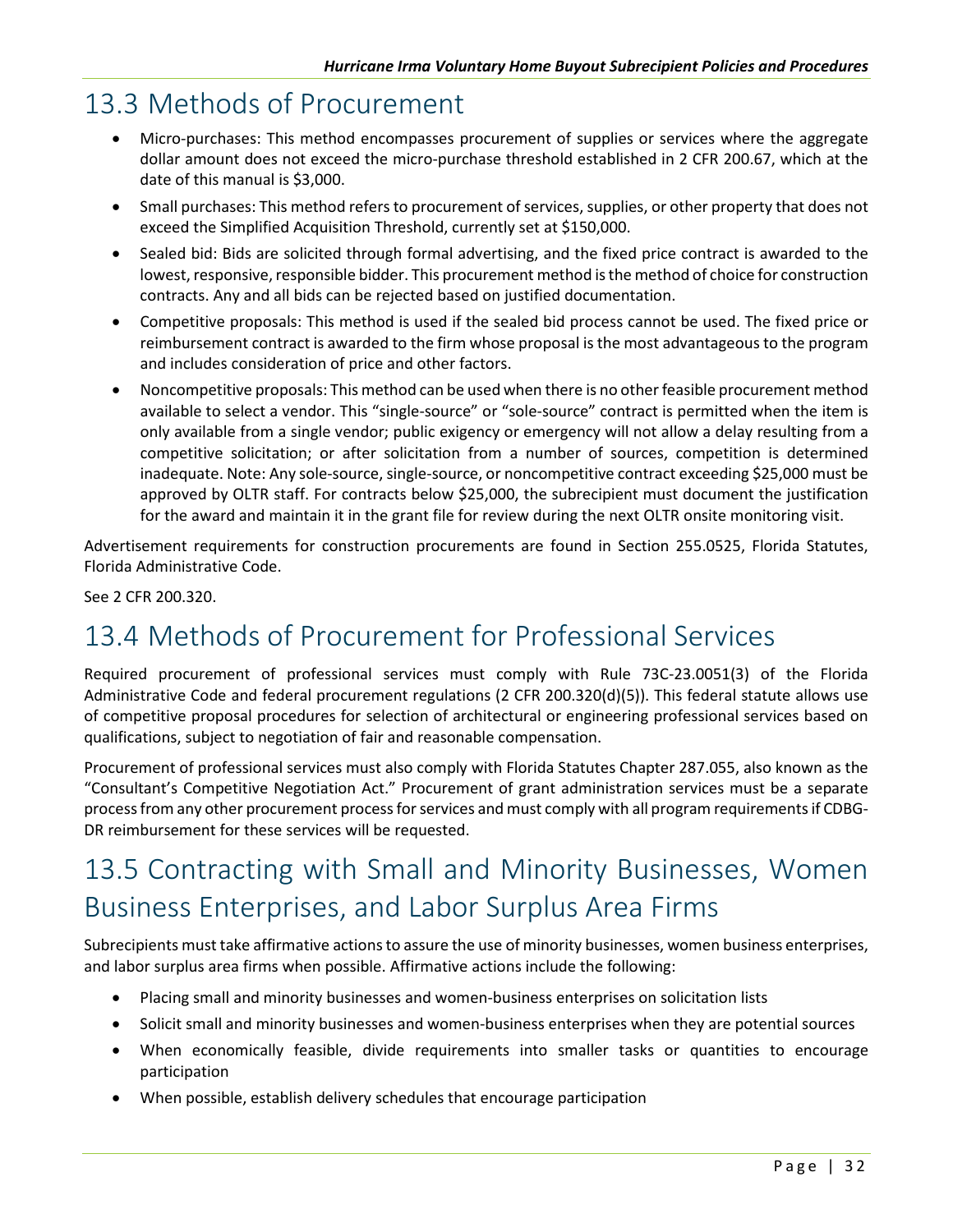## 13.3 Methods of Procurement

- Micro-purchases: This method encompasses procurement of supplies or services where the aggregate dollar amount does not exceed the micro-purchase threshold established in 2 CFR 200.67, which at the date of this manual is $3,000.
- Small purchases: This method refers to procurement of services, supplies, or other property that does not exceed the Simplified Acquisition Threshold, currently set at $150,000.
- Sealed bid: Bids are solicited through formal advertising, and the fixed price contract is awarded to the lowest, responsive, responsible bidder. This procurement method is the method of choice for construction contracts. Any and all bids can be rejected based on justified documentation.
- Competitive proposals: This method is used if the sealed bid process cannot be used. The fixed price or reimbursement contract is awarded to the firm whose proposal is the most advantageous to the program and includes consideration of price and other factors.
- Noncompetitive proposals: This method can be used when there is no other feasible procurement method available to select a vendor. This "single-source" or "sole-source" contract is permitted when the item is only available from a single vendor; public exigency or emergency will not allow a delay resulting from a competitive solicitation; or after solicitation from a number of sources, competition is determined inadequate. Note: Any sole-source, single-source, or noncompetitive contract exceeding $25,000 must be approved by OLTR staff. For contracts below $25,000, the subrecipient must document the justification for the award and maintain it in the grant file for review during the next OLTR onsite monitoring visit.

Advertisement requirements for construction procurements are found in Section 255.0525, Florida Statutes, Florida Administrative Code.

See 2 CFR 200.320.

## 13.4 Methods of Procurement for Professional Services

Required procurement of professional services must comply with Rule 73C-23.0051(3) of the Florida Administrative Code and federal procurement regulations (2 CFR 200.320(d)(5)). This federal statute allows use of competitive proposal procedures for selection of architectural or engineering professional services based on qualifications, subject to negotiation of fair and reasonable compensation.

Procurement of professional services must also comply with Florida Statutes Chapter 287.055, also known as the "Consultant's Competitive Negotiation Act." Procurement of grant administration services must be a separate process from any other procurement process for services and must comply with all program requirements if CDBG-DR reimbursement for these services will be requested.

## 13.5 Contracting with Small and Minority Businesses, Women Business Enterprises, and Labor Surplus Area Firms

Subrecipients must take affirmative actions to assure the use of minority businesses, women business enterprises, and labor surplus area firms when possible. Affirmative actions include the following:

- Placing small and minority businesses and women-business enterprises on solicitation lists
- Solicit small and minority businesses and women-business enterprises when they are potential sources
- When economically feasible, divide requirements into smaller tasks or quantities to encourage participation
- When possible, establish delivery schedules that encourage participation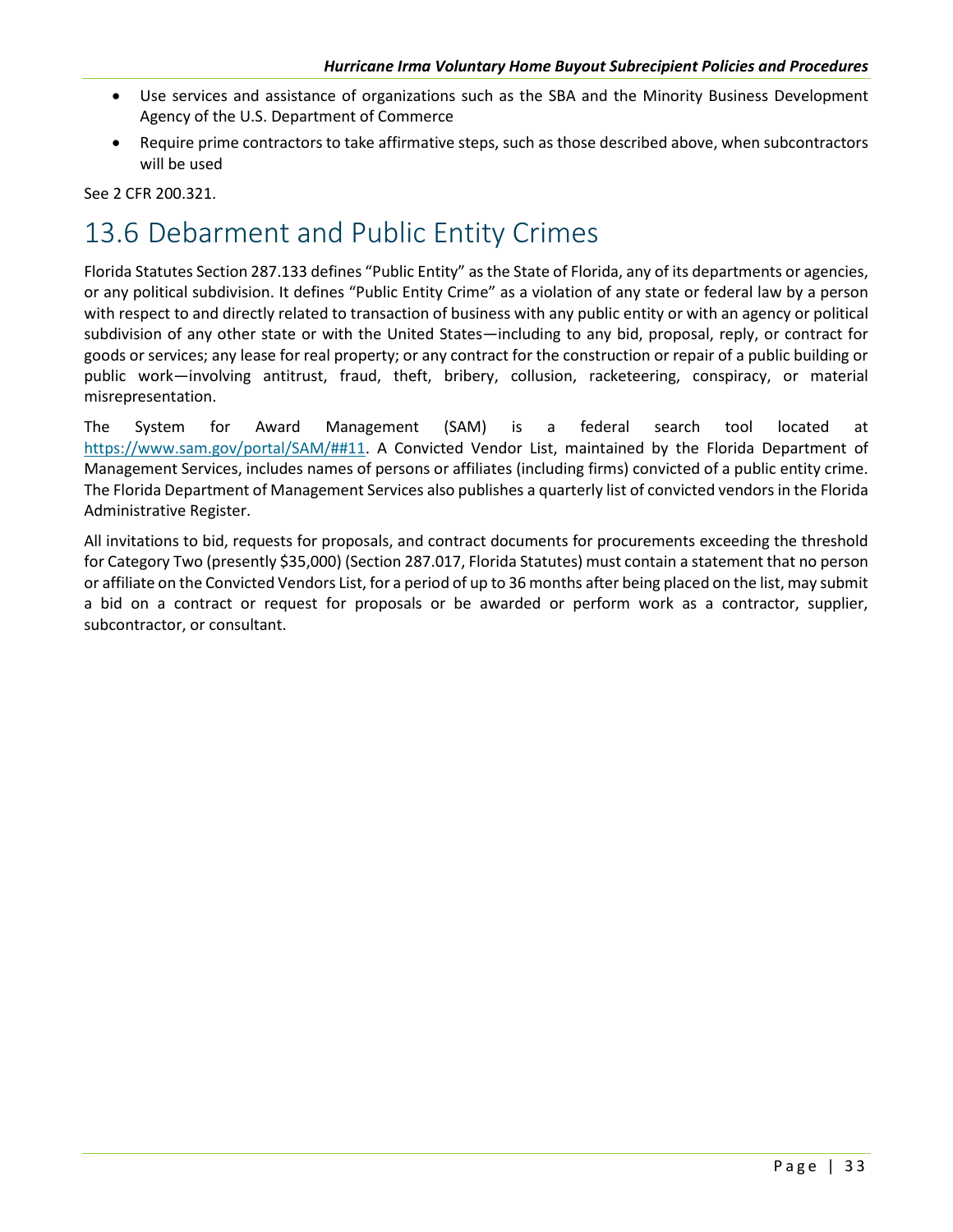- Use services and assistance of organizations such as the SBA and the Minority Business Development Agency of the U.S. Department of Commerce
- Require prime contractors to take affirmative steps, such as those described above, when subcontractors will be used

See 2 CFR 200.321.

# 13.6 Debarment and Public Entity Crimes

Florida Statutes Section 287.133 defines "Public Entity" as the State of Florida, any of its departments or agencies, or any political subdivision. It defines "Public Entity Crime" as a violation of any state or federal law by a person with respect to and directly related to transaction of business with any public entity or with an agency or political subdivision of any other state or with the United States—including to any bid, proposal, reply, or contract for goods or services; any lease for real property; or any contract for the construction or repair of a public building or public work—involving antitrust, fraud, theft, bribery, collusion, racketeering, conspiracy, or material misrepresentation.

The System for Award Management (SAM) is a federal search tool located at https://www.sam.gov/portal/SAM/##11. A Convicted Vendor List, maintained by the Florida Department of Management Services, includes names of persons or affiliates (including firms) convicted of a public entity crime. The Florida Department of Management Services also publishes a quarterly list of convicted vendors in the Florida Administrative Register.

All invitations to bid, requests for proposals, and contract documents for procurements exceeding the threshold for Category Two (presently $35,000) (Section 287.017, Florida Statutes) must contain a statement that no person or affiliate on the Convicted Vendors List, for a period of up to 36 months after being placed on the list, may submit a bid on a contract or request for proposals or be awarded or perform work as a contractor, supplier, subcontractor, or consultant.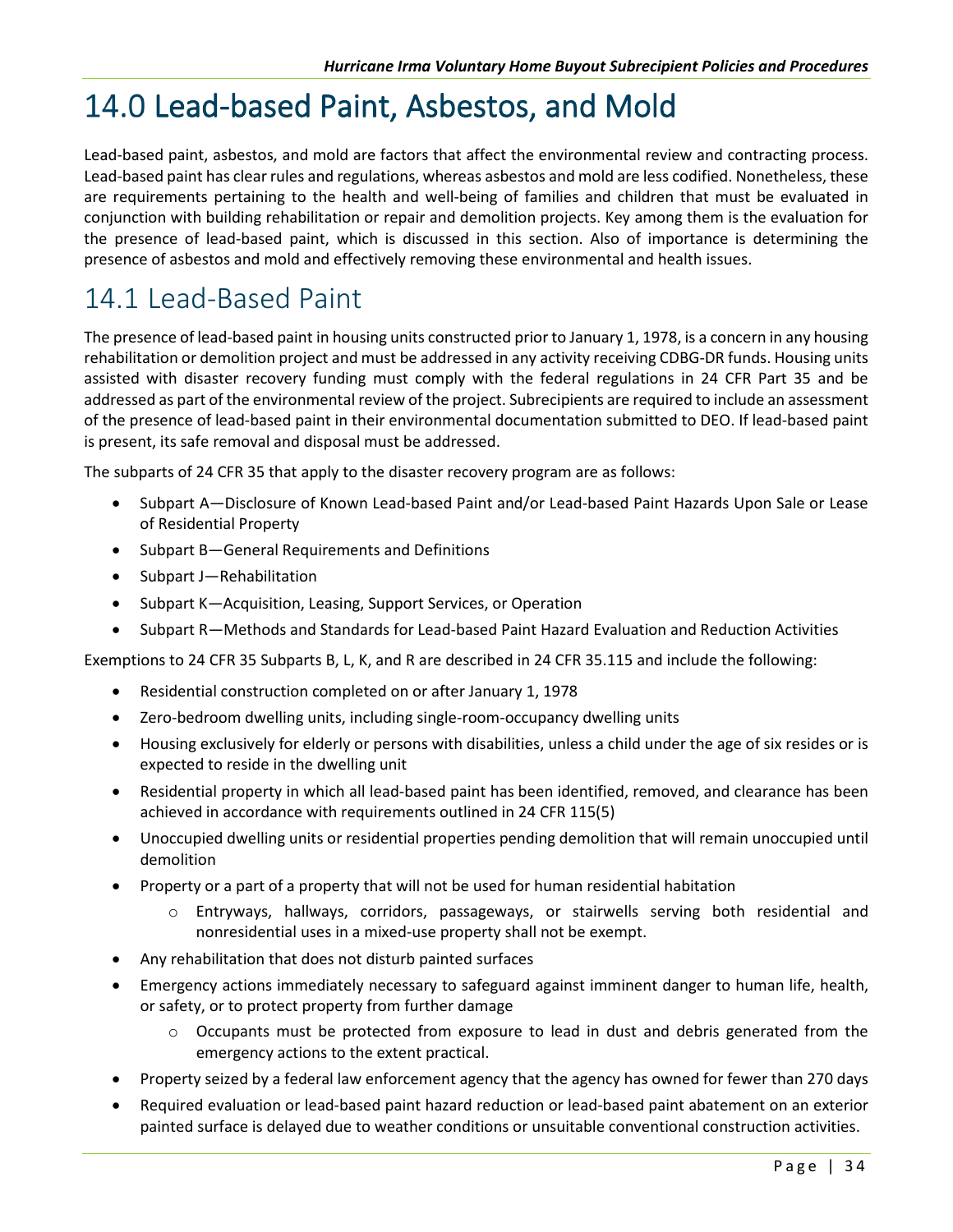# 14.0 Lead-based Paint, Asbestos, and Mold

Lead-based paint, asbestos, and mold are factors that affect the environmental review and contracting process. Lead-based paint has clear rules and regulations, whereas asbestos and mold are less codified. Nonetheless, these are requirements pertaining to the health and well-being of families and children that must be evaluated in conjunction with building rehabilitation or repair and demolition projects. Key among them is the evaluation for the presence of lead-based paint, which is discussed in this section. Also of importance is determining the presence of asbestos and mold and effectively removing these environmental and health issues.

## 14.1 Lead-Based Paint

The presence of lead-based paint in housing units constructed prior to January 1, 1978, is a concern in any housing rehabilitation or demolition project and must be addressed in any activity receiving CDBG-DR funds. Housing units assisted with disaster recovery funding must comply with the federal regulations in 24 CFR Part 35 and be addressed as part of the environmental review of the project. Subrecipients are required to include an assessment of the presence of lead-based paint in their environmental documentation submitted to DEO. If lead-based paint is present, its safe removal and disposal must be addressed.

The subparts of 24 CFR 35 that apply to the disaster recovery program are as follows:

- Subpart A—Disclosure of Known Lead-based Paint and/or Lead-based Paint Hazards Upon Sale or Lease of Residential Property
- Subpart B—General Requirements and Definitions
- Subpart J—Rehabilitation
- Subpart K—Acquisition, Leasing, Support Services, or Operation
- Subpart R—Methods and Standards for Lead-based Paint Hazard Evaluation and Reduction Activities

Exemptions to 24 CFR 35 Subparts B, L, K, and R are described in 24 CFR 35.115 and include the following:

- Residential construction completed on or after January 1, 1978
- Zero-bedroom dwelling units, including single-room-occupancy dwelling units
- Housing exclusively for elderly or persons with disabilities, unless a child under the age of six resides or is expected to reside in the dwelling unit
- Residential property in which all lead-based paint has been identified, removed, and clearance has been achieved in accordance with requirements outlined in 24 CFR 115(5)
- Unoccupied dwelling units or residential properties pending demolition that will remain unoccupied until demolition
- Property or a part of a property that will not be used for human residential habitation
  - Entryways, hallways, corridors, passageways, or stairwells serving both residential and nonresidential uses in a mixed-use property shall not be exempt.
- Any rehabilitation that does not disturb painted surfaces
- Emergency actions immediately necessary to safeguard against imminent danger to human life, health, or safety, or to protect property from further damage
  - Occupants must be protected from exposure to lead in dust and debris generated from the emergency actions to the extent practical.
- Property seized by a federal law enforcement agency that the agency has owned for fewer than 270 days
- Required evaluation or lead-based paint hazard reduction or lead-based paint abatement on an exterior painted surface is delayed due to weather conditions or unsuitable conventional construction activities.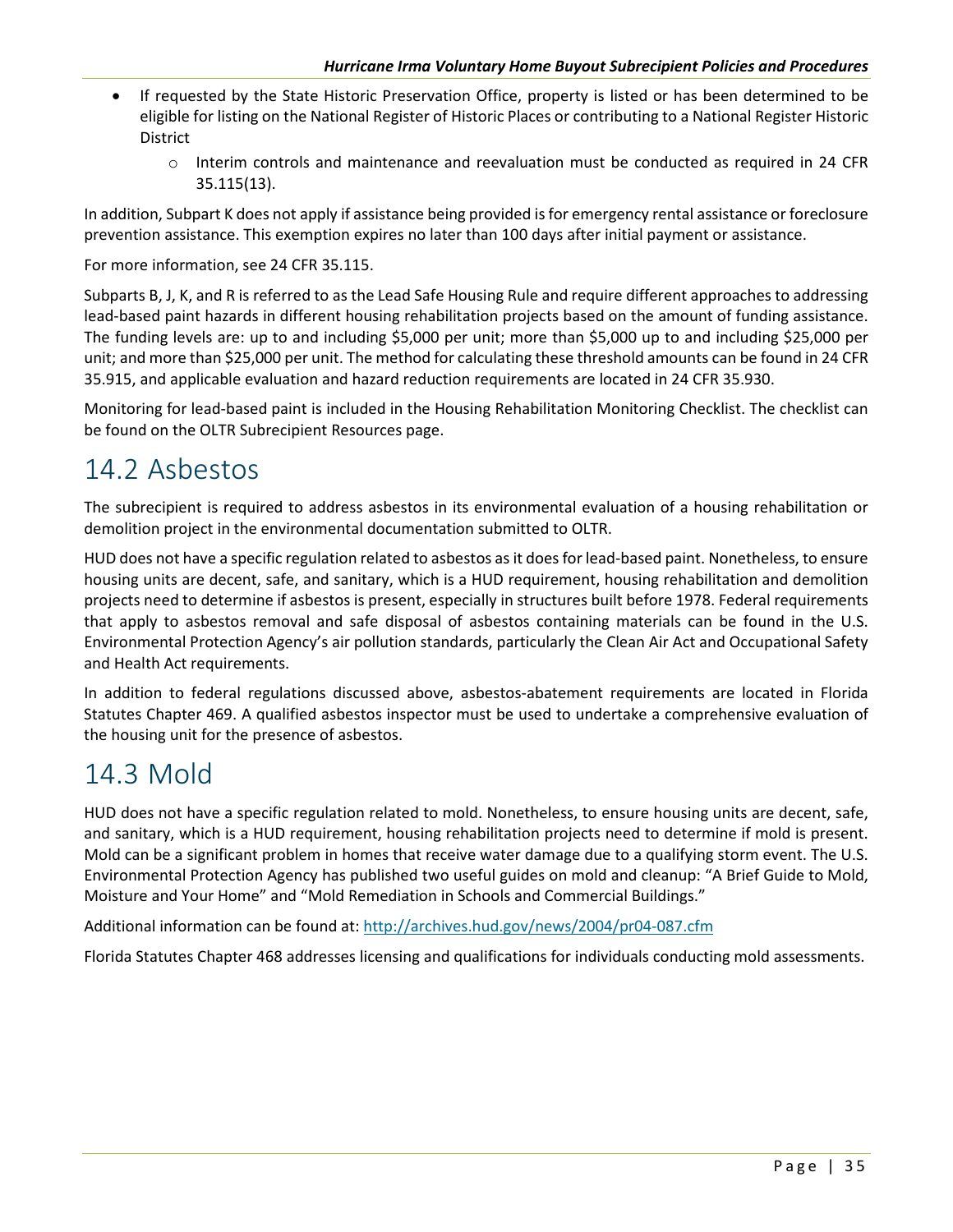- If requested by the State Historic Preservation Office, property is listed or has been determined to be eligible for listing on the National Register of Historic Places or contributing to a National Register Historic District
  - Interim controls and maintenance and reevaluation must be conducted as required in 24 CFR 35.115(13).

In addition, Subpart K does not apply if assistance being provided is for emergency rental assistance or foreclosure prevention assistance. This exemption expires no later than 100 days after initial payment or assistance.

For more information, see 24 CFR 35.115.

Subparts B, J, K, and R is referred to as the Lead Safe Housing Rule and require different approaches to addressing lead-based paint hazards in different housing rehabilitation projects based on the amount of funding assistance. The funding levels are: up to and including $5,000 per unit; more than $5,000 up to and including $25,000 per unit; and more than $25,000 per unit. The method for calculating these threshold amounts can be found in 24 CFR 35.915, and applicable evaluation and hazard reduction requirements are located in 24 CFR 35.930.

Monitoring for lead-based paint is included in the Housing Rehabilitation Monitoring Checklist. The checklist can be found on the OLTR Subrecipient Resources page.

# 14.2 Asbestos

The subrecipient is required to address asbestos in its environmental evaluation of a housing rehabilitation or demolition project in the environmental documentation submitted to OLTR.

HUD does not have a specific regulation related to asbestos as it does for lead-based paint. Nonetheless, to ensure housing units are decent, safe, and sanitary, which is a HUD requirement, housing rehabilitation and demolition projects need to determine if asbestos is present, especially in structures built before 1978. Federal requirements that apply to asbestos removal and safe disposal of asbestos containing materials can be found in the U.S. Environmental Protection Agency's air pollution standards, particularly the Clean Air Act and Occupational Safety and Health Act requirements.

In addition to federal regulations discussed above, asbestos-abatement requirements are located in Florida Statutes Chapter 469. A qualified asbestos inspector must be used to undertake a comprehensive evaluation of the housing unit for the presence of asbestos.

# 14.3 Mold

HUD does not have a specific regulation related to mold. Nonetheless, to ensure housing units are decent, safe, and sanitary, which is a HUD requirement, housing rehabilitation projects need to determine if mold is present. Mold can be a significant problem in homes that receive water damage due to a qualifying storm event. The U.S. Environmental Protection Agency has published two useful guides on mold and cleanup: "A Brief Guide to Mold, Moisture and Your Home" and "Mold Remediation in Schools and Commercial Buildings."

Additional information can be found at: http://archives.hud.gov/news/2004/pr04-087.cfm

Florida Statutes Chapter 468 addresses licensing and qualifications for individuals conducting mold assessments.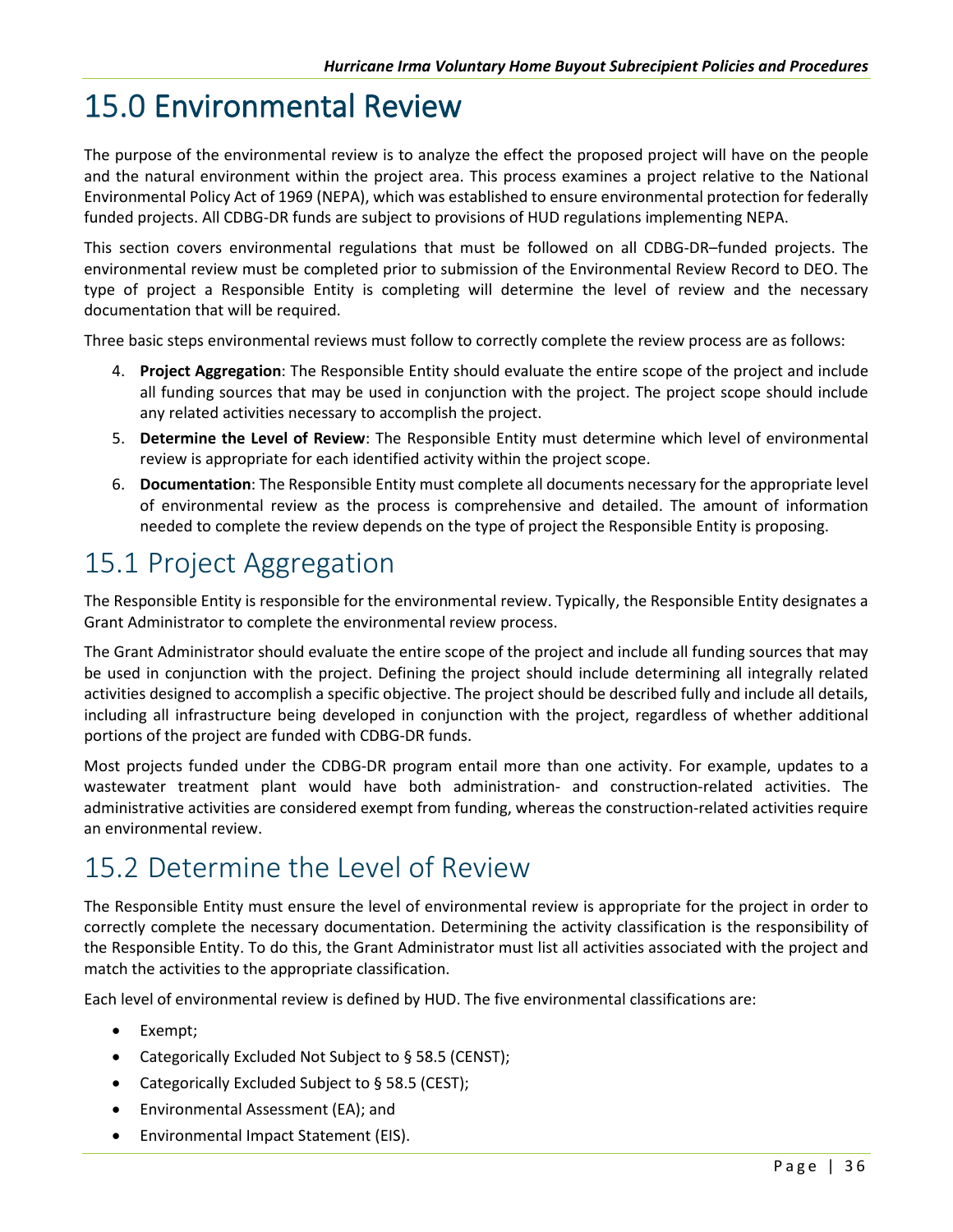# 15.0 Environmental Review

The purpose of the environmental review is to analyze the effect the proposed project will have on the people and the natural environment within the project area. This process examines a project relative to the National Environmental Policy Act of 1969 (NEPA), which was established to ensure environmental protection for federally funded projects. All CDBG-DR funds are subject to provisions of HUD regulations implementing NEPA.

This section covers environmental regulations that must be followed on all CDBG-DR–funded projects. The environmental review must be completed prior to submission of the Environmental Review Record to DEO. The type of project a Responsible Entity is completing will determine the level of review and the necessary documentation that will be required.

Three basic steps environmental reviews must follow to correctly complete the review process are as follows:

4. **Project Aggregation**: The Responsible Entity should evaluate the entire scope of the project and include all funding sources that may be used in conjunction with the project. The project scope should include any related activities necessary to accomplish the project.
5. **Determine the Level of Review**: The Responsible Entity must determine which level of environmental review is appropriate for each identified activity within the project scope.
6. **Documentation**: The Responsible Entity must complete all documents necessary for the appropriate level of environmental review as the process is comprehensive and detailed. The amount of information needed to complete the review depends on the type of project the Responsible Entity is proposing.

## 15.1 Project Aggregation

The Responsible Entity is responsible for the environmental review. Typically, the Responsible Entity designates a Grant Administrator to complete the environmental review process.

The Grant Administrator should evaluate the entire scope of the project and include all funding sources that may be used in conjunction with the project. Defining the project should include determining all integrally related activities designed to accomplish a specific objective. The project should be described fully and include all details, including all infrastructure being developed in conjunction with the project, regardless of whether additional portions of the project are funded with CDBG-DR funds.

Most projects funded under the CDBG-DR program entail more than one activity. For example, updates to a wastewater treatment plant would have both administration- and construction-related activities. The administrative activities are considered exempt from funding, whereas the construction-related activities require an environmental review.

## 15.2 Determine the Level of Review

The Responsible Entity must ensure the level of environmental review is appropriate for the project in order to correctly complete the necessary documentation. Determining the activity classification is the responsibility of the Responsible Entity. To do this, the Grant Administrator must list all activities associated with the project and match the activities to the appropriate classification.

Each level of environmental review is defined by HUD. The five environmental classifications are:

- Exempt;
- Categorically Excluded Not Subject to § 58.5 (CENST);
- Categorically Excluded Subject to § 58.5 (CEST);
- Environmental Assessment (EA); and
- Environmental Impact Statement (EIS).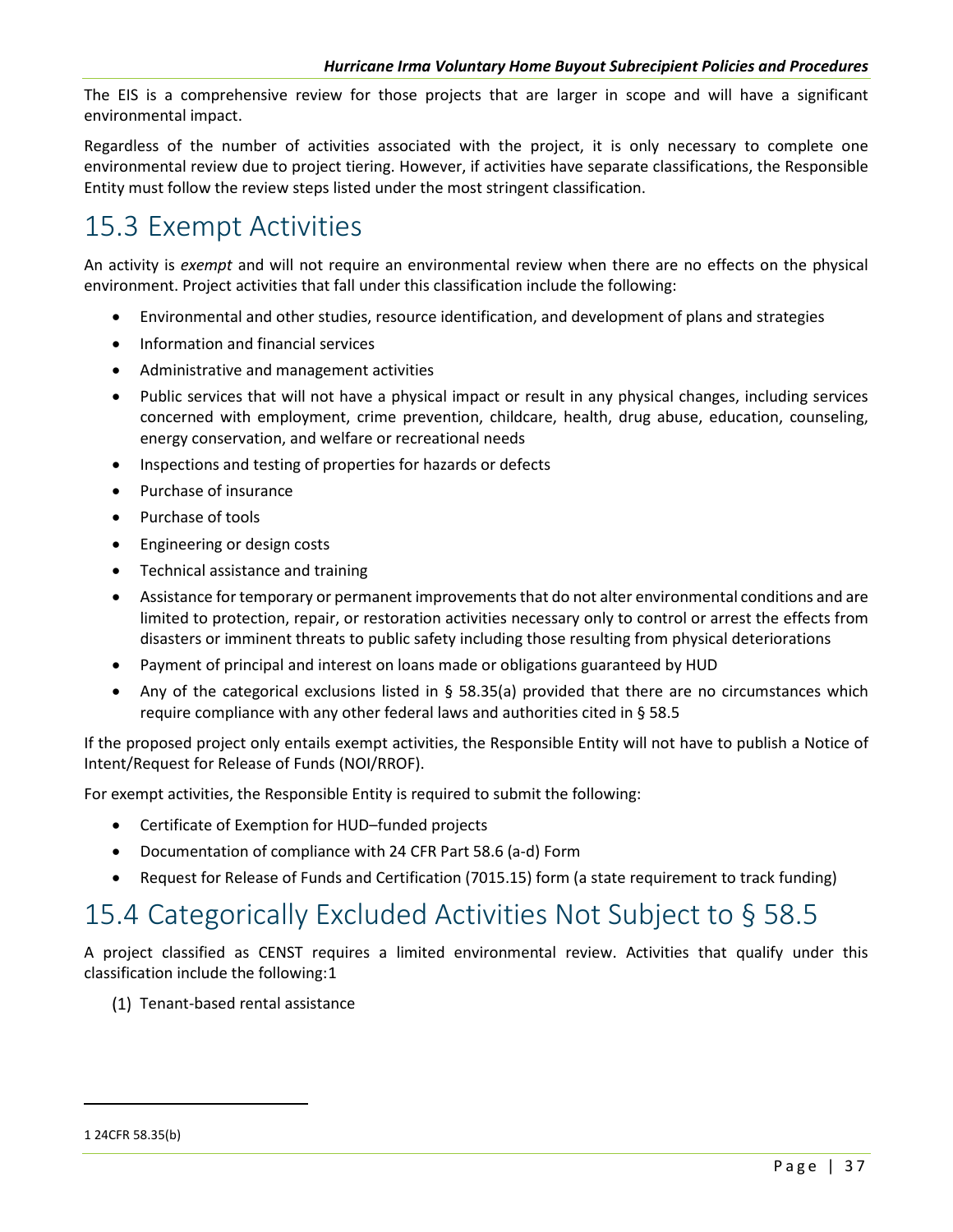The EIS is a comprehensive review for those projects that are larger in scope and will have a significant environmental impact.

Regardless of the number of activities associated with the project, it is only necessary to complete one environmental review due to project tiering. However, if activities have separate classifications, the Responsible Entity must follow the review steps listed under the most stringent classification.

# 15.3 Exempt Activities

An activity is *exempt* and will not require an environmental review when there are no effects on the physical environment. Project activities that fall under this classification include the following:

- Environmental and other studies, resource identification, and development of plans and strategies
- Information and financial services
- Administrative and management activities
- Public services that will not have a physical impact or result in any physical changes, including services concerned with employment, crime prevention, childcare, health, drug abuse, education, counseling, energy conservation, and welfare or recreational needs
- Inspections and testing of properties for hazards or defects
- Purchase of insurance
- Purchase of tools
- Engineering or design costs
- Technical assistance and training
- Assistance for temporary or permanent improvements that do not alter environmental conditions and are limited to protection, repair, or restoration activities necessary only to control or arrest the effects from disasters or imminent threats to public safety including those resulting from physical deteriorations
- Payment of principal and interest on loans made or obligations guaranteed by HUD
- Any of the categorical exclusions listed in § 58.35(a) provided that there are no circumstances which require compliance with any other federal laws and authorities cited in § 58.5

If the proposed project only entails exempt activities, the Responsible Entity will not have to publish a Notice of Intent/Request for Release of Funds (NOI/RROF).

For exempt activities, the Responsible Entity is required to submit the following:

- Certificate of Exemption for HUD–funded projects
- Documentation of compliance with 24 CFR Part 58.6 (a-d) Form
- Request for Release of Funds and Certification (7015.15) form (a state requirement to track funding)

# 15.4 Categorically Excluded Activities Not Subject to § 58.5

A project classified as CENST requires a limited environmental review. Activities that qualify under this classification include the following:[1]

(1) Tenant-based rental assistance

---

[1] 24CFR 58.35(b)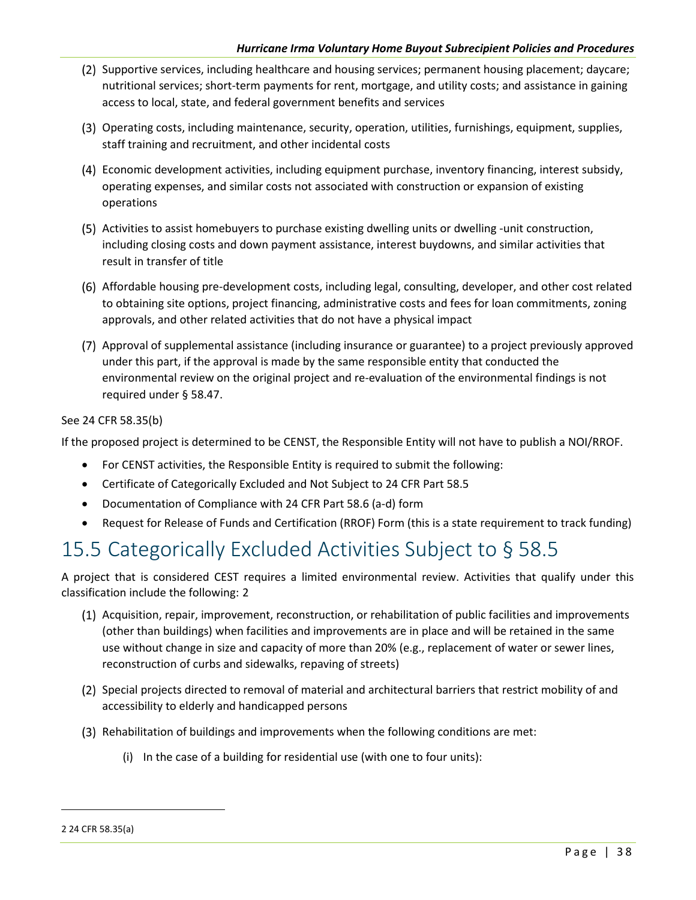(2) Supportive services, including healthcare and housing services; permanent housing placement; daycare; nutritional services; short-term payments for rent, mortgage, and utility costs; and assistance in gaining access to local, state, and federal government benefits and services

(3) Operating costs, including maintenance, security, operation, utilities, furnishings, equipment, supplies, staff training and recruitment, and other incidental costs

(4) Economic development activities, including equipment purchase, inventory financing, interest subsidy, operating expenses, and similar costs not associated with construction or expansion of existing operations

(5) Activities to assist homebuyers to purchase existing dwelling units or dwelling -unit construction, including closing costs and down payment assistance, interest buydowns, and similar activities that result in transfer of title

(6) Affordable housing pre-development costs, including legal, consulting, developer, and other cost related to obtaining site options, project financing, administrative costs and fees for loan commitments, zoning approvals, and other related activities that do not have a physical impact

(7) Approval of supplemental assistance (including insurance or guarantee) to a project previously approved under this part, if the approval is made by the same responsible entity that conducted the environmental review on the original project and re-evaluation of the environmental findings is not required under § 58.47.

See 24 CFR 58.35(b)

If the proposed project is determined to be CENST, the Responsible Entity will not have to publish a NOI/RROF.

- For CENST activities, the Responsible Entity is required to submit the following:
- Certificate of Categorically Excluded and Not Subject to 24 CFR Part 58.5
- Documentation of Compliance with 24 CFR Part 58.6 (a-d) form
- Request for Release of Funds and Certification (RROF) Form (this is a state requirement to track funding)

# 15.5 Categorically Excluded Activities Subject to § 58.5

A project that is considered CEST requires a limited environmental review. Activities that qualify under this classification include the following: 2

(1) Acquisition, repair, improvement, reconstruction, or rehabilitation of public facilities and improvements (other than buildings) when facilities and improvements are in place and will be retained in the same use without change in size and capacity of more than 20% (e.g., replacement of water or sewer lines, reconstruction of curbs and sidewalks, repaving of streets)

(2) Special projects directed to removal of material and architectural barriers that restrict mobility of and accessibility to elderly and handicapped persons

(3) Rehabilitation of buildings and improvements when the following conditions are met:

(i) In the case of a building for residential use (with one to four units):

---

2 24 CFR 58.35(a)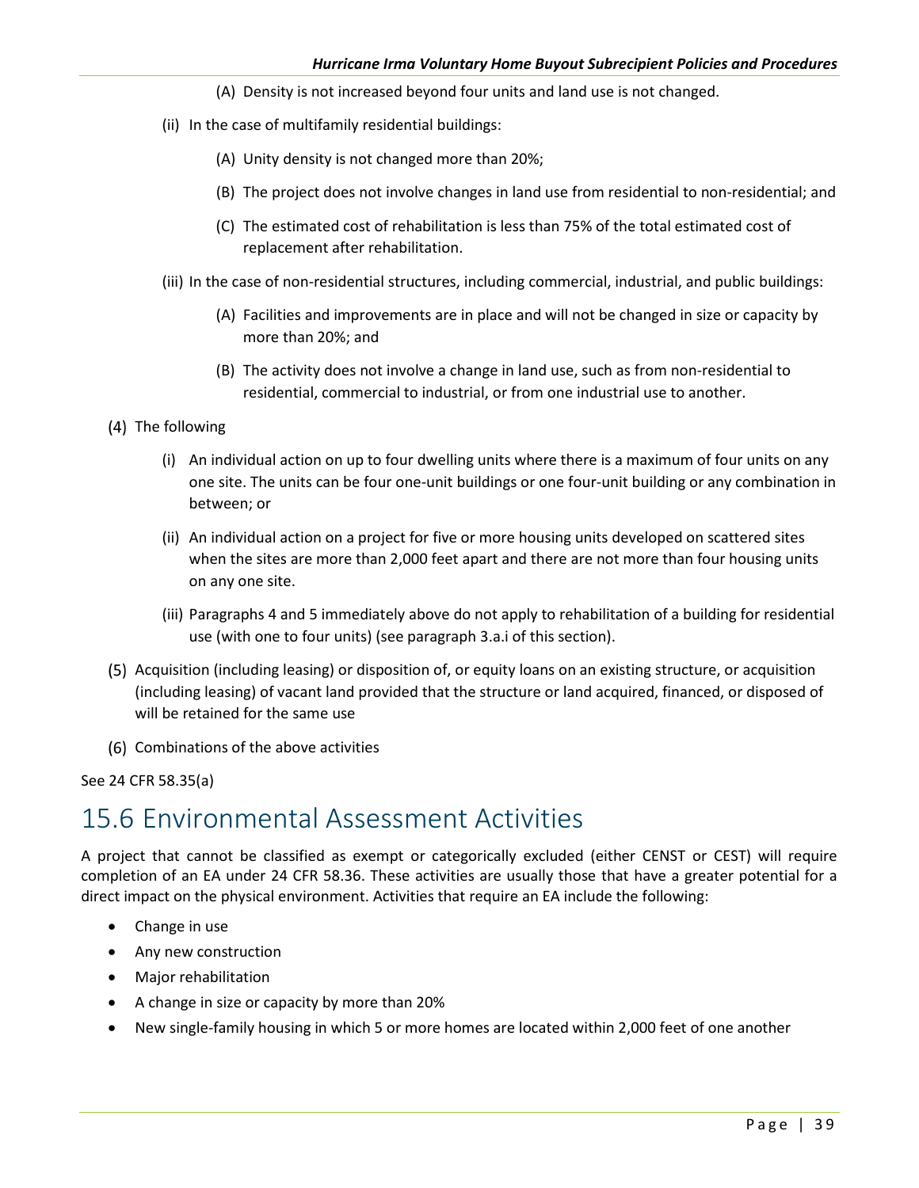(A) Density is not increased beyond four units and land use is not changed.

(ii) In the case of multifamily residential buildings:

(A) Unity density is not changed more than 20%;

(B) The project does not involve changes in land use from residential to non-residential; and

(C) The estimated cost of rehabilitation is less than 75% of the total estimated cost of replacement after rehabilitation.

(iii) In the case of non-residential structures, including commercial, industrial, and public buildings:

(A) Facilities and improvements are in place and will not be changed in size or capacity by more than 20%; and

(B) The activity does not involve a change in land use, such as from non-residential to residential, commercial to industrial, or from one industrial use to another.

(4) The following

(i) An individual action on up to four dwelling units where there is a maximum of four units on any one site. The units can be four one-unit buildings or one four-unit building or any combination in between; or

(ii) An individual action on a project for five or more housing units developed on scattered sites when the sites are more than 2,000 feet apart and there are not more than four housing units on any one site.

(iii) Paragraphs 4 and 5 immediately above do not apply to rehabilitation of a building for residential use (with one to four units) (see paragraph 3.a.i of this section).

(5) Acquisition (including leasing) or disposition of, or equity loans on an existing structure, or acquisition (including leasing) of vacant land provided that the structure or land acquired, financed, or disposed of will be retained for the same use

(6) Combinations of the above activities

See 24 CFR 58.35(a)

# 15.6 Environmental Assessment Activities

A project that cannot be classified as exempt or categorically excluded (either CENST or CEST) will require completion of an EA under 24 CFR 58.36. These activities are usually those that have a greater potential for a direct impact on the physical environment. Activities that require an EA include the following:

- Change in use
- Any new construction
- Major rehabilitation
- A change in size or capacity by more than 20%
- New single-family housing in which 5 or more homes are located within 2,000 feet of one another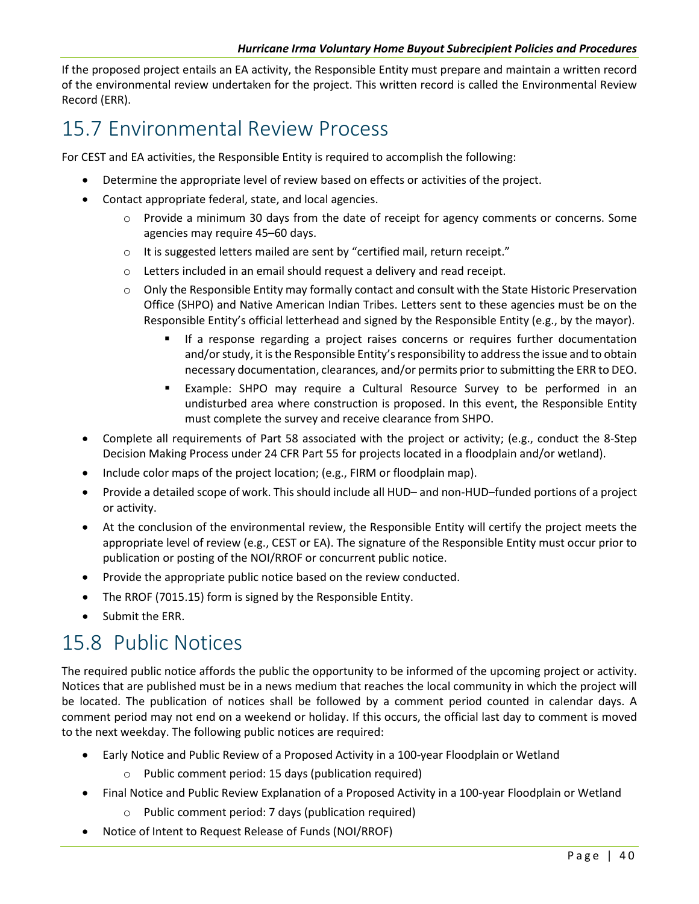If the proposed project entails an EA activity, the Responsible Entity must prepare and maintain a written record of the environmental review undertaken for the project. This written record is called the Environmental Review Record (ERR).

## 15.7 Environmental Review Process

For CEST and EA activities, the Responsible Entity is required to accomplish the following:

- Determine the appropriate level of review based on effects or activities of the project.
- Contact appropriate federal, state, and local agencies.
  - Provide a minimum 30 days from the date of receipt for agency comments or concerns. Some agencies may require 45–60 days.
  - It is suggested letters mailed are sent by "certified mail, return receipt."
  - Letters included in an email should request a delivery and read receipt.
  - Only the Responsible Entity may formally contact and consult with the State Historic Preservation Office (SHPO) and Native American Indian Tribes. Letters sent to these agencies must be on the Responsible Entity's official letterhead and signed by the Responsible Entity (e.g., by the mayor).
    - If a response regarding a project raises concerns or requires further documentation and/or study, it is the Responsible Entity's responsibility to address the issue and to obtain necessary documentation, clearances, and/or permits prior to submitting the ERR to DEO.
    - Example: SHPO may require a Cultural Resource Survey to be performed in an undisturbed area where construction is proposed. In this event, the Responsible Entity must complete the survey and receive clearance from SHPO.
- Complete all requirements of Part 58 associated with the project or activity; (e.g., conduct the 8-Step Decision Making Process under 24 CFR Part 55 for projects located in a floodplain and/or wetland).
- Include color maps of the project location; (e.g., FIRM or floodplain map).
- Provide a detailed scope of work. This should include all HUD– and non-HUD–funded portions of a project or activity.
- At the conclusion of the environmental review, the Responsible Entity will certify the project meets the appropriate level of review (e.g., CEST or EA). The signature of the Responsible Entity must occur prior to publication or posting of the NOI/RROF or concurrent public notice.
- Provide the appropriate public notice based on the review conducted.
- The RROF (7015.15) form is signed by the Responsible Entity.
- Submit the ERR.

## 15.8 Public Notices

The required public notice affords the public the opportunity to be informed of the upcoming project or activity. Notices that are published must be in a news medium that reaches the local community in which the project will be located. The publication of notices shall be followed by a comment period counted in calendar days. A comment period may not end on a weekend or holiday. If this occurs, the official last day to comment is moved to the next weekday. The following public notices are required:

- Early Notice and Public Review of a Proposed Activity in a 100-year Floodplain or Wetland
  - Public comment period: 15 days (publication required)
- Final Notice and Public Review Explanation of a Proposed Activity in a 100-year Floodplain or Wetland
  - Public comment period: 7 days (publication required)
- Notice of Intent to Request Release of Funds (NOI/RROF)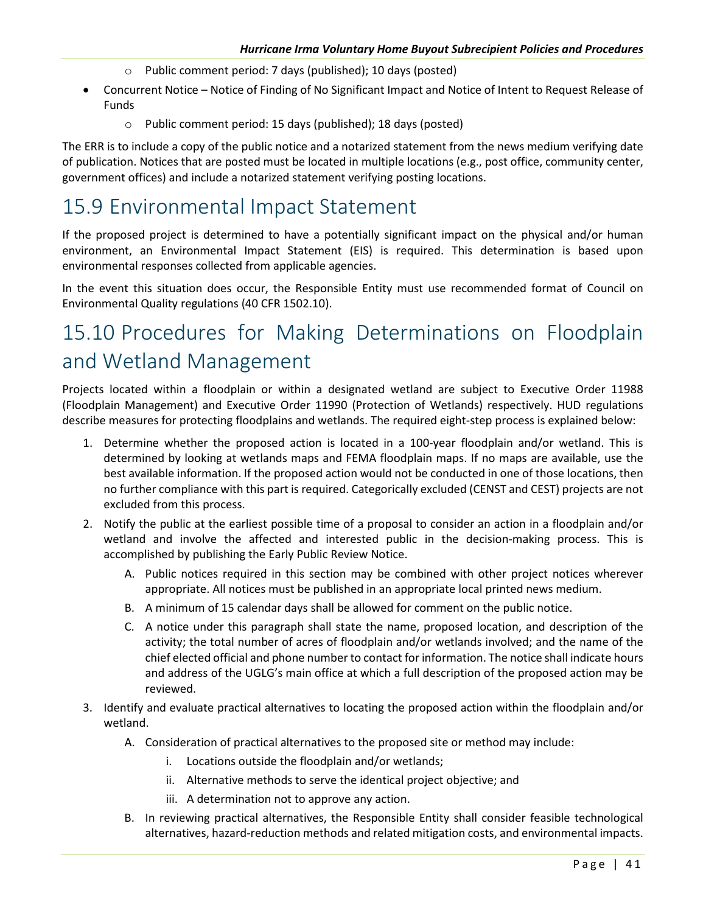- Public comment period: 7 days (published); 10 days (posted)
- Concurrent Notice – Notice of Finding of No Significant Impact and Notice of Intent to Request Release of Funds
    - Public comment period: 15 days (published); 18 days (posted)

The ERR is to include a copy of the public notice and a notarized statement from the news medium verifying date of publication. Notices that are posted must be located in multiple locations (e.g., post office, community center, government offices) and include a notarized statement verifying posting locations.

## 15.9 Environmental Impact Statement

If the proposed project is determined to have a potentially significant impact on the physical and/or human environment, an Environmental Impact Statement (EIS) is required. This determination is based upon environmental responses collected from applicable agencies.

In the event this situation does occur, the Responsible Entity must use recommended format of Council on Environmental Quality regulations (40 CFR 1502.10).

## 15.10 Procedures for Making Determinations on Floodplain and Wetland Management

Projects located within a floodplain or within a designated wetland are subject to Executive Order 11988 (Floodplain Management) and Executive Order 11990 (Protection of Wetlands) respectively. HUD regulations describe measures for protecting floodplains and wetlands. The required eight-step process is explained below:

1. Determine whether the proposed action is located in a 100-year floodplain and/or wetland. This is determined by looking at wetlands maps and FEMA floodplain maps. If no maps are available, use the best available information. If the proposed action would not be conducted in one of those locations, then no further compliance with this part is required. Categorically excluded (CENST and CEST) projects are not excluded from this process.
2. Notify the public at the earliest possible time of a proposal to consider an action in a floodplain and/or wetland and involve the affected and interested public in the decision-making process. This is accomplished by publishing the Early Public Review Notice.
    A. Public notices required in this section may be combined with other project notices wherever appropriate. All notices must be published in an appropriate local printed news medium.
    B. A minimum of 15 calendar days shall be allowed for comment on the public notice.
    C. A notice under this paragraph shall state the name, proposed location, and description of the activity; the total number of acres of floodplain and/or wetlands involved; and the name of the chief elected official and phone number to contact for information. The notice shall indicate hours and address of the UGLG's main office at which a full description of the proposed action may be reviewed.
3. Identify and evaluate practical alternatives to locating the proposed action within the floodplain and/or wetland.
    A. Consideration of practical alternatives to the proposed site or method may include:
        i. Locations outside the floodplain and/or wetlands;
        ii. Alternative methods to serve the identical project objective; and
        iii. A determination not to approve any action.
    B. In reviewing practical alternatives, the Responsible Entity shall consider feasible technological alternatives, hazard-reduction methods and related mitigation costs, and environmental impacts.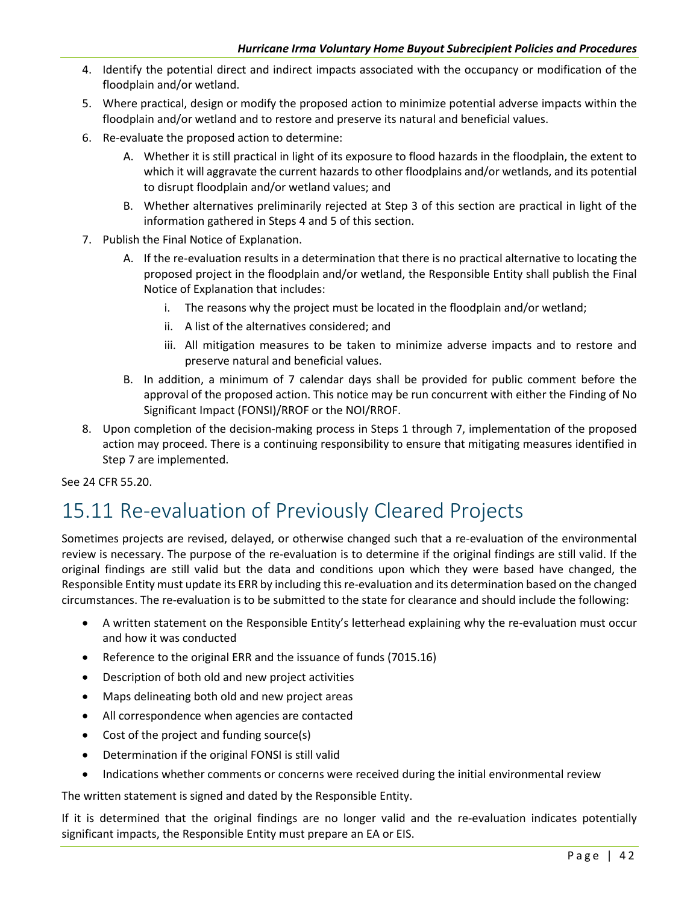4. Identify the potential direct and indirect impacts associated with the occupancy or modification of the floodplain and/or wetland.
5. Where practical, design or modify the proposed action to minimize potential adverse impacts within the floodplain and/or wetland and to restore and preserve its natural and beneficial values.
6. Re-evaluate the proposed action to determine:
   A. Whether it is still practical in light of its exposure to flood hazards in the floodplain, the extent to which it will aggravate the current hazards to other floodplains and/or wetlands, and its potential to disrupt floodplain and/or wetland values; and
   B. Whether alternatives preliminarily rejected at Step 3 of this section are practical in light of the information gathered in Steps 4 and 5 of this section.
7. Publish the Final Notice of Explanation.
   A. If the re-evaluation results in a determination that there is no practical alternative to locating the proposed project in the floodplain and/or wetland, the Responsible Entity shall publish the Final Notice of Explanation that includes:
      i. The reasons why the project must be located in the floodplain and/or wetland;
      ii. A list of the alternatives considered; and
      iii. All mitigation measures to be taken to minimize adverse impacts and to restore and preserve natural and beneficial values.
   B. In addition, a minimum of 7 calendar days shall be provided for public comment before the approval of the proposed action. This notice may be run concurrent with either the Finding of No Significant Impact (FONSI)/RROF or the NOI/RROF.
8. Upon completion of the decision-making process in Steps 1 through 7, implementation of the proposed action may proceed. There is a continuing responsibility to ensure that mitigating measures identified in Step 7 are implemented.

See 24 CFR 55.20.

## 15.11 Re-evaluation of Previously Cleared Projects

Sometimes projects are revised, delayed, or otherwise changed such that a re-evaluation of the environmental review is necessary. The purpose of the re-evaluation is to determine if the original findings are still valid. If the original findings are still valid but the data and conditions upon which they were based have changed, the Responsible Entity must update its ERR by including this re-evaluation and its determination based on the changed circumstances. The re-evaluation is to be submitted to the state for clearance and should include the following:

- A written statement on the Responsible Entity's letterhead explaining why the re-evaluation must occur and how it was conducted
- Reference to the original ERR and the issuance of funds (7015.16)
- Description of both old and new project activities
- Maps delineating both old and new project areas
- All correspondence when agencies are contacted
- Cost of the project and funding source(s)
- Determination if the original FONSI is still valid
- Indications whether comments or concerns were received during the initial environmental review

The written statement is signed and dated by the Responsible Entity.

If it is determined that the original findings are no longer valid and the re-evaluation indicates potentially significant impacts, the Responsible Entity must prepare an EA or EIS.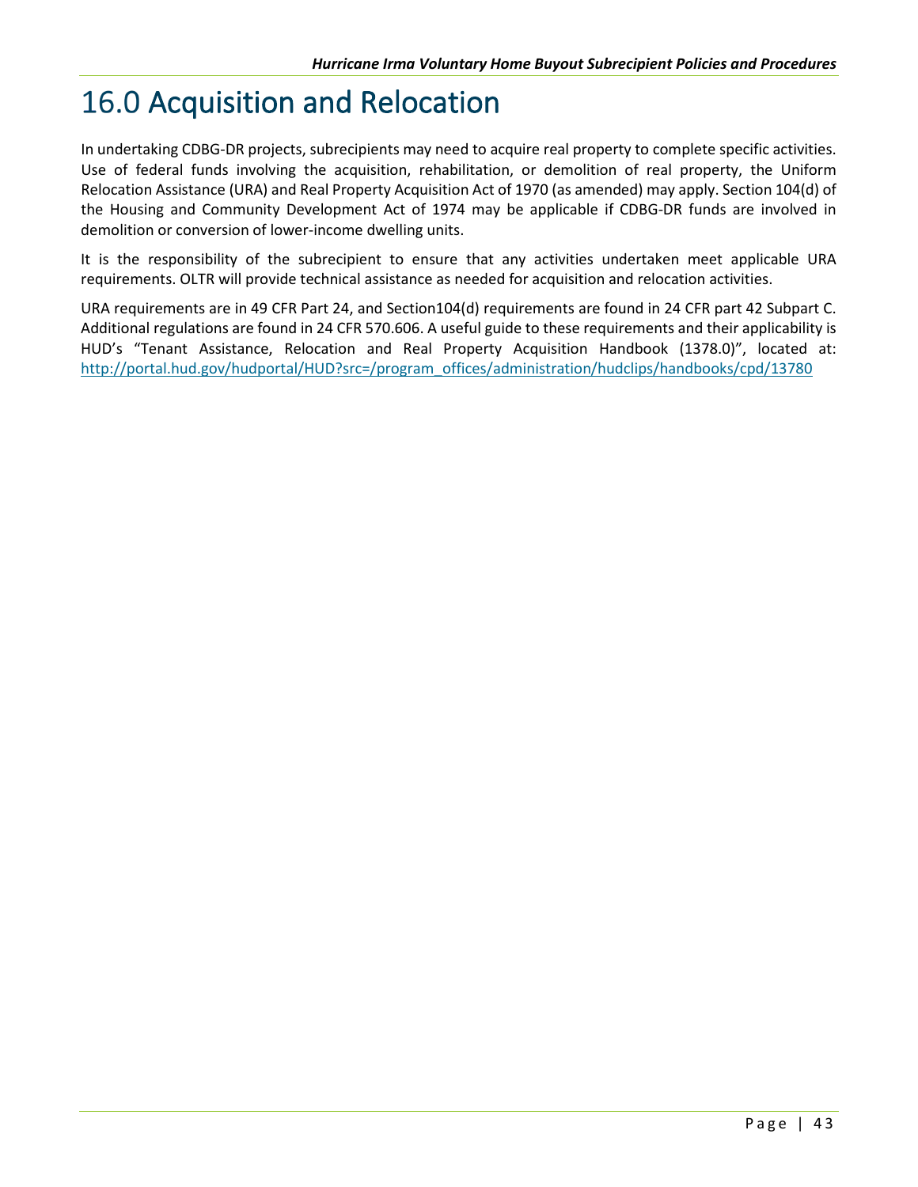# 16.0 Acquisition and Relocation

In undertaking CDBG-DR projects, subrecipients may need to acquire real property to complete specific activities. Use of federal funds involving the acquisition, rehabilitation, or demolition of real property, the Uniform Relocation Assistance (URA) and Real Property Acquisition Act of 1970 (as amended) may apply. Section 104(d) of the Housing and Community Development Act of 1974 may be applicable if CDBG-DR funds are involved in demolition or conversion of lower-income dwelling units.

It is the responsibility of the subrecipient to ensure that any activities undertaken meet applicable URA requirements. OLTR will provide technical assistance as needed for acquisition and relocation activities.

URA requirements are in 49 CFR Part 24, and Section104(d) requirements are found in 24 CFR part 42 Subpart C. Additional regulations are found in 24 CFR 570.606. A useful guide to these requirements and their applicability is HUD's "Tenant Assistance, Relocation and Real Property Acquisition Handbook (1378.0)", located at: [http://portal.hud.gov/hudportal/HUD?src=/program_offices/administration/hudclips/handbooks/cpd/13780](http://portal.hud.gov/hudportal/HUD?src=/program_offices/administration/hudclips/handbooks/cpd/13780)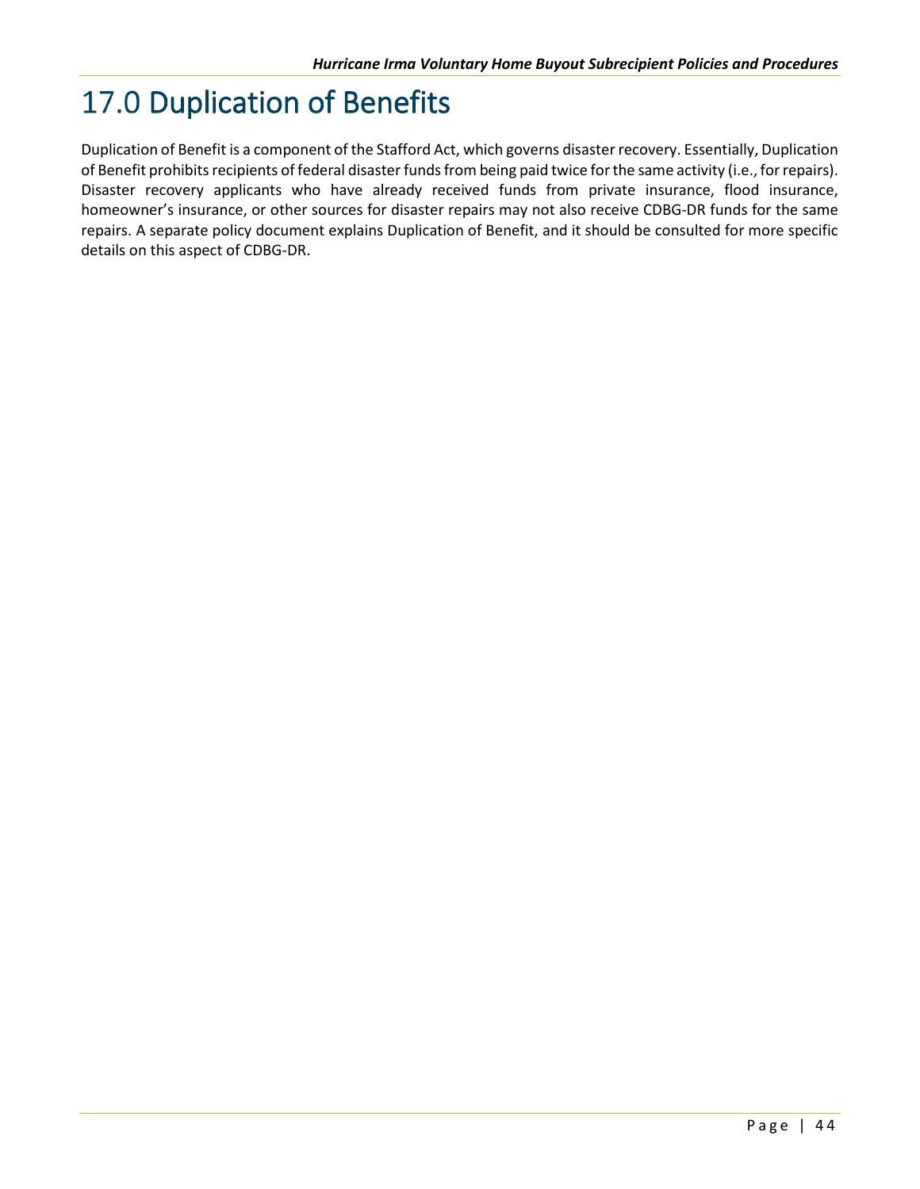# 17.0 Duplication of Benefits

Duplication of Benefit is a component of the Stafford Act, which governs disaster recovery. Essentially, Duplication of Benefit prohibits recipients of federal disaster funds from being paid twice for the same activity (i.e., for repairs). Disaster recovery applicants who have already received funds from private insurance, flood insurance, homeowner's insurance, or other sources for disaster repairs may not also receive CDBG-DR funds for the same repairs. A separate policy document explains Duplication of Benefit, and it should be consulted for more specific details on this aspect of CDBG-DR.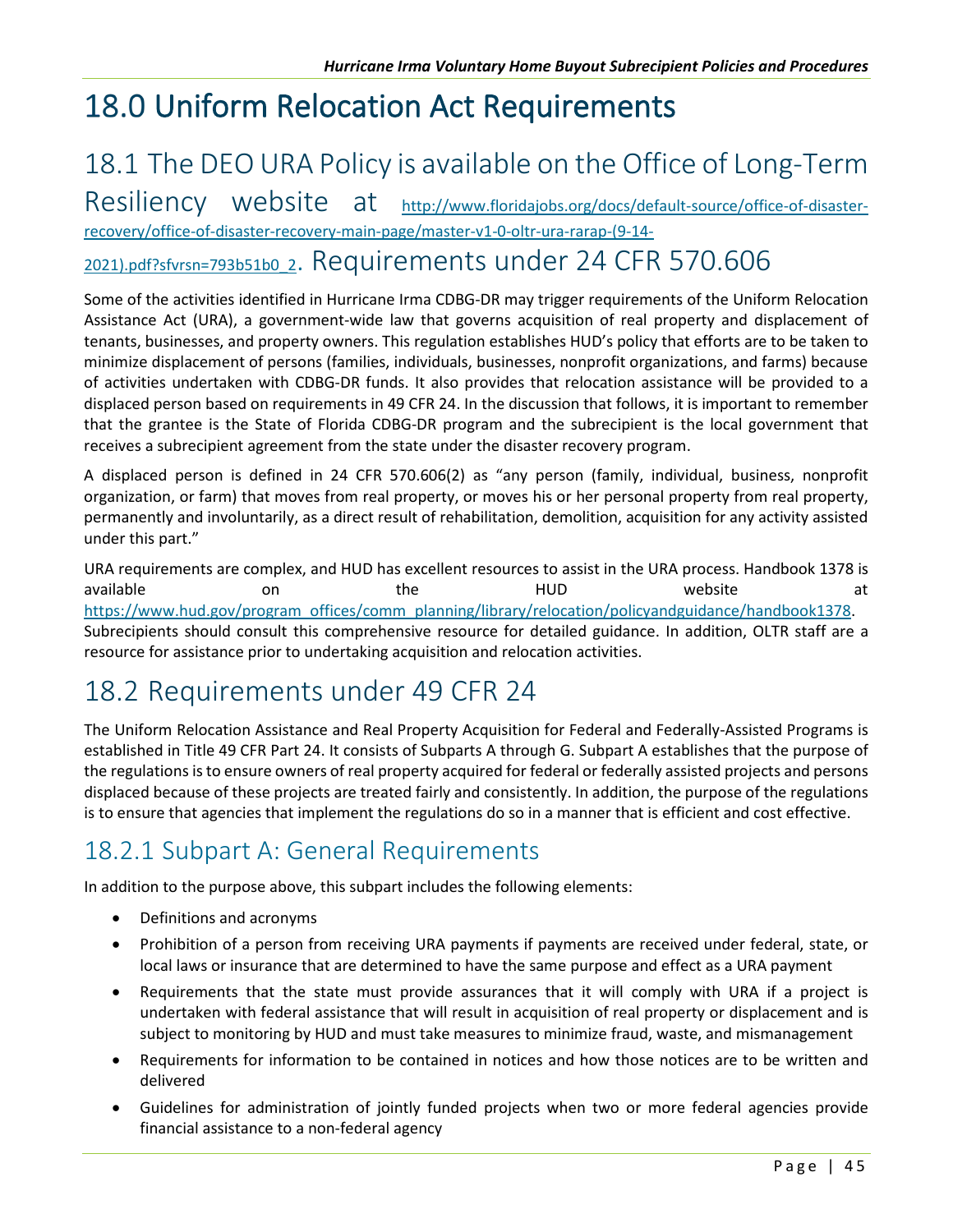# 18.0 Uniform Relocation Act Requirements

## 18.1 The DEO URA Policy is available on the Office of Long-Term Resiliency website at http://www.floridajobs.org/docs/default-source/office-of-disaster-recovery/office-of-disaster-recovery-main-page/master-v1-0-oltr-ura-rarap-(9-14-2021).pdf?sfvrsn=793b51b0_2. Requirements under 24 CFR 570.606

Some of the activities identified in Hurricane Irma CDBG-DR may trigger requirements of the Uniform Relocation Assistance Act (URA), a government-wide law that governs acquisition of real property and displacement of tenants, businesses, and property owners. This regulation establishes HUD's policy that efforts are to be taken to minimize displacement of persons (families, individuals, businesses, nonprofit organizations, and farms) because of activities undertaken with CDBG-DR funds. It also provides that relocation assistance will be provided to a displaced person based on requirements in 49 CFR 24. In the discussion that follows, it is important to remember that the grantee is the State of Florida CDBG-DR program and the subrecipient is the local government that receives a subrecipient agreement from the state under the disaster recovery program.

A displaced person is defined in 24 CFR 570.606(2) as "any person (family, individual, business, nonprofit organization, or farm) that moves from real property, or moves his or her personal property from real property, permanently and involuntarily, as a direct result of rehabilitation, demolition, acquisition for any activity assisted under this part."

URA requirements are complex, and HUD has excellent resources to assist in the URA process. Handbook 1378 is available on the HUD website at https://www.hud.gov/program_offices/comm_planning/library/relocation/policyandguidance/handbook1378. Subrecipients should consult this comprehensive resource for detailed guidance. In addition, OLTR staff are a resource for assistance prior to undertaking acquisition and relocation activities.

## 18.2 Requirements under 49 CFR 24

The Uniform Relocation Assistance and Real Property Acquisition for Federal and Federally-Assisted Programs is established in Title 49 CFR Part 24. It consists of Subparts A through G. Subpart A establishes that the purpose of the regulations is to ensure owners of real property acquired for federal or federally assisted projects and persons displaced because of these projects are treated fairly and consistently. In addition, the purpose of the regulations is to ensure that agencies that implement the regulations do so in a manner that is efficient and cost effective.

### 18.2.1 Subpart A: General Requirements

In addition to the purpose above, this subpart includes the following elements:

- Definitions and acronyms
- Prohibition of a person from receiving URA payments if payments are received under federal, state, or local laws or insurance that are determined to have the same purpose and effect as a URA payment
- Requirements that the state must provide assurances that it will comply with URA if a project is undertaken with federal assistance that will result in acquisition of real property or displacement and is subject to monitoring by HUD and must take measures to minimize fraud, waste, and mismanagement
- Requirements for information to be contained in notices and how those notices are to be written and delivered
- Guidelines for administration of jointly funded projects when two or more federal agencies provide financial assistance to a non-federal agency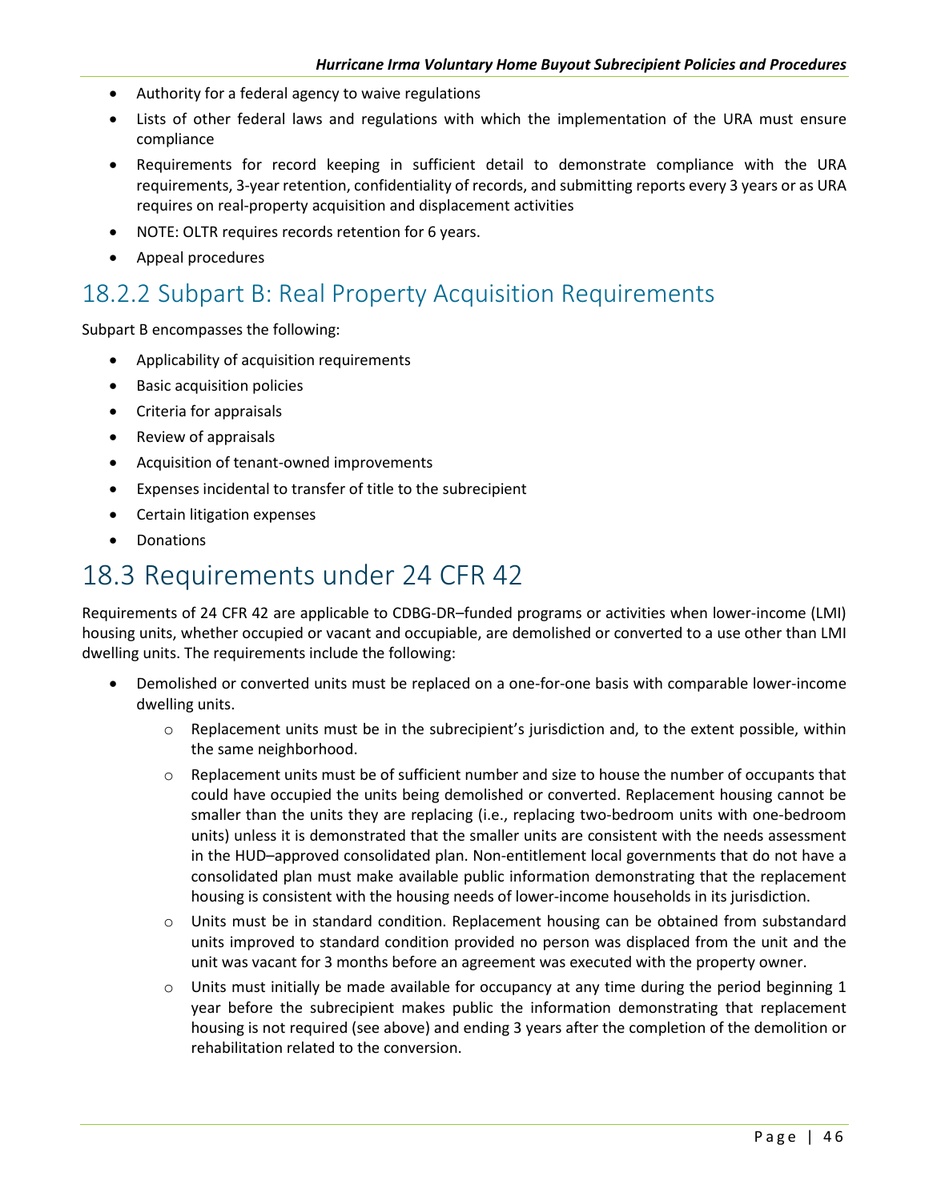- Authority for a federal agency to waive regulations
- Lists of other federal laws and regulations with which the implementation of the URA must ensure compliance
- Requirements for record keeping in sufficient detail to demonstrate compliance with the URA requirements, 3-year retention, confidentiality of records, and submitting reports every 3 years or as URA requires on real-property acquisition and displacement activities
- NOTE: OLTR requires records retention for 6 years.
- Appeal procedures

### 18.2.2 Subpart B: Real Property Acquisition Requirements

Subpart B encompasses the following:

- Applicability of acquisition requirements
- Basic acquisition policies
- Criteria for appraisals
- Review of appraisals
- Acquisition of tenant-owned improvements
- Expenses incidental to transfer of title to the subrecipient
- Certain litigation expenses
- Donations

## 18.3 Requirements under 24 CFR 42

Requirements of 24 CFR 42 are applicable to CDBG-DR–funded programs or activities when lower-income (LMI) housing units, whether occupied or vacant and occupiable, are demolished or converted to a use other than LMI dwelling units. The requirements include the following:

- Demolished or converted units must be replaced on a one-for-one basis with comparable lower-income dwelling units.
  - Replacement units must be in the subrecipient's jurisdiction and, to the extent possible, within the same neighborhood.
  - Replacement units must be of sufficient number and size to house the number of occupants that could have occupied the units being demolished or converted. Replacement housing cannot be smaller than the units they are replacing (i.e., replacing two-bedroom units with one-bedroom units) unless it is demonstrated that the smaller units are consistent with the needs assessment in the HUD–approved consolidated plan. Non-entitlement local governments that do not have a consolidated plan must make available public information demonstrating that the replacement housing is consistent with the housing needs of lower-income households in its jurisdiction.
  - Units must be in standard condition. Replacement housing can be obtained from substandard units improved to standard condition provided no person was displaced from the unit and the unit was vacant for 3 months before an agreement was executed with the property owner.
  - Units must initially be made available for occupancy at any time during the period beginning 1 year before the subrecipient makes public the information demonstrating that replacement housing is not required (see above) and ending 3 years after the completion of the demolition or rehabilitation related to the conversion.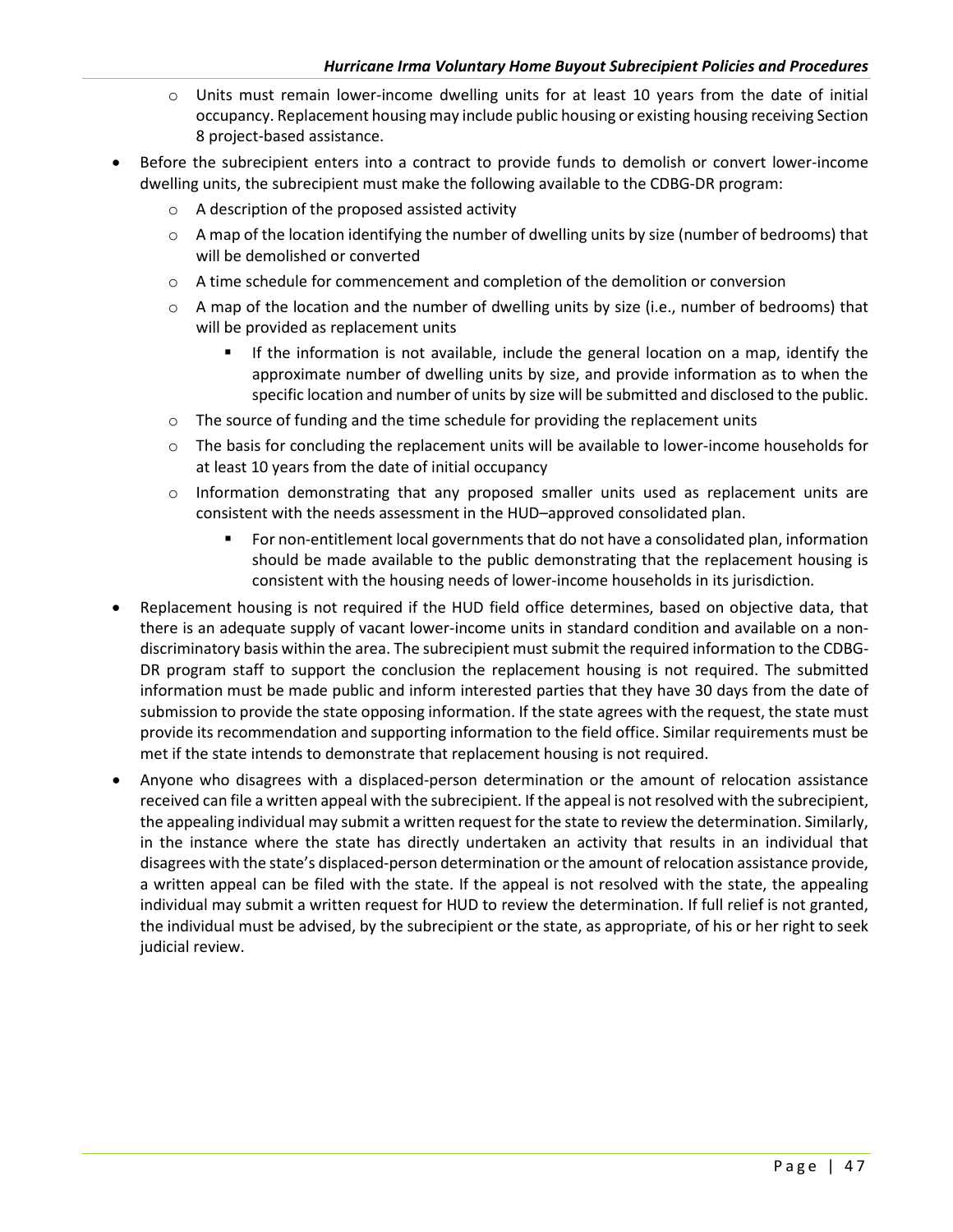- Units must remain lower-income dwelling units for at least 10 years from the date of initial occupancy. Replacement housing may include public housing or existing housing receiving Section 8 project-based assistance.
- Before the subrecipient enters into a contract to provide funds to demolish or convert lower-income dwelling units, the subrecipient must make the following available to the CDBG-DR program:
   - A description of the proposed assisted activity
   - A map of the location identifying the number of dwelling units by size (number of bedrooms) that will be demolished or converted
   - A time schedule for commencement and completion of the demolition or conversion
   - A map of the location and the number of dwelling units by size (i.e., number of bedrooms) that will be provided as replacement units
      - If the information is not available, include the general location on a map, identify the approximate number of dwelling units by size, and provide information as to when the specific location and number of units by size will be submitted and disclosed to the public.
   - The source of funding and the time schedule for providing the replacement units
   - The basis for concluding the replacement units will be available to lower-income households for at least 10 years from the date of initial occupancy
   - Information demonstrating that any proposed smaller units used as replacement units are consistent with the needs assessment in the HUD–approved consolidated plan.
      - For non-entitlement local governments that do not have a consolidated plan, information should be made available to the public demonstrating that the replacement housing is consistent with the housing needs of lower-income households in its jurisdiction.
- Replacement housing is not required if the HUD field office determines, based on objective data, that there is an adequate supply of vacant lower-income units in standard condition and available on a non-discriminatory basis within the area. The subrecipient must submit the required information to the CDBG-DR program staff to support the conclusion the replacement housing is not required. The submitted information must be made public and inform interested parties that they have 30 days from the date of submission to provide the state opposing information. If the state agrees with the request, the state must provide its recommendation and supporting information to the field office. Similar requirements must be met if the state intends to demonstrate that replacement housing is not required.
- Anyone who disagrees with a displaced-person determination or the amount of relocation assistance received can file a written appeal with the subrecipient. If the appeal is not resolved with the subrecipient, the appealing individual may submit a written request for the state to review the determination. Similarly, in the instance where the state has directly undertaken an activity that results in an individual that disagrees with the state's displaced-person determination or the amount of relocation assistance provide, a written appeal can be filed with the state. If the appeal is not resolved with the state, the appealing individual may submit a written request for HUD to review the determination. If full relief is not granted, the individual must be advised, by the subrecipient or the state, as appropriate, of his or her right to seek judicial review.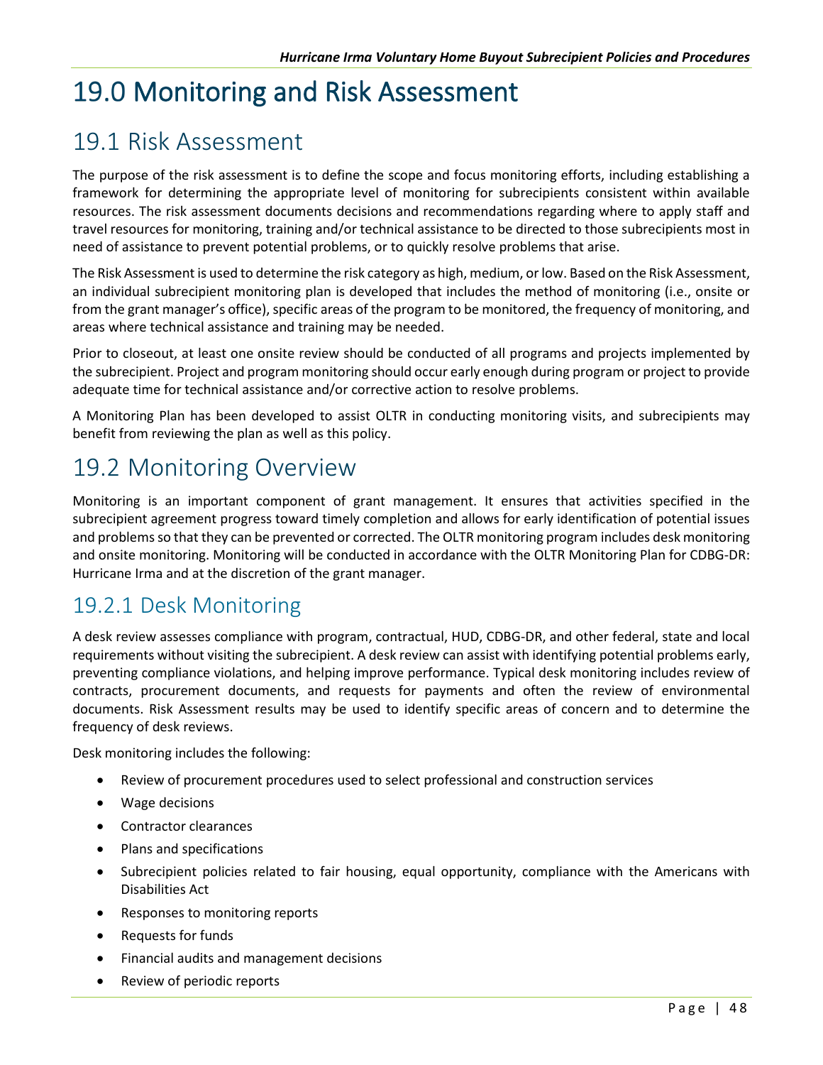# 19.0 Monitoring and Risk Assessment

## 19.1 Risk Assessment

The purpose of the risk assessment is to define the scope and focus monitoring efforts, including establishing a framework for determining the appropriate level of monitoring for subrecipients consistent within available resources. The risk assessment documents decisions and recommendations regarding where to apply staff and travel resources for monitoring, training and/or technical assistance to be directed to those subrecipients most in need of assistance to prevent potential problems, or to quickly resolve problems that arise.

The Risk Assessment is used to determine the risk category as high, medium, or low. Based on the Risk Assessment, an individual subrecipient monitoring plan is developed that includes the method of monitoring (i.e., onsite or from the grant manager's office), specific areas of the program to be monitored, the frequency of monitoring, and areas where technical assistance and training may be needed.

Prior to closeout, at least one onsite review should be conducted of all programs and projects implemented by the subrecipient. Project and program monitoring should occur early enough during program or project to provide adequate time for technical assistance and/or corrective action to resolve problems.

A Monitoring Plan has been developed to assist OLTR in conducting monitoring visits, and subrecipients may benefit from reviewing the plan as well as this policy.

## 19.2 Monitoring Overview

Monitoring is an important component of grant management. It ensures that activities specified in the subrecipient agreement progress toward timely completion and allows for early identification of potential issues and problems so that they can be prevented or corrected. The OLTR monitoring program includes desk monitoring and onsite monitoring. Monitoring will be conducted in accordance with the OLTR Monitoring Plan for CDBG-DR: Hurricane Irma and at the discretion of the grant manager.

### 19.2.1 Desk Monitoring

A desk review assesses compliance with program, contractual, HUD, CDBG-DR, and other federal, state and local requirements without visiting the subrecipient. A desk review can assist with identifying potential problems early, preventing compliance violations, and helping improve performance. Typical desk monitoring includes review of contracts, procurement documents, and requests for payments and often the review of environmental documents. Risk Assessment results may be used to identify specific areas of concern and to determine the frequency of desk reviews.

Desk monitoring includes the following:

- Review of procurement procedures used to select professional and construction services
- Wage decisions
- Contractor clearances
- Plans and specifications
- Subrecipient policies related to fair housing, equal opportunity, compliance with the Americans with Disabilities Act
- Responses to monitoring reports
- Requests for funds
- Financial audits and management decisions
- Review of periodic reports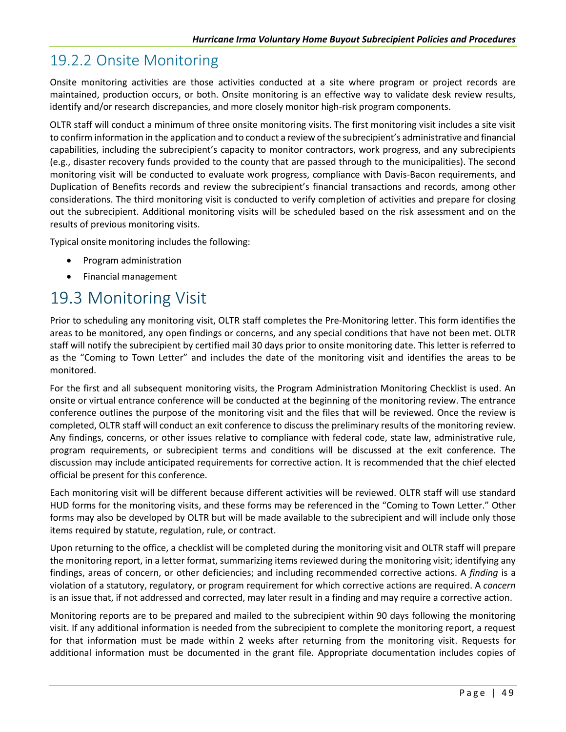## 19.2.2 Onsite Monitoring

Onsite monitoring activities are those activities conducted at a site where program or project records are maintained, production occurs, or both. Onsite monitoring is an effective way to validate desk review results, identify and/or research discrepancies, and more closely monitor high-risk program components.

OLTR staff will conduct a minimum of three onsite monitoring visits. The first monitoring visit includes a site visit to confirm information in the application and to conduct a review of the subrecipient's administrative and financial capabilities, including the subrecipient's capacity to monitor contractors, work progress, and any subrecipients (e.g., disaster recovery funds provided to the county that are passed through to the municipalities). The second monitoring visit will be conducted to evaluate work progress, compliance with Davis-Bacon requirements, and Duplication of Benefits records and review the subrecipient's financial transactions and records, among other considerations. The third monitoring visit is conducted to verify completion of activities and prepare for closing out the subrecipient. Additional monitoring visits will be scheduled based on the risk assessment and on the results of previous monitoring visits.

Typical onsite monitoring includes the following:

- Program administration
- Financial management

# 19.3 Monitoring Visit

Prior to scheduling any monitoring visit, OLTR staff completes the Pre-Monitoring letter. This form identifies the areas to be monitored, any open findings or concerns, and any special conditions that have not been met. OLTR staff will notify the subrecipient by certified mail 30 days prior to onsite monitoring date. This letter is referred to as the "Coming to Town Letter" and includes the date of the monitoring visit and identifies the areas to be monitored.

For the first and all subsequent monitoring visits, the Program Administration Monitoring Checklist is used. An onsite or virtual entrance conference will be conducted at the beginning of the monitoring review. The entrance conference outlines the purpose of the monitoring visit and the files that will be reviewed. Once the review is completed, OLTR staff will conduct an exit conference to discuss the preliminary results of the monitoring review. Any findings, concerns, or other issues relative to compliance with federal code, state law, administrative rule, program requirements, or subrecipient terms and conditions will be discussed at the exit conference. The discussion may include anticipated requirements for corrective action. It is recommended that the chief elected official be present for this conference.

Each monitoring visit will be different because different activities will be reviewed. OLTR staff will use standard HUD forms for the monitoring visits, and these forms may be referenced in the "Coming to Town Letter." Other forms may also be developed by OLTR but will be made available to the subrecipient and will include only those items required by statute, regulation, rule, or contract.

Upon returning to the office, a checklist will be completed during the monitoring visit and OLTR staff will prepare the monitoring report, in a letter format, summarizing items reviewed during the monitoring visit; identifying any findings, areas of concern, or other deficiencies; and including recommended corrective actions. A *finding* is a violation of a statutory, regulatory, or program requirement for which corrective actions are required. A *concern* is an issue that, if not addressed and corrected, may later result in a finding and may require a corrective action.

Monitoring reports are to be prepared and mailed to the subrecipient within 90 days following the monitoring visit. If any additional information is needed from the subrecipient to complete the monitoring report, a request for that information must be made within 2 weeks after returning from the monitoring visit. Requests for additional information must be documented in the grant file. Appropriate documentation includes copies of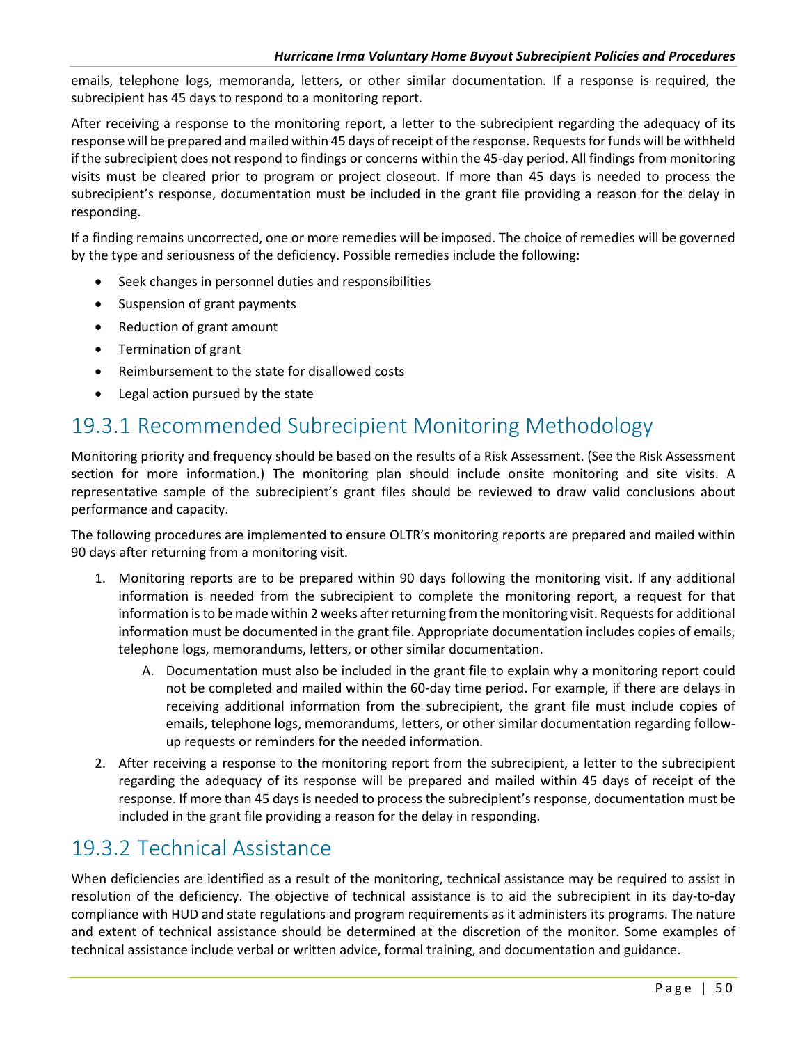emails, telephone logs, memoranda, letters, or other similar documentation. If a response is required, the subrecipient has 45 days to respond to a monitoring report.

After receiving a response to the monitoring report, a letter to the subrecipient regarding the adequacy of its response will be prepared and mailed within 45 days of receipt of the response. Requests for funds will be withheld if the subrecipient does not respond to findings or concerns within the 45-day period. All findings from monitoring visits must be cleared prior to program or project closeout. If more than 45 days is needed to process the subrecipient's response, documentation must be included in the grant file providing a reason for the delay in responding.

If a finding remains uncorrected, one or more remedies will be imposed. The choice of remedies will be governed by the type and seriousness of the deficiency. Possible remedies include the following:

- Seek changes in personnel duties and responsibilities
- Suspension of grant payments
- Reduction of grant amount
- Termination of grant
- Reimbursement to the state for disallowed costs
- Legal action pursued by the state

## 19.3.1 Recommended Subrecipient Monitoring Methodology

Monitoring priority and frequency should be based on the results of a Risk Assessment. (See the Risk Assessment section for more information.) The monitoring plan should include onsite monitoring and site visits. A representative sample of the subrecipient's grant files should be reviewed to draw valid conclusions about performance and capacity.

The following procedures are implemented to ensure OLTR's monitoring reports are prepared and mailed within 90 days after returning from a monitoring visit.

1. Monitoring reports are to be prepared within 90 days following the monitoring visit. If any additional information is needed from the subrecipient to complete the monitoring report, a request for that information is to be made within 2 weeks after returning from the monitoring visit. Requests for additional information must be documented in the grant file. Appropriate documentation includes copies of emails, telephone logs, memorandums, letters, or other similar documentation.
    A. Documentation must also be included in the grant file to explain why a monitoring report could not be completed and mailed within the 60-day time period. For example, if there are delays in receiving additional information from the subrecipient, the grant file must include copies of emails, telephone logs, memorandums, letters, or other similar documentation regarding follow-up requests or reminders for the needed information.
2. After receiving a response to the monitoring report from the subrecipient, a letter to the subrecipient regarding the adequacy of its response will be prepared and mailed within 45 days of receipt of the response. If more than 45 days is needed to process the subrecipient's response, documentation must be included in the grant file providing a reason for the delay in responding.

## 19.3.2 Technical Assistance

When deficiencies are identified as a result of the monitoring, technical assistance may be required to assist in resolution of the deficiency. The objective of technical assistance is to aid the subrecipient in its day-to-day compliance with HUD and state regulations and program requirements as it administers its programs. The nature and extent of technical assistance should be determined at the discretion of the monitor. Some examples of technical assistance include verbal or written advice, formal training, and documentation and guidance.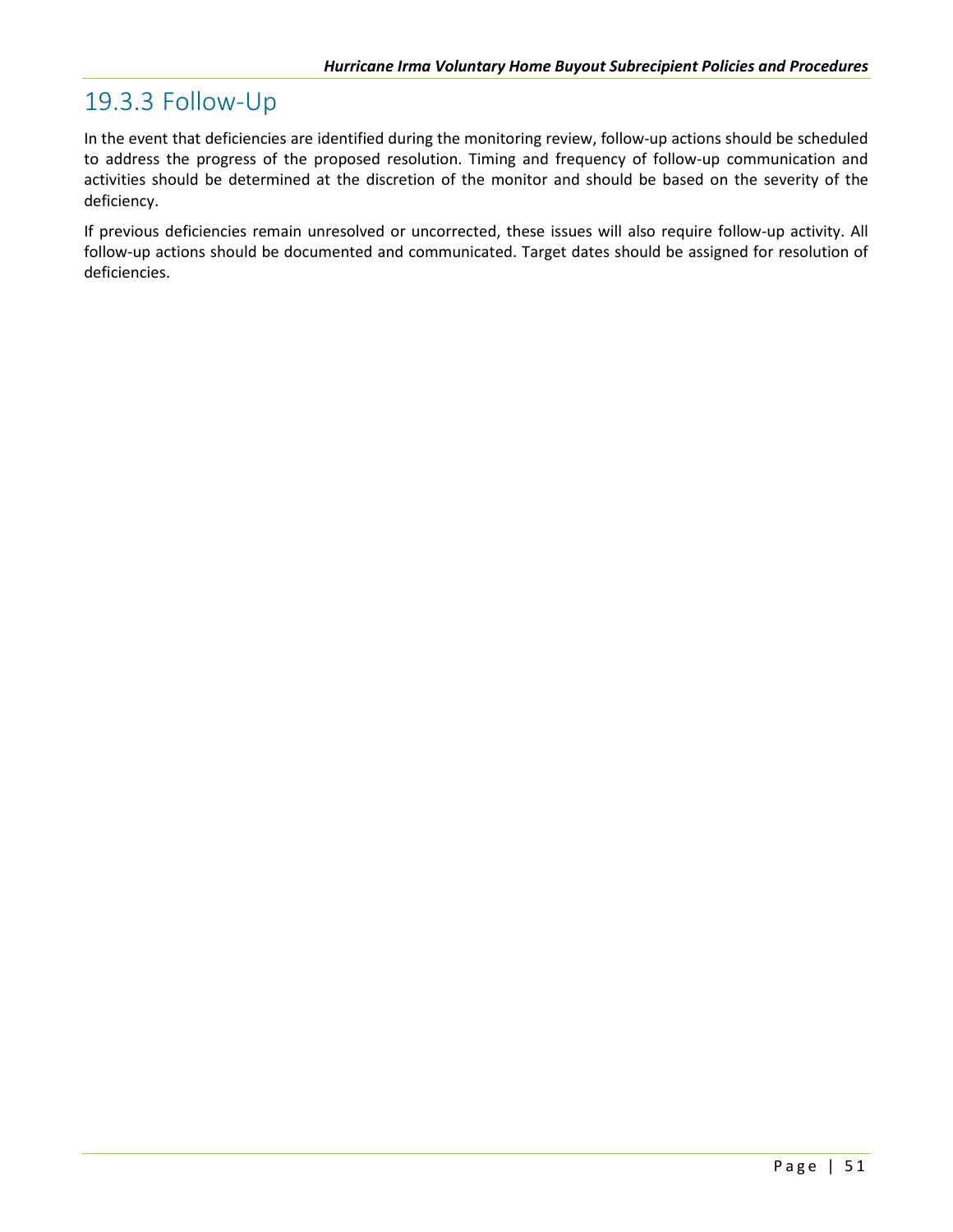### 19.3.3 Follow-Up

In the event that deficiencies are identified during the monitoring review, follow-up actions should be scheduled to address the progress of the proposed resolution. Timing and frequency of follow-up communication and activities should be determined at the discretion of the monitor and should be based on the severity of the deficiency.

If previous deficiencies remain unresolved or uncorrected, these issues will also require follow-up activity. All follow-up actions should be documented and communicated. Target dates should be assigned for resolution of deficiencies.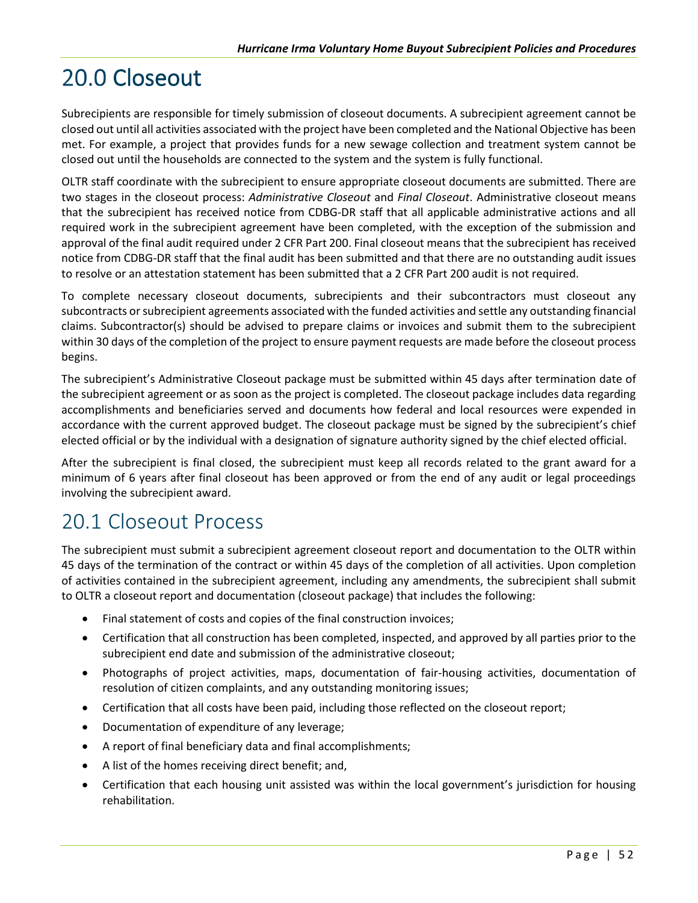# 20.0 Closeout

Subrecipients are responsible for timely submission of closeout documents. A subrecipient agreement cannot be closed out until all activities associated with the project have been completed and the National Objective has been met. For example, a project that provides funds for a new sewage collection and treatment system cannot be closed out until the households are connected to the system and the system is fully functional.

OLTR staff coordinate with the subrecipient to ensure appropriate closeout documents are submitted. There are two stages in the closeout process: *Administrative Closeout* and *Final Closeout*. Administrative closeout means that the subrecipient has received notice from CDBG-DR staff that all applicable administrative actions and all required work in the subrecipient agreement have been completed, with the exception of the submission and approval of the final audit required under 2 CFR Part 200. Final closeout means that the subrecipient has received notice from CDBG-DR staff that the final audit has been submitted and that there are no outstanding audit issues to resolve or an attestation statement has been submitted that a 2 CFR Part 200 audit is not required.

To complete necessary closeout documents, subrecipients and their subcontractors must closeout any subcontracts or subrecipient agreements associated with the funded activities and settle any outstanding financial claims. Subcontractor(s) should be advised to prepare claims or invoices and submit them to the subrecipient within 30 days of the completion of the project to ensure payment requests are made before the closeout process begins.

The subrecipient's Administrative Closeout package must be submitted within 45 days after termination date of the subrecipient agreement or as soon as the project is completed. The closeout package includes data regarding accomplishments and beneficiaries served and documents how federal and local resources were expended in accordance with the current approved budget. The closeout package must be signed by the subrecipient's chief elected official or by the individual with a designation of signature authority signed by the chief elected official.

After the subrecipient is final closed, the subrecipient must keep all records related to the grant award for a minimum of 6 years after final closeout has been approved or from the end of any audit or legal proceedings involving the subrecipient award.

## 20.1 Closeout Process

The subrecipient must submit a subrecipient agreement closeout report and documentation to the OLTR within 45 days of the termination of the contract or within 45 days of the completion of all activities. Upon completion of activities contained in the subrecipient agreement, including any amendments, the subrecipient shall submit to OLTR a closeout report and documentation (closeout package) that includes the following:

- Final statement of costs and copies of the final construction invoices;
- Certification that all construction has been completed, inspected, and approved by all parties prior to the subrecipient end date and submission of the administrative closeout;
- Photographs of project activities, maps, documentation of fair-housing activities, documentation of resolution of citizen complaints, and any outstanding monitoring issues;
- Certification that all costs have been paid, including those reflected on the closeout report;
- Documentation of expenditure of any leverage;
- A report of final beneficiary data and final accomplishments;
- A list of the homes receiving direct benefit; and,
- Certification that each housing unit assisted was within the local government's jurisdiction for housing rehabilitation.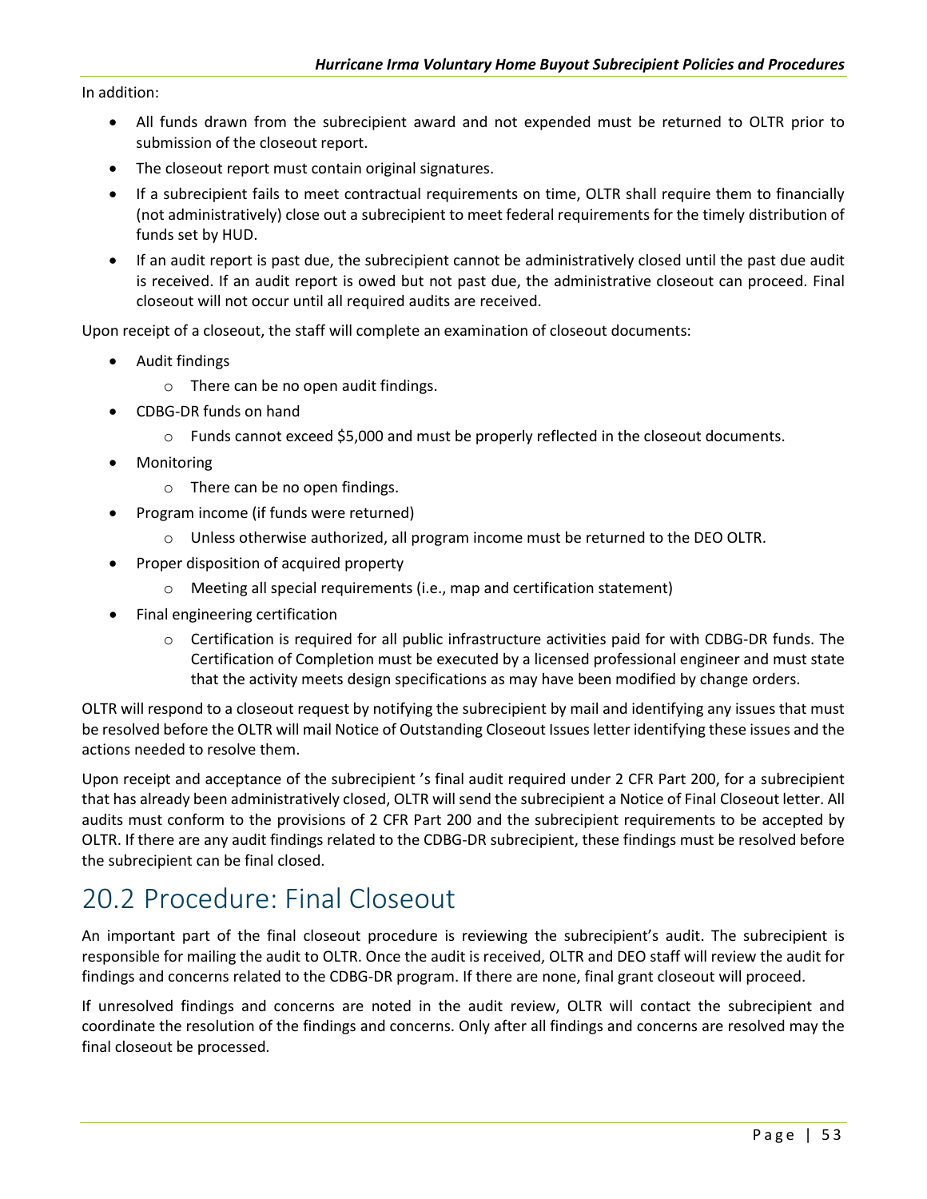In addition:

- All funds drawn from the subrecipient award and not expended must be returned to OLTR prior to submission of the closeout report.
- The closeout report must contain original signatures.
- If a subrecipient fails to meet contractual requirements on time, OLTR shall require them to financially (not administratively) close out a subrecipient to meet federal requirements for the timely distribution of funds set by HUD.
- If an audit report is past due, the subrecipient cannot be administratively closed until the past due audit is received. If an audit report is owed but not past due, the administrative closeout can proceed. Final closeout will not occur until all required audits are received.

Upon receipt of a closeout, the staff will complete an examination of closeout documents:

- Audit findings
  - There can be no open audit findings.
- CDBG-DR funds on hand
  - Funds cannot exceed $5,000 and must be properly reflected in the closeout documents.
- Monitoring
  - There can be no open findings.
- Program income (if funds were returned)
  - Unless otherwise authorized, all program income must be returned to the DEO OLTR.
- Proper disposition of acquired property
  - Meeting all special requirements (i.e., map and certification statement)
- Final engineering certification
  - Certification is required for all public infrastructure activities paid for with CDBG-DR funds. The Certification of Completion must be executed by a licensed professional engineer and must state that the activity meets design specifications as may have been modified by change orders.

OLTR will respond to a closeout request by notifying the subrecipient by mail and identifying any issues that must be resolved before the OLTR will mail Notice of Outstanding Closeout Issues letter identifying these issues and the actions needed to resolve them.

Upon receipt and acceptance of the subrecipient 's final audit required under 2 CFR Part 200, for a subrecipient that has already been administratively closed, OLTR will send the subrecipient a Notice of Final Closeout letter. All audits must conform to the provisions of 2 CFR Part 200 and the subrecipient requirements to be accepted by OLTR. If there are any audit findings related to the CDBG-DR subrecipient, these findings must be resolved before the subrecipient can be final closed.

# 20.2 Procedure: Final Closeout

An important part of the final closeout procedure is reviewing the subrecipient's audit. The subrecipient is responsible for mailing the audit to OLTR. Once the audit is received, OLTR and DEO staff will review the audit for findings and concerns related to the CDBG-DR program. If there are none, final grant closeout will proceed.

If unresolved findings and concerns are noted in the audit review, OLTR will contact the subrecipient and coordinate the resolution of the findings and concerns. Only after all findings and concerns are resolved may the final closeout be processed.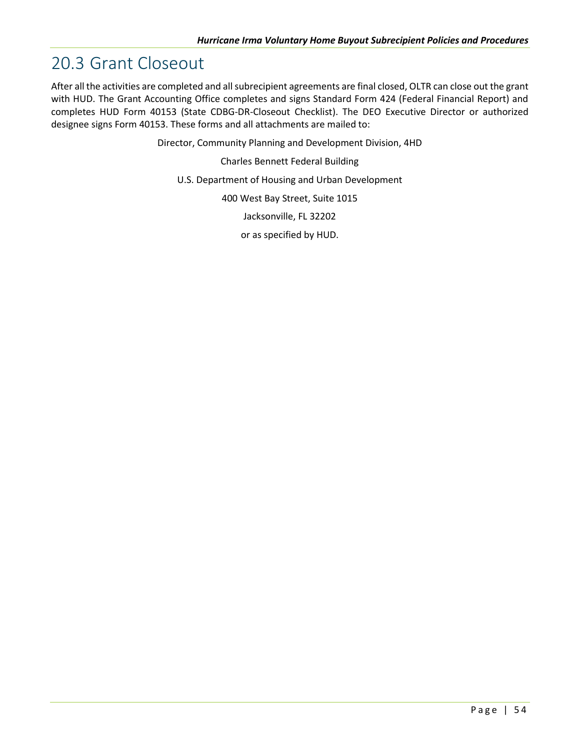## 20.3 Grant Closeout

After all the activities are completed and all subrecipient agreements are final closed, OLTR can close out the grant with HUD. The Grant Accounting Office completes and signs Standard Form 424 (Federal Financial Report) and completes HUD Form 40153 (State CDBG-DR-Closeout Checklist). The DEO Executive Director or authorized designee signs Form 40153. These forms and all attachments are mailed to:

Director, Community Planning and Development Division, 4HD

Charles Bennett Federal Building

U.S. Department of Housing and Urban Development

400 West Bay Street, Suite 1015

Jacksonville, FL 32202

or as specified by HUD.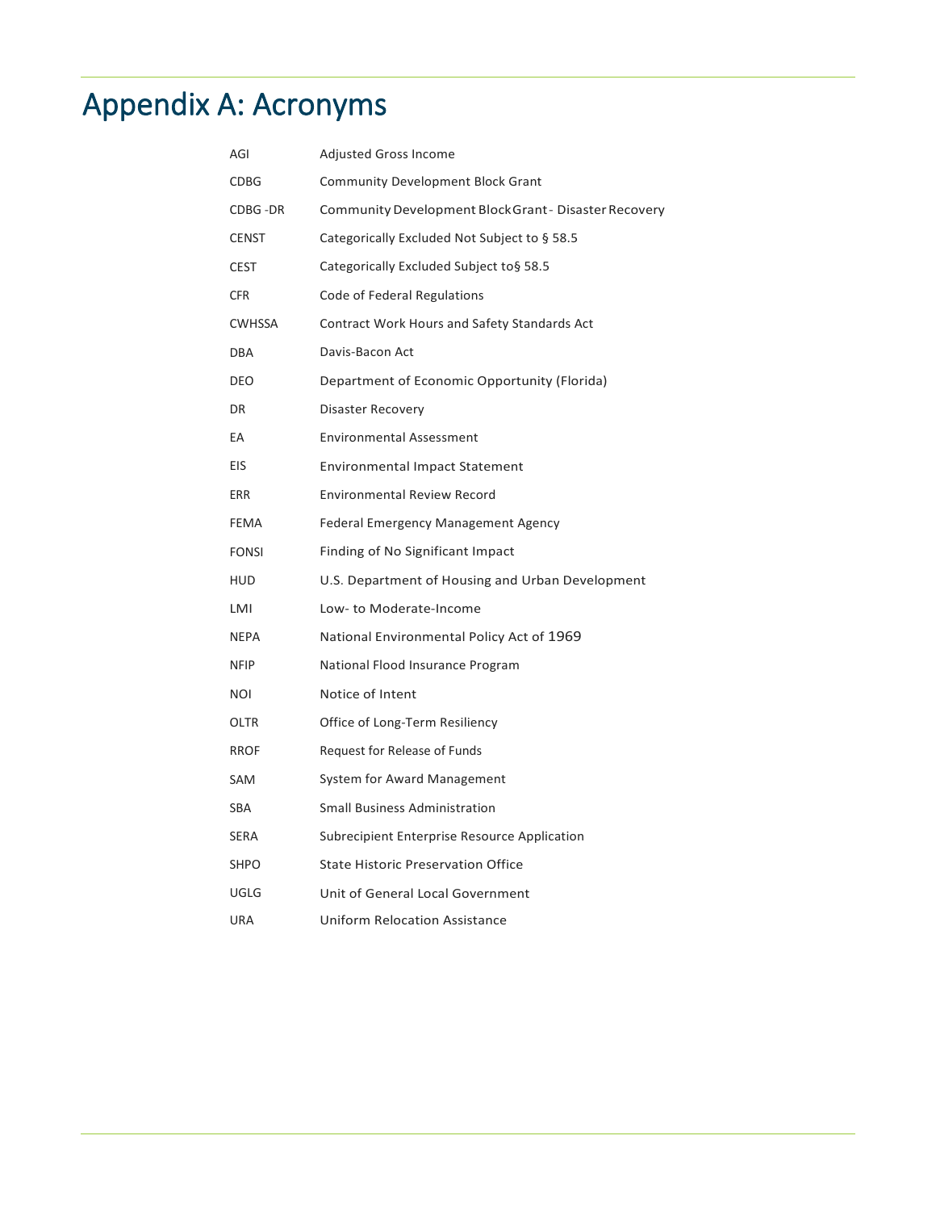# Appendix A: Acronyms

| | |
|---|---|
| AGI | Adjusted Gross Income |
| CDBG | Community Development Block Grant |
| CDBG -DR | Community Development Block Grant - Disaster Recovery |
| CENST | Categorically Excluded Not Subject to § 58.5 |
| CEST | Categorically Excluded Subject to§ 58.5 |
| CFR | Code of Federal Regulations |
| CWHSSA | Contract Work Hours and Safety Standards Act |
| DBA | Davis-Bacon Act |
| DEO | Department of Economic Opportunity (Florida) |
| DR | Disaster Recovery |
| EA | Environmental Assessment |
| EIS | Environmental Impact Statement |
| ERR | Environmental Review Record |
| FEMA | Federal Emergency Management Agency |
| FONSI | Finding of No Significant Impact |
| HUD | U.S. Department of Housing and Urban Development |
| LMI | Low- to Moderate-Income |
| NEPA | National Environmental Policy Act of 1969 |
| NFIP | National Flood Insurance Program |
| NOI | Notice of Intent |
| OLTR | Office of Long-Term Resiliency |
| RROF | Request for Release of Funds |
| SAM | System for Award Management |
| SBA | Small Business Administration |
| SERA | Subrecipient Enterprise Resource Application |
| SHPO | State Historic Preservation Office |
| UGLG | Unit of General Local Government |
| URA | Uniform Relocation Assistance |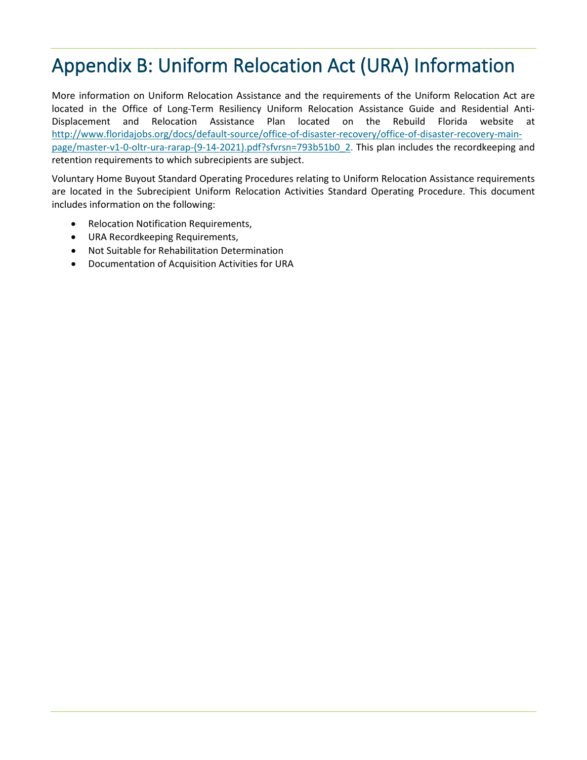# Appendix B: Uniform Relocation Act (URA) Information

More information on Uniform Relocation Assistance and the requirements of the Uniform Relocation Act are located in the Office of Long-Term Resiliency Uniform Relocation Assistance Guide and Residential Anti-Displacement and Relocation Assistance Plan located on the Rebuild Florida website at [http://www.floridajobs.org/docs/default-source/office-of-disaster-recovery/office-of-disaster-recovery-main-page/master-v1-0-oltr-ura-rarap-(9-14-2021).pdf?sfvrsn=793b51b0_2](http://www.floridajobs.org/docs/default-source/office-of-disaster-recovery/office-of-disaster-recovery-main-page/master-v1-0-oltr-ura-rarap-(9-14-2021).pdf?sfvrsn=793b51b0_2). This plan includes the recordkeeping and retention requirements to which subrecipients are subject.

Voluntary Home Buyout Standard Operating Procedures relating to Uniform Relocation Assistance requirements are located in the Subrecipient Uniform Relocation Activities Standard Operating Procedure. This document includes information on the following:

- Relocation Notification Requirements,
- URA Recordkeeping Requirements,
- Not Suitable for Rehabilitation Determination
- Documentation of Acquisition Activities for URA